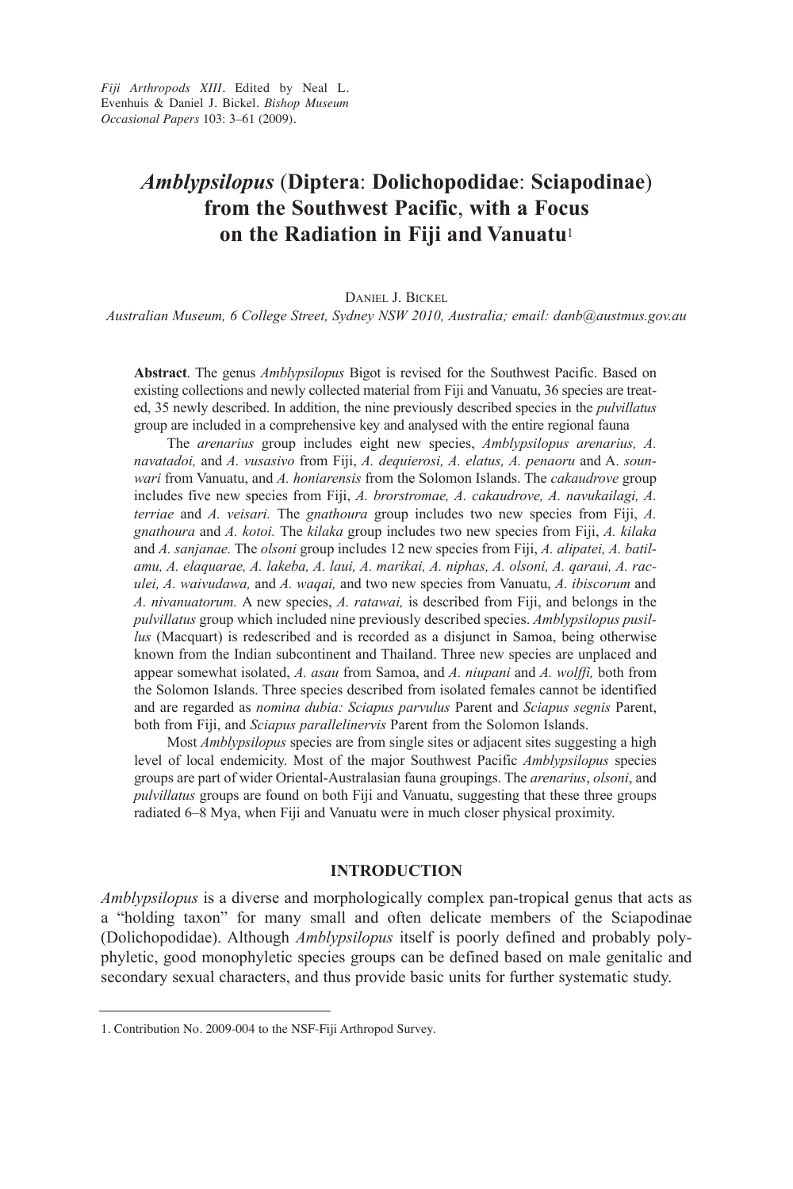*Fiji Arthropods XIII*. Edited by Neal L. Evenhuis & Daniel J. Bickel. *Bishop Museum Occasional Papers* 103: 3–61 (2009).

# *Amblypsilopus* (Diptera: Dolichopodidae: Sciapodinae) from the Southwest Pacific, with a Focus on the Radiation in Fiji and Vanuatu[1]

DANIEL J. BICKEL

*Australian Museum, 6 College Street, Sydney NSW 2010, Australia; email: danb@austmus.gov.au*

**Abstract**. The genus *Amblypsilopus* Bigot is revised for the Southwest Pacific. Based on existing collections and newly collected material from Fiji and Vanuatu, 36 species are treated, 35 newly described. In addition, the nine previously described species in the *pulvillatus* group are included in a comprehensive key and analysed with the entire regional fauna

The *arenarius* group includes eight new species, *Amblypsilopus arenarius, A. navatadoi,* and *A. vusasivo* from Fiji, *A. dequierosi, A. elatus, A. penaoru* and A. *sounwari* from Vanuatu, and *A. honiarensis* from the Solomon Islands. The *cakaudrove* group includes five new species from Fiji, *A. brorstromae, A. cakaudrove, A. navukailagi, A. terriae* and *A. veisari.* The *gnathoura* group includes two new species from Fiji, *A. gnathoura* and *A. kotoi.* The *kilaka* group includes two new species from Fiji, *A. kilaka* and *A. sanjanae.* The *olsoni* group includes 12 new species from Fiji, *A. alipatei, A. batilamu, A. elaquarae, A. lakeba, A. laui, A. marikai, A. niphas, A. olsoni, A. qaraui, A. raculei, A. waivudawa,* and *A. waqai,* and two new species from Vanuatu, *A. ibiscorum* and *A. nivanuatorum.* A new species, *A. ratawai,* is described from Fiji, and belongs in the *pulvillatus* group which included nine previously described species. *Amblypsilopus pusillus* (Macquart) is redescribed and is recorded as a disjunct in Samoa, being otherwise known from the Indian subcontinent and Thailand. Three new species are unplaced and appear somewhat isolated, *A. asau* from Samoa, and *A. niupani* and *A. wolffi,* both from the Solomon Islands. Three species described from isolated females cannot be identified and are regarded as *nomina dubia: Sciapus parvulus* Parent and *Sciapus segnis* Parent, both from Fiji, and *Sciapus parallelinervis* Parent from the Solomon Islands.

Most *Amblypsilopus* species are from single sites or adjacent sites suggesting a high level of local endemicity. Most of the major Southwest Pacific *Amblypsilopus* species groups are part of wider Oriental-Australasian fauna groupings. The *arenarius*, *olsoni*, and *pulvillatus* groups are found on both Fiji and Vanuatu, suggesting that these three groups radiated 6–8 Mya, when Fiji and Vanuatu were in much closer physical proximity.

## INTRODUCTION

*Amblypsilopus* is a diverse and morphologically complex pan-tropical genus that acts as a "holding taxon" for many small and often delicate members of the Sciapodinae (Dolichopodidae). Although *Amblypsilopus* itself is poorly defined and probably polyphyletic, good monophyletic species groups can be defined based on male genitalic and secondary sexual characters, and thus provide basic units for further systematic study.

---

1. Contribution No. 2009-004 to the NSF-Fiji Arthropod Survey.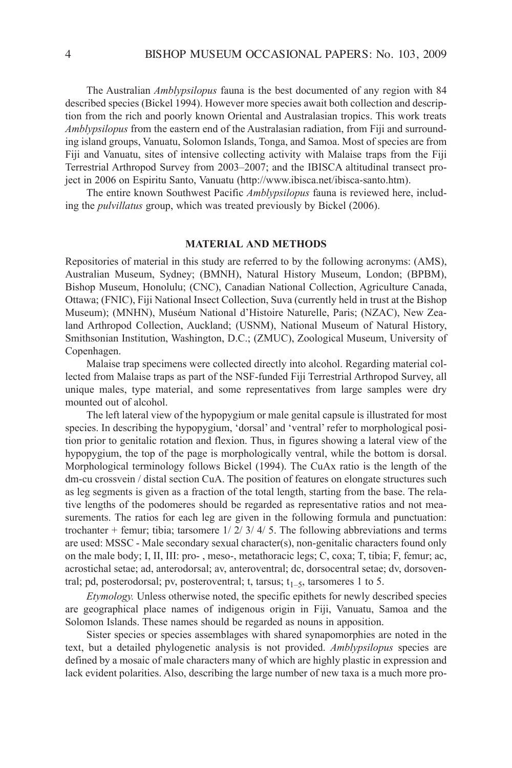The Australian *Amblypsilopus* fauna is the best documented of any region with 84 described species (Bickel 1994). However more species await both collection and description from the rich and poorly known Oriental and Australasian tropics. This work treats *Amblypsilopus* from the eastern end of the Australasian radiation, from Fiji and surrounding island groups, Vanuatu, Solomon Islands, Tonga, and Samoa. Most of species are from Fiji and Vanuatu, sites of intensive collecting activity with Malaise traps from the Fiji Terrestrial Arthropod Survey from 2003–2007; and the IBISCA altitudinal transect project in 2006 on Espiritu Santo, Vanuatu (http://www.ibisca.net/ibisca-santo.htm).

The entire known Southwest Pacific *Amblypsilopus* fauna is reviewed here, including the *pulvillatus* group, which was treated previously by Bickel (2006).

## MATERIAL AND METHODS

Repositories of material in this study are referred to by the following acronyms: (AMS), Australian Museum, Sydney; (BMNH), Natural History Museum, London; (BPBM), Bishop Museum, Honolulu; (CNC), Canadian National Collection, Agriculture Canada, Ottawa; (FNIC), Fiji National Insect Collection, Suva (currently held in trust at the Bishop Museum); (MNHN), Muséum National d'Histoire Naturelle, Paris; (NZAC), New Zealand Arthropod Collection, Auckland; (USNM), National Museum of Natural History, Smithsonian Institution, Washington, D.C.; (ZMUC), Zoological Museum, University of Copenhagen.

Malaise trap specimens were collected directly into alcohol. Regarding material collected from Malaise traps as part of the NSF-funded Fiji Terrestrial Arthropod Survey, all unique males, type material, and some representatives from large samples were dry mounted out of alcohol.

The left lateral view of the hypopygium or male genital capsule is illustrated for most species. In describing the hypopygium, 'dorsal' and 'ventral' refer to morphological position prior to genitalic rotation and flexion. Thus, in figures showing a lateral view of the hypopygium, the top of the page is morphologically ventral, while the bottom is dorsal. Morphological terminology follows Bickel (1994). The CuAx ratio is the length of the dm-cu crossvein / distal section CuA. The position of features on elongate structures such as leg segments is given as a fraction of the total length, starting from the base. The relative lengths of the podomeres should be regarded as representative ratios and not measurements. The ratios for each leg are given in the following formula and punctuation: trochanter + femur; tibia; tarsomere 1/ 2/ 3/ 4/ 5. The following abbreviations and terms are used: MSSC - Male secondary sexual character(s), non-genitalic characters found only on the male body; I, II, III: pro- , meso-, metathoracic legs; C, coxa; T, tibia; F, femur; ac, acrostichal setae; ad, anterodorsal; av, anteroventral; dc, dorsocentral setae; dv, dorsoventral; pd, posterodorsal; pv, posteroventral; t, tarsus; $t_{1-5}$, tarsomeres 1 to 5.

*Etymology.* Unless otherwise noted, the specific epithets for newly described species are geographical place names of indigenous origin in Fiji, Vanuatu, Samoa and the Solomon Islands. These names should be regarded as nouns in apposition.

Sister species or species assemblages with shared synapomorphies are noted in the text, but a detailed phylogenetic analysis is not provided. *Amblypsilopus* species are defined by a mosaic of male characters many of which are highly plastic in expression and lack evident polarities. Also, describing the large number of new taxa is a much more pro-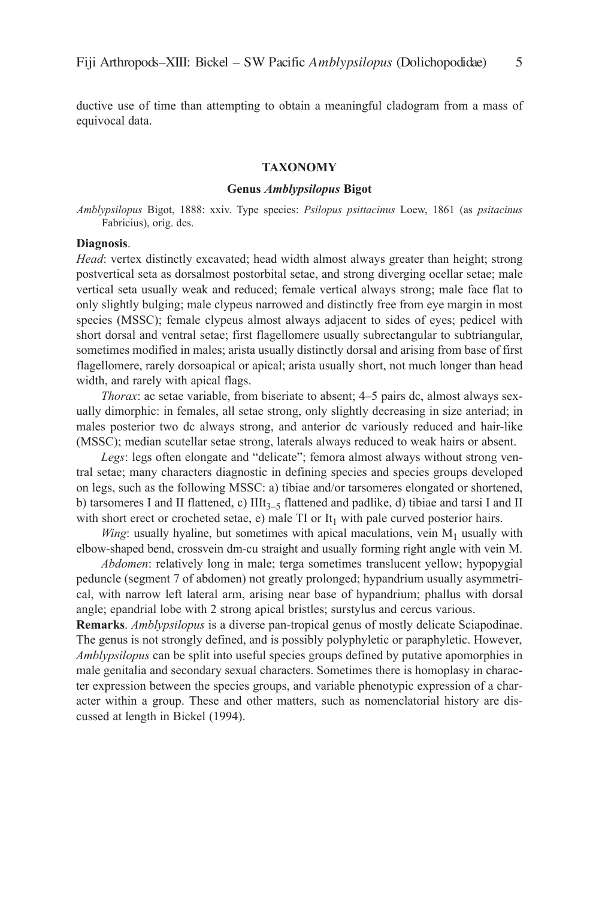ductive use of time than attempting to obtain a meaningful cladogram from a mass of equivocal data.

## TAXONOMY

### Genus *Amblypsilopus* Bigot

*Amblypsilopus* Bigot, 1888: xxiv. Type species: *Psilopus psittacinus* Loew, 1861 (as *psitacinus* Fabricius), orig. des.

**Diagnosis**.

*Head*: vertex distinctly excavated; head width almost always greater than height; strong postvertical seta as dorsalmost postorbital setae, and strong diverging ocellar setae; male vertical seta usually weak and reduced; female vertical always strong; male face flat to only slightly bulging; male clypeus narrowed and distinctly free from eye margin in most species (MSSC); female clypeus almost always adjacent to sides of eyes; pedicel with short dorsal and ventral setae; first flagellomere usually subrectangular to subtriangular, sometimes modified in males; arista usually distinctly dorsal and arising from base of first flagellomere, rarely dorsoapical or apical; arista usually short, not much longer than head width, and rarely with apical flags.

*Thorax*: ac setae variable, from biseriate to absent; 4–5 pairs dc, almost always sexually dimorphic: in females, all setae strong, only slightly decreasing in size anteriad; in males posterior two dc always strong, and anterior dc variously reduced and hair-like (MSSC); median scutellar setae strong, laterals always reduced to weak hairs or absent.

*Legs*: legs often elongate and "delicate"; femora almost always without strong ventral setae; many characters diagnostic in defining species and species groups developed on legs, such as the following MSSC: a) tibiae and/or tarsomeres elongated or shortened, b) tarsomeres I and II flattened, c) $IIIt_{3-5}$ flattened and padlike, d) tibiae and tarsi I and II with short erect or crocheted setae, e) male TI or $It_1$ with pale curved posterior hairs.

*Wing*: usually hyaline, but sometimes with apical maculations, vein $M_1$ usually with elbow-shaped bend, crossvein dm-cu straight and usually forming right angle with vein M.

*Abdomen*: relatively long in male; terga sometimes translucent yellow; hypopygial peduncle (segment 7 of abdomen) not greatly prolonged; hypandrium usually asymmetrical, with narrow left lateral arm, arising near base of hypandrium; phallus with dorsal angle; epandrial lobe with 2 strong apical bristles; surstylus and cercus various.

**Remarks**. *Amblypsilopus* is a diverse pan-tropical genus of mostly delicate Sciapodinae. The genus is not strongly defined, and is possibly polyphyletic or paraphyletic. However, *Amblypsilopus* can be split into useful species groups defined by putative apomorphies in male genitalia and secondary sexual characters. Sometimes there is homoplasy in character expression between the species groups, and variable phenotypic expression of a character within a group. These and other matters, such as nomenclatorial history are discussed at length in Bickel (1994).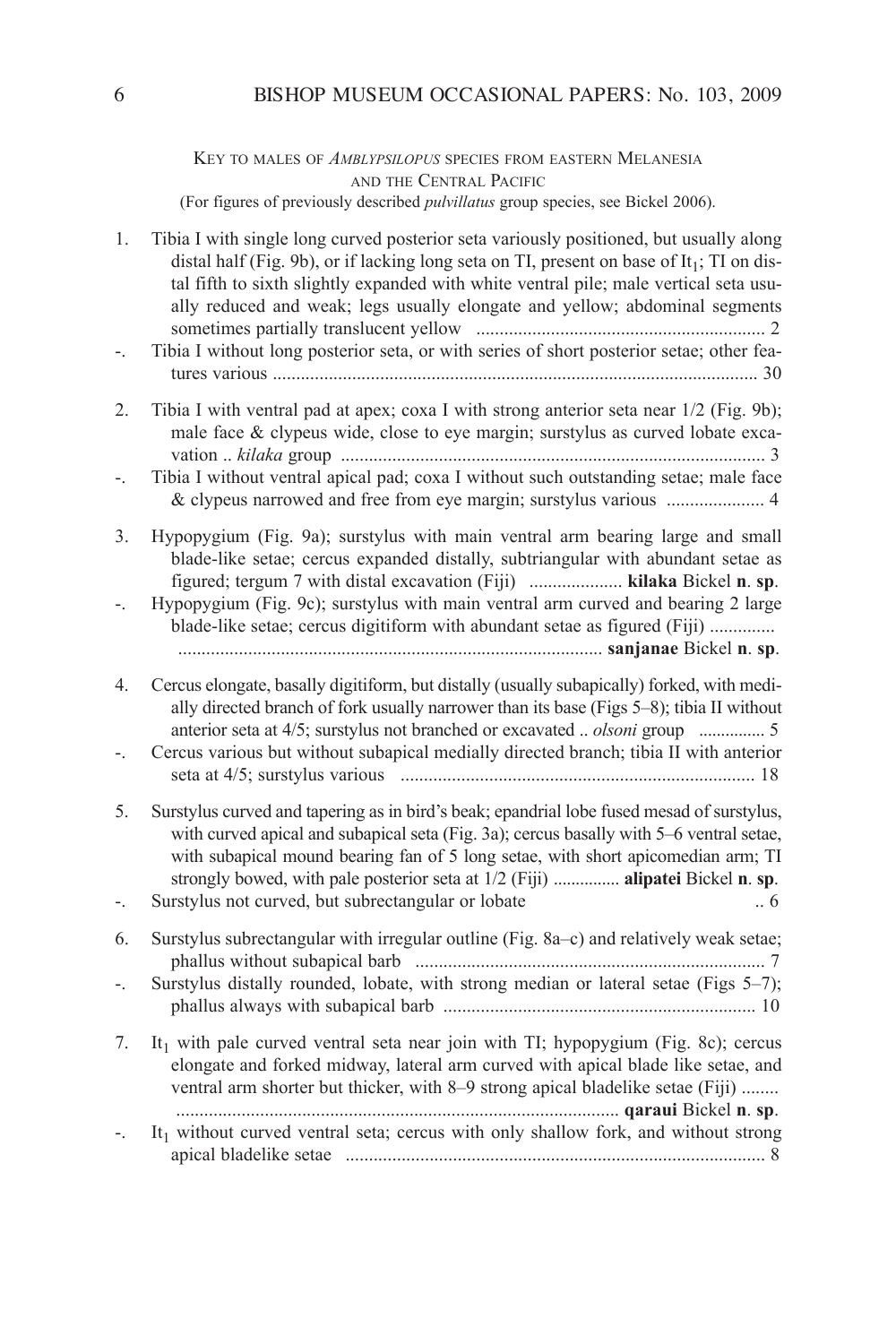### Key to males of *Amblypsilopus* species from eastern Melanesia and the Central Pacific

(For figures of previously described *pulvillatus* group species, see Bickel 2006).

1. Tibia I with single long curved posterior seta variously positioned, but usually along distal half (Fig. 9b), or if lacking long seta on TI, present on base of $It_1$; TI on distal fifth to sixth slightly expanded with white ventral pile; male vertical seta usually reduced and weak; legs usually elongate and yellow; abdominal segments sometimes partially translucent yellow .............................................................. 2
-. Tibia I without long posterior seta, or with series of short posterior setae; other features various ....................................................................................................... 30

2. Tibia I with ventral pad at apex; coxa I with strong anterior seta near 1/2 (Fig. 9b); male face & clypeus wide, close to eye margin; surstylus as curved lobate excavation .. *kilaka* group ........................................................................................... 3
-. Tibia I without ventral apical pad; coxa I without such outstanding setae; male face & clypeus narrowed and free from eye margin; surstylus various ..................... 4

3. Hypopygium (Fig. 9a); surstylus with main ventral arm bearing large and small blade-like setae; cercus expanded distally, subtriangular with abundant setae as figured; tergum 7 with distal excavation (Fiji) .................... **kilaka** Bickel **n**. **sp**.
-. Hypopygium (Fig. 9c); surstylus with main ventral arm curved and bearing 2 large blade-like setae; cercus digitiform with abundant setae as figured (Fiji) .............. ........................................................................................... **sanjanae** Bickel **n**. **sp**.

4. Cercus elongate, basally digitiform, but distally (usually subapically) forked, with medially directed branch of fork usually narrower than its base (Figs 5–8); tibia II without anterior seta at 4/5; surstylus not branched or excavated .. *olsoni* group ............... 5
-. Cercus various but without subapical medially directed branch; tibia II with anterior seta at 4/5; surstylus various ............................................................................ 18

5. Surstylus curved and tapering as in bird's beak; epandrial lobe fused mesad of surstylus, with curved apical and subapical seta (Fig. 3a); cercus basally with 5–6 ventral setae, with subapical mound bearing fan of 5 long setae, with short apicomedian arm; TI strongly bowed, with pale posterior seta at 1/2 (Fiji) ............... **alipatei** Bickel **n**. **sp**.
-. Surstylus not curved, but subrectangular or lobate .. 6

6. Surstylus subrectangular with irregular outline (Fig. 8a–c) and relatively weak setae; phallus without subapical barb ........................................................................... 7
-. Surstylus distally rounded, lobate, with strong median or lateral setae (Figs 5–7); phallus always with subapical barb .................................................................. 10

7. $It_1$ with pale curved ventral seta near join with TI; hypopygium (Fig. 8c); cercus elongate and forked midway, lateral arm curved with apical blade like setae, and ventral arm shorter but thicker, with 8–9 strong apical bladelike setae (Fiji) ........ ............................................................................................... **qaraui** Bickel **n**. **sp**.
-. $It_1$ without curved ventral seta; cercus with only shallow fork, and without strong apical bladelike setae .......................................................................................... 8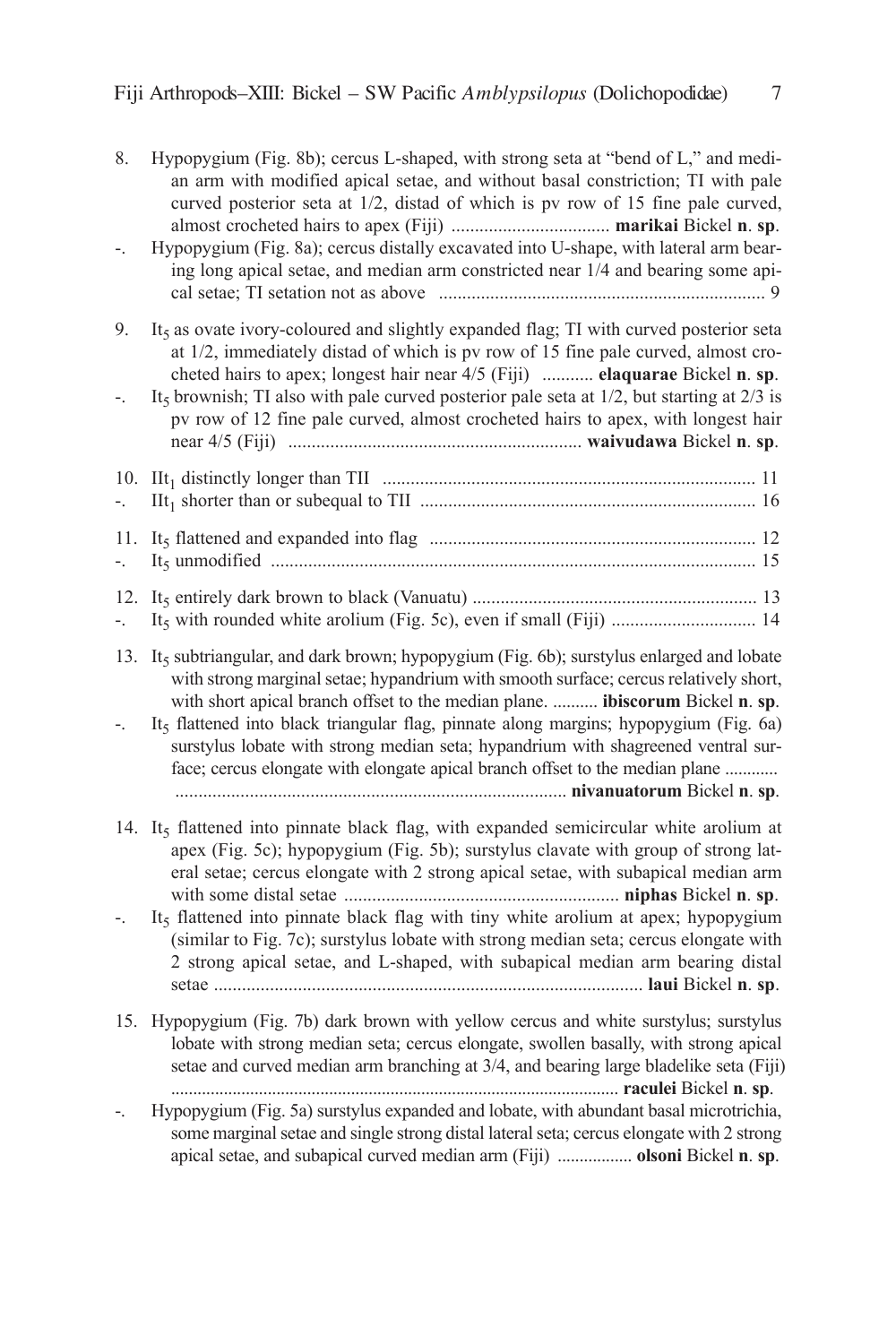8. Hypopygium (Fig. 8b); cercus L-shaped, with strong seta at "bend of L," and median arm with modified apical setae, and without basal constriction; TI with pale curved posterior seta at 1/2, distad of which is pv row of 15 fine pale curved, almost crocheted hairs to apex (Fiji) .................................. **marikai** Bickel **n**. **sp**.
-. Hypopygium (Fig. 8a); cercus distally excavated into U-shape, with lateral arm bearing long apical setae, and median arm constricted near 1/4 and bearing some apical setae; TI setation not as above ..................................................................... 9

9. $It_5$ as ovate ivory-coloured and slightly expanded flag; TI with curved posterior seta at 1/2, immediately distad of which is pv row of 15 fine pale curved, almost crocheted hairs to apex; longest hair near 4/5 (Fiji) ........... **elaquarae** Bickel **n**. **sp**.
-. $It_5$ brownish; TI also with pale curved posterior pale seta at 1/2, but starting at 2/3 is pv row of 12 fine pale curved, almost crocheted hairs to apex, with longest hair near 4/5 (Fiji) .............................................................. **waivudawa** Bickel **n**. **sp**.

10. $IIt_1$ distinctly longer than TII ................................................................................ 11
-. $IIt_1$ shorter than or subequal to TII ....................................................................... 16

11. $It_5$ flattened and expanded into flag ..................................................................... 12
-. $It_5$ unmodified ........................................................................................................ 15

12. $It_5$ entirely dark brown to black (Vanuatu) ............................................................ 13
-. $It_5$ with rounded white arolium (Fig. 5c), even if small (Fiji) ............................... 14

13. $It_5$ subtriangular, and dark brown; hypopygium (Fig. 6b); surstylus enlarged and lobate with strong marginal setae; hypandrium with smooth surface; cercus relatively short, with short apical branch offset to the median plane. .......... **ibiscorum** Bickel **n**. **sp**.
-. $It_5$ flattened into black triangular flag, pinnate along margins; hypopygium (Fig. 6a) surstylus lobate with strong median seta; hypandrium with shagreened ventral surface; cercus elongate with elongate apical branch offset to the median plane ............ .................................................................................... **nivanuatorum** Bickel **n**. **sp**.

14. $It_5$ flattened into pinnate black flag, with expanded semicircular white arolium at apex (Fig. 5c); hypopygium (Fig. 5b); surstylus clavate with group of strong lateral setae; cercus elongate with 2 strong apical setae, with subapical median arm with some distal setae .......................................................... **niphas** Bickel **n**. **sp**.
-. $It_5$ flattened into pinnate black flag with tiny white arolium at apex; hypopygium (similar to Fig. 7c); surstylus lobate with strong median seta; cercus elongate with 2 strong apical setae, and L-shaped, with subapical median arm bearing distal setae ........................................................................................... **laui** Bickel **n**. **sp**.

15. Hypopygium (Fig. 7b) dark brown with yellow cercus and white surstylus; surstylus lobate with strong median seta; cercus elongate, swollen basally, with strong apical setae and curved median arm branching at 3/4, and bearing large bladelike seta (Fiji) .................................................................................................... **raculei** Bickel **n**. **sp**.
-. Hypopygium (Fig. 5a) surstylus expanded and lobate, with abundant basal microtrichia, some marginal setae and single strong distal lateral seta; cercus elongate with 2 strong apical setae, and subapical curved median arm (Fiji) ................. **olsoni** Bickel **n**. **sp**.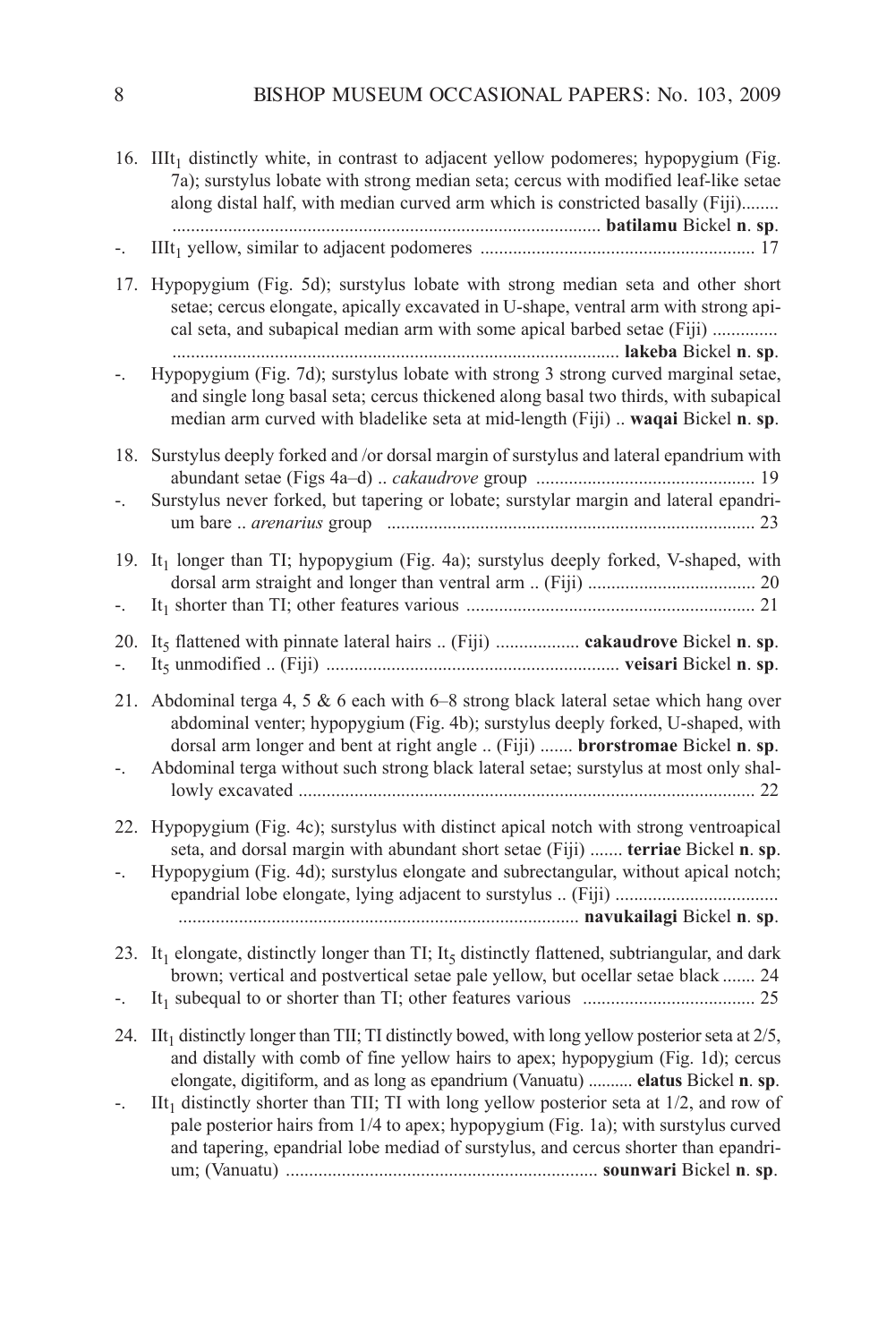16. $IIIt_1$ distinctly white, in contrast to adjacent yellow podomeres; hypopygium (Fig. 7a); surstylus lobate with strong median seta; cercus with modified leaf-like setae along distal half, with median curved arm which is constricted basally (Fiji)........ ............................................................................................ **batilamu** Bickel **n**. **sp**.

-. $IIIt_1$ yellow, similar to adjacent podomeres .......................................................... 17

17. Hypopygium (Fig. 5d); surstylus lobate with strong median seta and other short setae; cercus elongate, apically excavated in U-shape, ventral arm with strong apical seta, and subapical median arm with some apical barbed setae (Fiji) .............. ................................................................................................ **lakeba** Bickel **n**. **sp**.

-. Hypopygium (Fig. 7d); surstylus lobate with strong 3 strong curved marginal setae, and single long basal seta; cercus thickened along basal two thirds, with subapical median arm curved with bladelike seta at mid-length (Fiji) .. **waqai** Bickel **n**. **sp**.

18. Surstylus deeply forked and /or dorsal margin of surstylus and lateral epandrium with abundant setae (Figs 4a–d) .. *cakaudrove* group ............................................... 19

-. Surstylus never forked, but tapering or lobate; surstylar margin and lateral epandrium bare .. *arenarius* group ............................................................................... 23

19. $It_1$ longer than TI; hypopygium (Fig. 4a); surstylus deeply forked, V-shaped, with dorsal arm straight and longer than ventral arm .. (Fiji) .................................... 20

-. $It_1$ shorter than TI; other features various .............................................................. 21

20. $It_5$ flattened with pinnate lateral hairs .. (Fiji) .................. **cakaudrove** Bickel **n**. **sp**.

-. $It_5$ unmodified .. (Fiji) .............................................................. **veisari** Bickel **n**. **sp**.

21. Abdominal terga 4, 5 & 6 each with 6–8 strong black lateral setae which hang over abdominal venter; hypopygium (Fig. 4b); surstylus deeply forked, U-shaped, with dorsal arm longer and bent at right angle .. (Fiji) ....... **brorstromae** Bickel **n**. **sp**.

-. Abdominal terga without such strong black lateral setae; surstylus at most only shallowly excavated .................................................................................................. 22

22. Hypopygium (Fig. 4c); surstylus with distinct apical notch with strong ventroapical seta, and dorsal margin with abundant short setae (Fiji) ....... **terriae** Bickel **n**. **sp**.

-. Hypopygium (Fig. 4d); surstylus elongate and subrectangular, without apical notch; epandrial lobe elongate, lying adjacent to surstylus .. (Fiji) .................................. ..................................................................................... **navukailagi** Bickel **n**. **sp**.

23. $It_1$ elongate, distinctly longer than TI; $It_5$ distinctly flattened, subtriangular, and dark brown; vertical and postvertical setae pale yellow, but ocellar setae black ....... 24

-. $It_1$ subequal to or shorter than TI; other features various ..................................... 25

24. $IIt_1$ distinctly longer than TII; TI distinctly bowed, with long yellow posterior seta at 2/5, and distally with comb of fine yellow hairs to apex; hypopygium (Fig. 1d); cercus elongate, digitiform, and as long as epandrium (Vanuatu) .......... **elatus** Bickel **n**. **sp**.

-. $IIt_1$ distinctly shorter than TII; TI with long yellow posterior seta at 1/2, and row of pale posterior hairs from 1/4 to apex; hypopygium (Fig. 1a); with surstylus curved and tapering, epandrial lobe mediad of surstylus, and cercus shorter than epandrium; (Vanuatu) ................................................................... **sounwari** Bickel **n**. **sp**.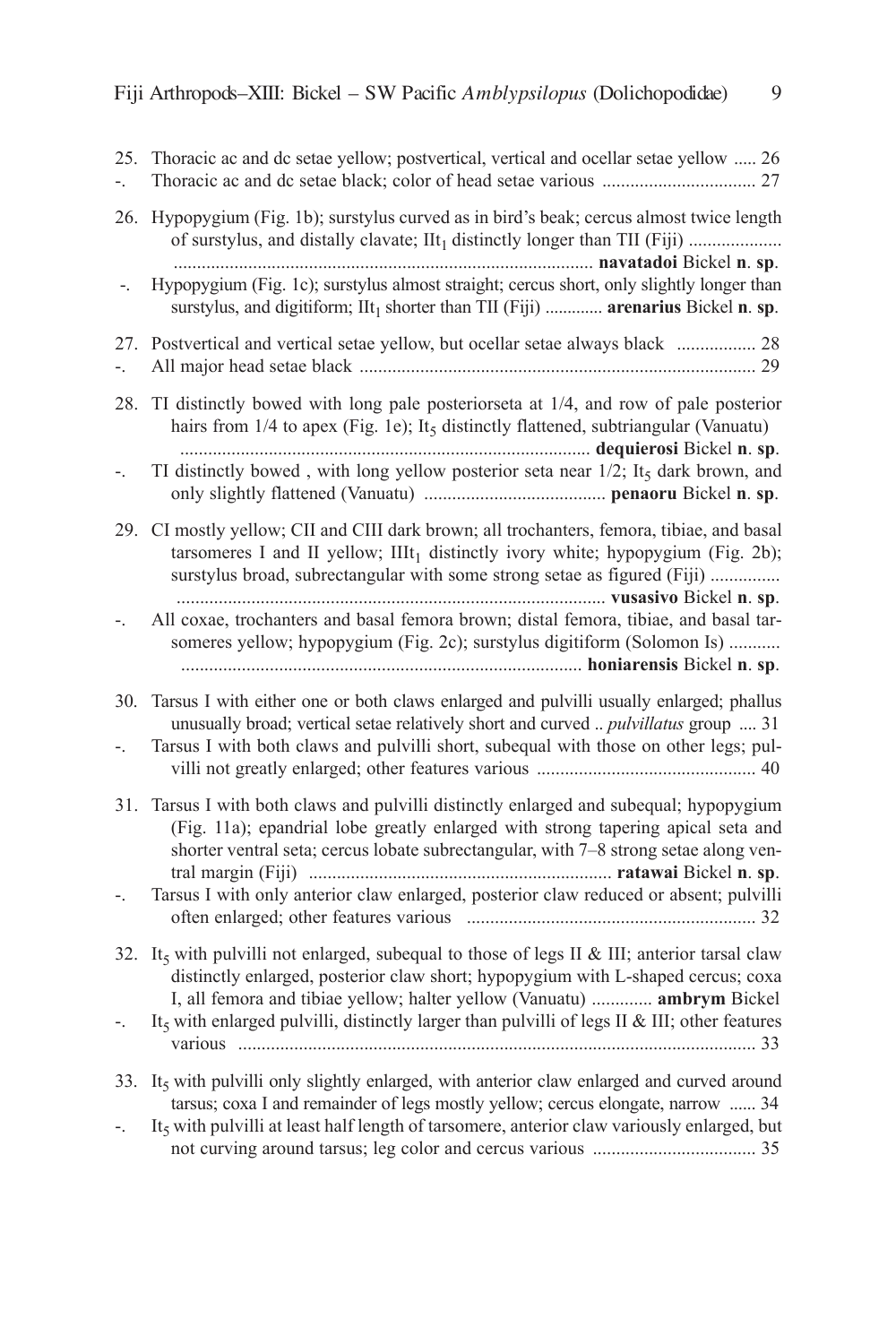25. Thoracic ac and dc setae yellow; postvertical, vertical and ocellar setae yellow ..... 26
-. Thoracic ac and dc setae black; color of head setae various ................................. 27

26. Hypopygium (Fig. 1b); surstylus curved as in bird's beak; cercus almost twice length of surstylus, and distally clavate; $IIt_1$ distinctly longer than TII (Fiji) ........................................................................................................ **navatadoi** Bickel **n**. **sp**.
-. Hypopygium (Fig. 1c); surstylus almost straight; cercus short, only slightly longer than surstylus, and digitiform; $IIt_1$ shorter than TII (Fiji) ............ **arenarius** Bickel **n**. **sp**.

27. Postvertical and vertical setae yellow, but ocellar setae always black ................. 28
-. All major head setae black .................................................................................... 29

28. TI distinctly bowed with long pale posteriorseta at 1/4, and row of pale posterior hairs from 1/4 to apex (Fig. 1e); $It_5$ distinctly flattened, subtriangular (Vanuatu) ........................................................................................ **dequierosi** Bickel **n**. **sp**.
-. TI distinctly bowed , with long yellow posterior seta near 1/2; $It_5$ dark brown, and only slightly flattened (Vanuatu) ....................................... **penaoru** Bickel **n**. **sp**.

29. CI mostly yellow; CII and CIII dark brown; all trochanters, femora, tibiae, and basal tarsomeres I and II yellow; $IIIt_1$ distinctly ivory white; hypopygium (Fig. 2b); surstylus broad, subrectangular with some strong setae as figured (Fiji) .......................................................................................................... **vusasivo** Bickel **n**. **sp**.
-. All coxae, trochanters and basal femora brown; distal femora, tibiae, and basal tarsomeres yellow; hypopygium (Fig. 2c); surstylus digitiform (Solomon Is) ........................................................................................... **honiarensis** Bickel **n**. **sp**.

30. Tarsus I with either one or both claws enlarged and pulvilli usually enlarged; phallus unusually broad; vertical setae relatively short and curved .. *pulvillatus* group .... 31
-. Tarsus I with both claws and pulvilli short, subequal with those on other legs; pulvilli not greatly enlarged; other features various ............................................... 40

31. Tarsus I with both claws and pulvilli distinctly enlarged and subequal; hypopygium (Fig. 11a); epandrial lobe greatly enlarged with strong tapering apical seta and shorter ventral seta; cercus lobate subrectangular, with 7–8 strong setae along ventral margin (Fiji) ................................................................. **ratawai** Bickel **n**. **sp**.
-. Tarsus I with only anterior claw enlarged, posterior claw reduced or absent; pulvilli often enlarged; other features various .............................................................. 32

32. $It_5$ with pulvilli not enlarged, subequal to those of legs II & III; anterior tarsal claw distinctly enlarged, posterior claw short; hypopygium with L-shaped cercus; coxa I, all femora and tibiae yellow; halter yellow (Vanuatu) ............. **ambrym** Bickel
-. $It_5$ with enlarged pulvilli, distinctly larger than pulvilli of legs II & III; other features various ............................................................................................................... 33

33. $It_5$ with pulvilli only slightly enlarged, with anterior claw enlarged and curved around tarsus; coxa I and remainder of legs mostly yellow; cercus elongate, narrow ...... 34
-. $It_5$ with pulvilli at least half length of tarsomere, anterior claw variously enlarged, but not curving around tarsus; leg color and cercus various ................................... 35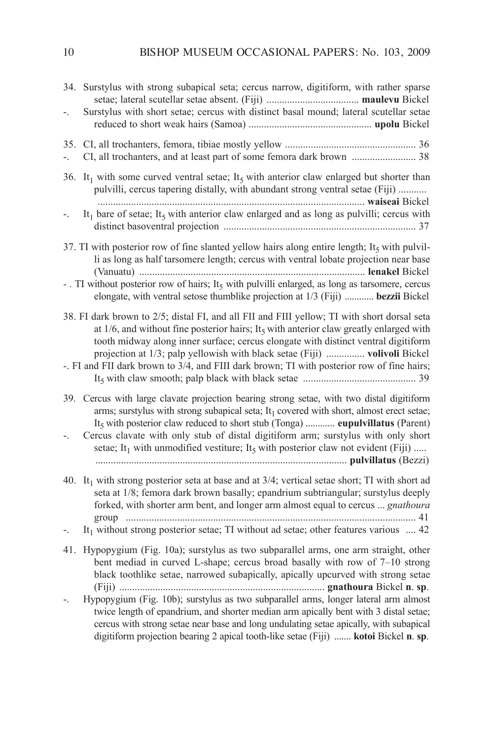34. Surstylus with strong subapical seta; cercus narrow, digitiform, with rather sparse setae; lateral scutellar setae absent. (Fiji) .................................... **maulevu** Bickel

-. Surstylus with short setae; cercus with distinct basal mound; lateral scutellar setae reduced to short weak hairs (Samoa) ................................................ **upolu** Bickel

35. CI, all trochanters, femora, tibiae mostly yellow .................................................. 36

-. CI, all trochanters, and at least part of some femora dark brown ......................... 38

36. $It_1$ with some curved ventral setae; $It_5$ with anterior claw enlarged but shorter than pulvilli, cercus tapering distally, with abundant strong ventral setae (Fiji) ........... ....................................................................................................... **waiseai** Bickel

-. $It_1$ bare of setae; $It_5$ with anterior claw enlarged and as long as pulvilli; cercus with distinct basoventral projection .......................................................................... 37

37. TI with posterior row of fine slanted yellow hairs along entire length; $It_5$ with pulvilli as long as half tarsomere length; cercus with ventral lobate projection near base (Vanuatu) ....................................................................................... **lenakel** Bickel

-. TI without posterior row of hairs; $It_5$ with pulvilli enlarged, as long as tarsomere, cercus elongate, with ventral setose thumblike projection at 1/3 (Fiji) ............ **bezzii** Bickel

38. FI dark brown to 2/5; distal FI, and all FII and FIII yellow; TI with short dorsal seta at 1/6, and without fine posterior hairs; $It_5$ with anterior claw greatly enlarged with tooth midway along inner surface; cercus elongate with distinct ventral digitiform projection at 1/3; palp yellowish with black setae (Fiji) ............... **volivoli** Bickel

-. FI and FII dark brown to 3/4, and FIII dark brown; TI with posterior row of fine hairs; $It_5$ with claw smooth; palp black with black setae ............................................ 39

39. Cercus with large clavate projection bearing strong setae, with two distal digitiform arms; surstylus with strong subapical seta; $It_1$ covered with short, almost erect setae; $It_5$ with posterior claw reduced to short stub (Tonga) ............ **eupulvillatus** (Parent)

-. Cercus clavate with only stub of distal digitiform arm; surstylus with only short setae; $It_1$ with unmodified vestiture; $It_5$ with posterior claw not evident (Fiji) ..... ................................................................................................ **pulvillatus** (Bezzi)

40. $It_1$ with strong posterior seta at base and at 3/4; vertical setae short; TI with short ad seta at 1/8; femora dark brown basally; epandrium subtriangular; surstylus deeply forked, with shorter arm bent, and longer arm almost equal to cercus ... *gnathoura* group ................................................................................................................ 41

-. $It_1$ without strong posterior setae; TI without ad setae; other features various .... 42

41. Hypopygium (Fig. 10a); surstylus as two subparallel arms, one arm straight, other bent mediad in curved L-shape; cercus broad basally with row of 7–10 strong black toothlike setae, narrowed subapically, apically upcurved with strong setae (Fiji) ................................................................................ **gnathoura** Bickel **n**. **sp**.

-. Hypopygium (Fig. 10b); surstylus as two subparallel arms, longer lateral arm almost twice length of epandrium, and shorter median arm apically bent with 3 distal setae; cercus with strong setae near base and long undulating setae apically, with subapical digitiform projection bearing 2 apical tooth-like setae (Fiji) ....... **kotoi** Bickel **n**. **sp**.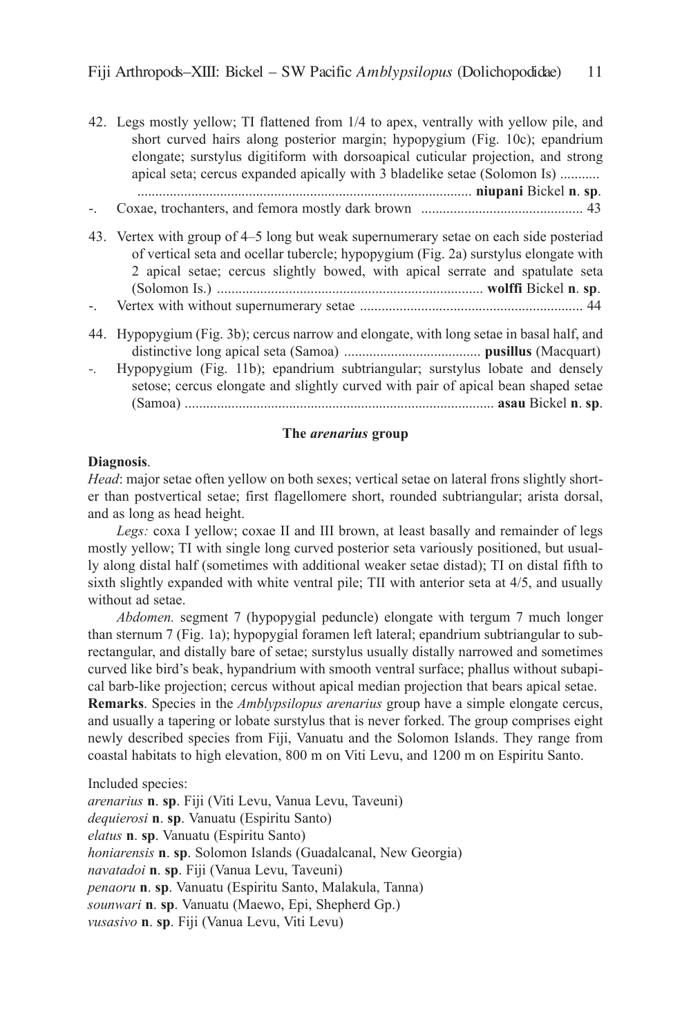42. Legs mostly yellow; TI flattened from 1/4 to apex, ventrally with yellow pile, and short curved hairs along posterior margin; hypopygium (Fig. 10c); epandrium elongate; surstylus digitiform with dorsoapical cuticular projection, and strong apical seta; cercus expanded apically with 3 bladelike setae (Solomon Is) ........... ............................................................................................ **niupani** Bickel **n**. **sp**.

-. Coxae, trochanters, and femora mostly dark brown ............................................. 43

43. Vertex with group of 4–5 long but weak supernumerary setae on each side posteriad of vertical seta and ocellar tubercle; hypopygium (Fig. 2a) surstylus elongate with 2 apical setae; cercus slightly bowed, with apical serrate and spatulate seta (Solomon Is.) ......................................................................... **wolffi** Bickel **n**. **sp**.

-. Vertex with without supernumerary setae ............................................................. 44

44. Hypopygium (Fig. 3b); cercus narrow and elongate, with long setae in basal half, and distinctive long apical seta (Samoa) ...................................... **pusillus** (Macquart)

-. Hypopygium (Fig. 11b); epandrium subtriangular; surstylus lobate and densely setose; cercus elongate and slightly curved with pair of apical bean shaped setae (Samoa) ..................................................................................... **asau** Bickel **n**. **sp**.

## The *arenarius* group

**Diagnosis**.

*Head*: major setae often yellow on both sexes; vertical setae on lateral frons slightly shorter than postvertical setae; first flagellomere short, rounded subtriangular; arista dorsal, and as long as head height.

*Legs:* coxa I yellow; coxae II and III brown, at least basally and remainder of legs mostly yellow; TI with single long curved posterior seta variously positioned, but usually along distal half (sometimes with additional weaker setae distad); TI on distal fifth to sixth slightly expanded with white ventral pile; TII with anterior seta at 4/5, and usually without ad setae.

*Abdomen.* segment 7 (hypopygial peduncle) elongate with tergum 7 much longer than sternum 7 (Fig. 1a); hypopygial foramen left lateral; epandrium subtriangular to subrectangular, and distally bare of setae; surstylus usually distally narrowed and sometimes curved like bird's beak, hypandrium with smooth ventral surface; phallus without subapical barb-like projection; cercus without apical median projection that bears apical setae.

**Remarks**. Species in the *Amblypsilopus arenarius* group have a simple elongate cercus, and usually a tapering or lobate surstylus that is never forked. The group comprises eight newly described species from Fiji, Vanuatu and the Solomon Islands. They range from coastal habitats to high elevation, 800 m on Viti Levu, and 1200 m on Espiritu Santo.

Included species:
*arenarius* **n**. **sp**. Fiji (Viti Levu, Vanua Levu, Taveuni)
*dequierosi* **n**. **sp**. Vanuatu (Espiritu Santo)
*elatus* **n**. **sp**. Vanuatu (Espiritu Santo)
*honiarensis* **n**. **sp**. Solomon Islands (Guadalcanal, New Georgia)
*navatadoi* **n**. **sp**. Fiji (Vanua Levu, Taveuni)
*penaoru* **n**. **sp**. Vanuatu (Espiritu Santo, Malakula, Tanna)
*sounwari* **n**. **sp**. Vanuatu (Maewo, Epi, Shepherd Gp.)
*vusasivo* **n**. **sp**. Fiji (Vanua Levu, Viti Levu)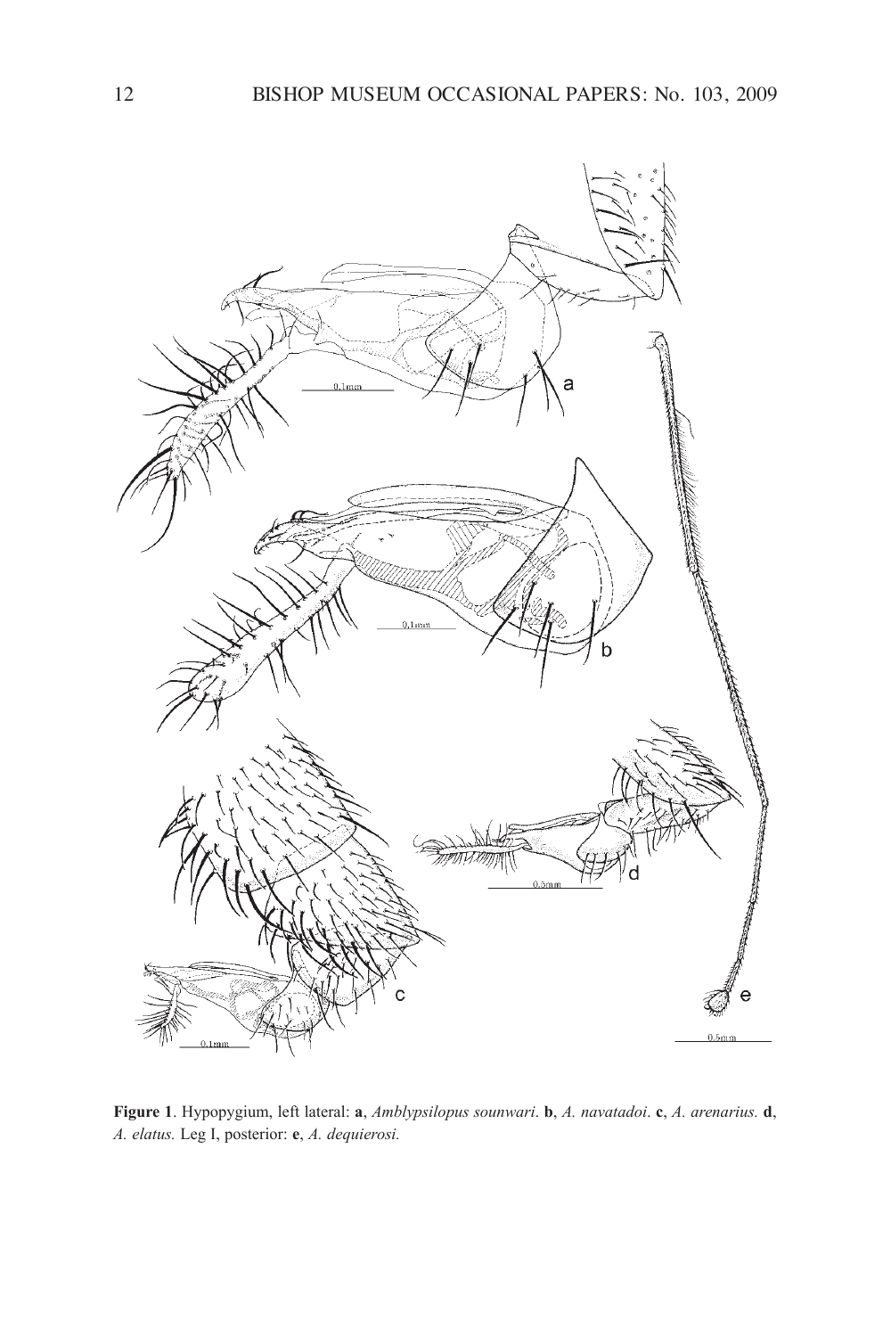**Figure 1**. Hypopygium, left lateral: **a**, *Amblypsilopus sounwari*. **b**, *A. navatadoi*. **c**, *A. arenarius.* **d**, *A. elatus.* Leg I, posterior: **e**, *A. dequierosi.*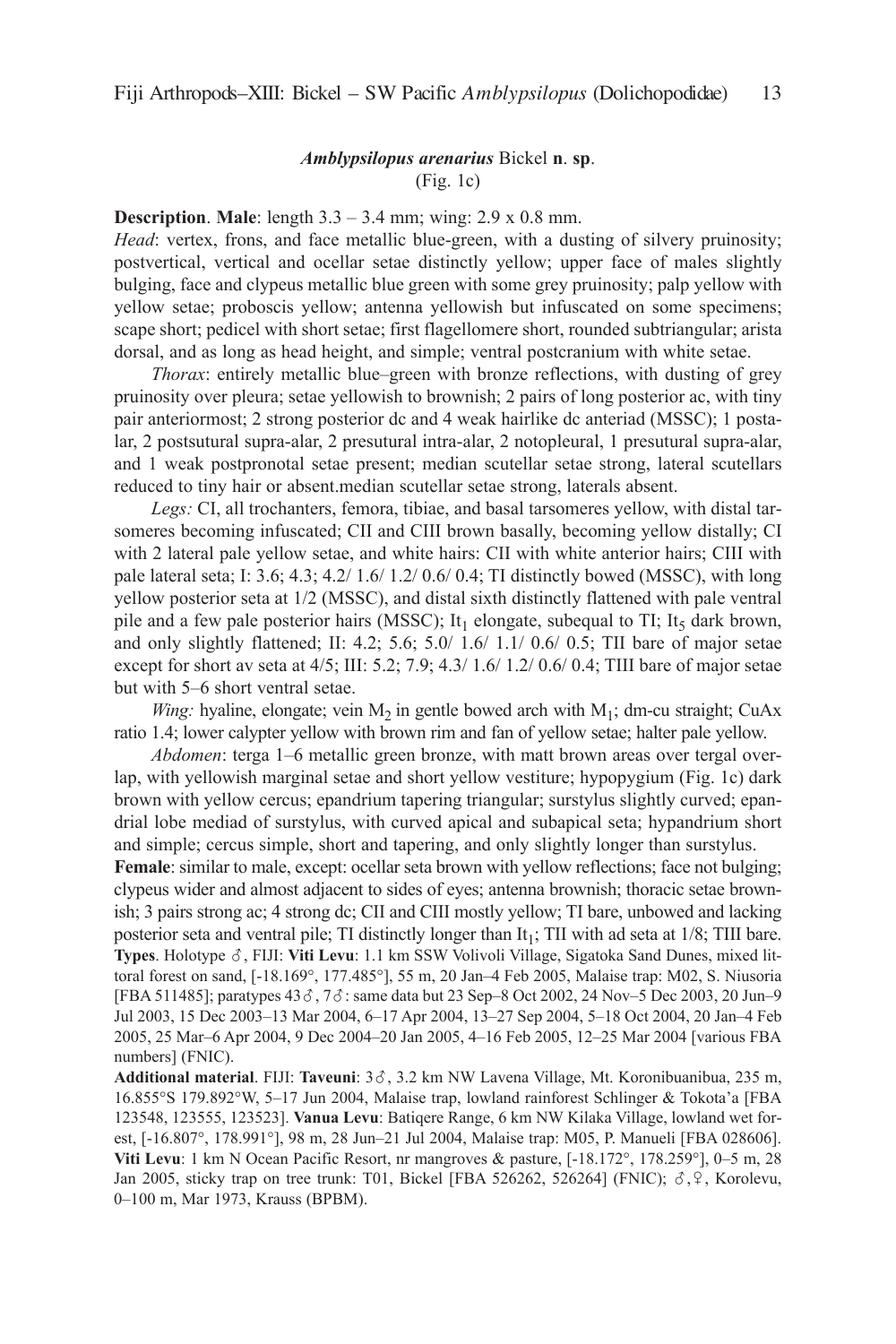### *Amblypsilopus arenarius* Bickel **n**. **sp**.

(Fig. 1c)

**Description**. **Male**: length 3.3 – 3.4 mm; wing: 2.9 x 0.8 mm.

*Head*: vertex, frons, and face metallic blue-green, with a dusting of silvery pruinosity; postvertical, vertical and ocellar setae distinctly yellow; upper face of males slightly bulging, face and clypeus metallic blue green with some grey pruinosity; palp yellow with yellow setae; proboscis yellow; antenna yellowish but infuscated on some specimens; scape short; pedicel with short setae; first flagellomere short, rounded subtriangular; arista dorsal, and as long as head height, and simple; ventral postcranium with white setae.

*Thorax*: entirely metallic blue–green with bronze reflections, with dusting of grey pruinosity over pleura; setae yellowish to brownish; 2 pairs of long posterior ac, with tiny pair anteriormost; 2 strong posterior dc and 4 weak hairlike dc anteriad (MSSC); 1 postalar, 2 postsutural supra-alar, 2 presutural intra-alar, 2 notopleural, 1 presutural supra-alar, and 1 weak postpronotal setae present; median scutellar setae strong, lateral scutellars reduced to tiny hair or absent.median scutellar setae strong, laterals absent.

*Legs:* CI, all trochanters, femora, tibiae, and basal tarsomeres yellow, with distal tarsomeres becoming infuscated; CII and CIII brown basally, becoming yellow distally; CI with 2 lateral pale yellow setae, and white hairs: CII with white anterior hairs; CIII with pale lateral seta; I: 3.6; 4.3; 4.2/ 1.6/ 1.2/ 0.6/ 0.4; TI distinctly bowed (MSSC), with long yellow posterior seta at 1/2 (MSSC), and distal sixth distinctly flattened with pale ventral pile and a few pale posterior hairs (MSSC); $It_1$ elongate, subequal to TI; $It_5$ dark brown, and only slightly flattened; II: 4.2; 5.6; 5.0/ 1.6/ 1.1/ 0.6/ 0.5; TII bare of major setae except for short av seta at 4/5; III: 5.2; 7.9; 4.3/ 1.6/ 1.2/ 0.6/ 0.4; TIII bare of major setae but with 5–6 short ventral setae.

*Wing:* hyaline, elongate; vein $M_2$ in gentle bowed arch with $M_1$; dm-cu straight; CuAx ratio 1.4; lower calypter yellow with brown rim and fan of yellow setae; halter pale yellow.

*Abdomen*: terga 1–6 metallic green bronze, with matt brown areas over tergal overlap, with yellowish marginal setae and short yellow vestiture; hypopygium (Fig. 1c) dark brown with yellow cercus; epandrium tapering triangular; surstylus slightly curved; epandrial lobe mediad of surstylus, with curved apical and subapical seta; hypandrium short and simple; cercus simple, short and tapering, and only slightly longer than surstylus.

**Female**: similar to male, except: ocellar seta brown with yellow reflections; face not bulging; clypeus wider and almost adjacent to sides of eyes; antenna brownish; thoracic setae brownish; 3 pairs strong ac; 4 strong dc; CII and CIII mostly yellow; TI bare, unbowed and lacking posterior seta and ventral pile; TI distinctly longer than $It_1$; TII with ad seta at 1/8; TIII bare.

**Types**. Holotype ♂, FIJI: **Viti Levu**: 1.1 km SSW Volivoli Village, Sigatoka Sand Dunes, mixed littoral forest on sand, [-18.169°, 177.485°], 55 m, 20 Jan–4 Feb 2005, Malaise trap: M02, S. Niusoria [FBA 511485]; paratypes 43♂, 7♂: same data but 23 Sep–8 Oct 2002, 24 Nov–5 Dec 2003, 20 Jun–9 Jul 2003, 15 Dec 2003–13 Mar 2004, 6–17 Apr 2004, 13–27 Sep 2004, 5–18 Oct 2004, 20 Jan–4 Feb 2005, 25 Mar–6 Apr 2004, 9 Dec 2004–20 Jan 2005, 4–16 Feb 2005, 12–25 Mar 2004 [various FBA numbers] (FNIC).

**Additional material**. FIJI: **Taveuni**: 3♂, 3.2 km NW Lavena Village, Mt. Koronibuanibua, 235 m, 16.855°S 179.892°W, 5–17 Jun 2004, Malaise trap, lowland rainforest Schlinger & Tokota'a [FBA 123548, 123555, 123523]. **Vanua Levu**: Batiqere Range, 6 km NW Kilaka Village, lowland wet forest, [-16.807°, 178.991°], 98 m, 28 Jun–21 Jul 2004, Malaise trap: M05, P. Manueli [FBA 028606]. **Viti Levu**: 1 km N Ocean Pacific Resort, nr mangroves & pasture, [-18.172°, 178.259°], 0–5 m, 28 Jan 2005, sticky trap on tree trunk: T01, Bickel [FBA 526262, 526264] (FNIC); ♂, ♀, Korolevu, 0–100 m, Mar 1973, Krauss (BPBM).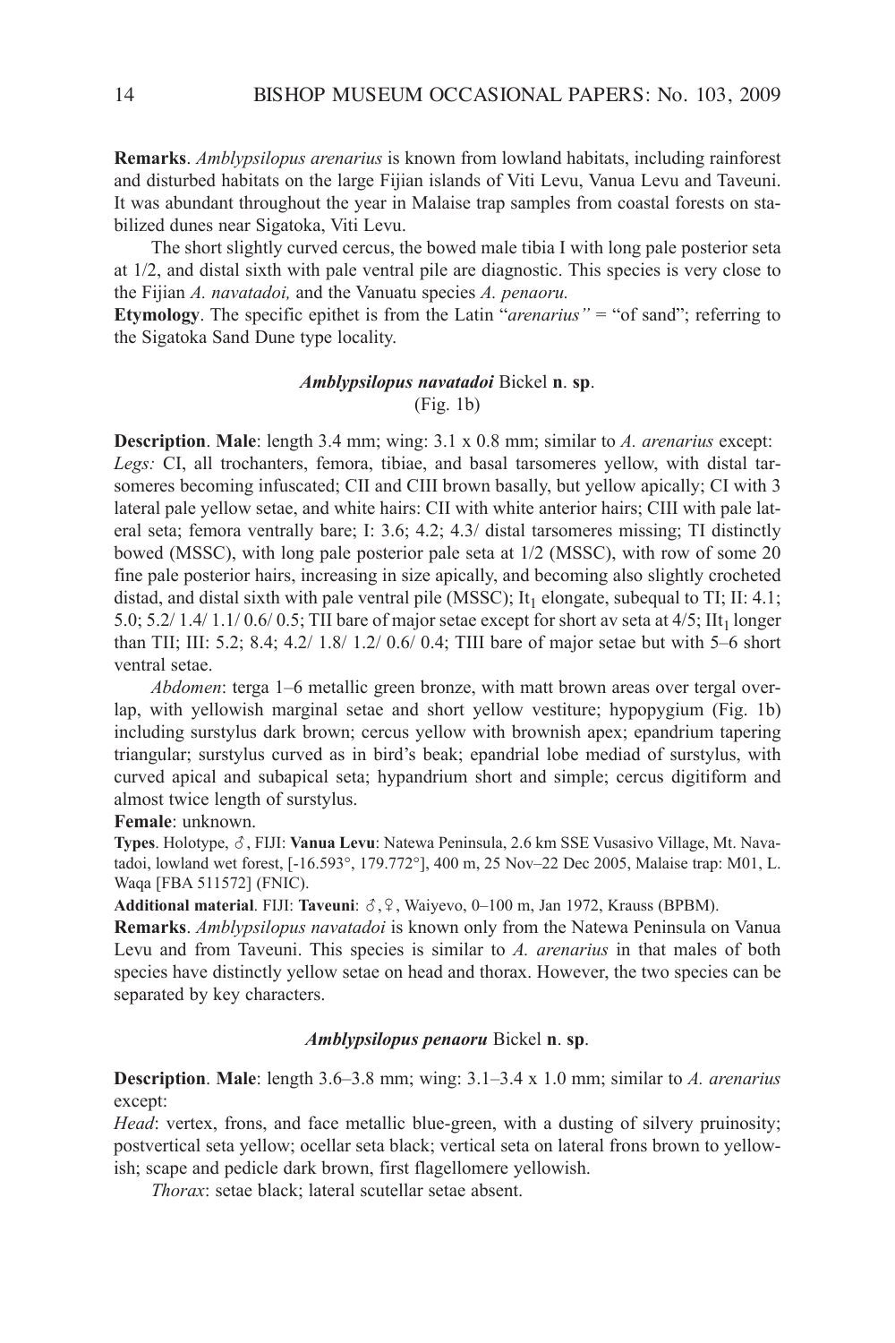**Remarks**. *Amblypsilopus arenarius* is known from lowland habitats, including rainforest and disturbed habitats on the large Fijian islands of Viti Levu, Vanua Levu and Taveuni. It was abundant throughout the year in Malaise trap samples from coastal forests on stabilized dunes near Sigatoka, Viti Levu.

The short slightly curved cercus, the bowed male tibia I with long pale posterior seta at 1/2, and distal sixth with pale ventral pile are diagnostic. This species is very close to the Fijian *A. navatadoi,* and the Vanuatu species *A. penaoru.*

**Etymology**. The specific epithet is from the Latin "*arenarius"* = "of sand"; referring to the Sigatoka Sand Dune type locality.

### *Amblypsilopus navatadoi* Bickel **n**. **sp**.

(Fig. 1b)

**Description**. **Male**: length 3.4 mm; wing: 3.1 x 0.8 mm; similar to *A. arenarius* except:

*Legs:* CI, all trochanters, femora, tibiae, and basal tarsomeres yellow, with distal tarsomeres becoming infuscated; CII and CIII brown basally, but yellow apically; CI with 3 lateral pale yellow setae, and white hairs: CII with white anterior hairs; CIII with pale lateral seta; femora ventrally bare; I: 3.6; 4.2; 4.3/ distal tarsomeres missing; TI distinctly bowed (MSSC), with long pale posterior pale seta at 1/2 (MSSC), with row of some 20 fine pale posterior hairs, increasing in size apically, and becoming also slightly crocheted distad, and distal sixth with pale ventral pile (MSSC); $It_1$ elongate, subequal to TI; II: 4.1; 5.0; 5.2/ 1.4/ 1.1/ 0.6/ 0.5; TII bare of major setae except for short av seta at 4/5; $IIt_1$ longer than TII; III: 5.2; 8.4; 4.2/ 1.8/ 1.2/ 0.6/ 0.4; TIII bare of major setae but with 5–6 short ventral setae.

*Abdomen*: terga 1–6 metallic green bronze, with matt brown areas over tergal overlap, with yellowish marginal setae and short yellow vestiture; hypopygium (Fig. 1b) including surstylus dark brown; cercus yellow with brownish apex; epandrium tapering triangular; surstylus curved as in bird's beak; epandrial lobe mediad of surstylus, with curved apical and subapical seta; hypandrium short and simple; cercus digitiform and almost twice length of surstylus.

**Female**: unknown.

**Types**. Holotype, ♂, FIJI: **Vanua Levu**: Natewa Peninsula, 2.6 km SSE Vusasivo Village, Mt. Navatadoi, lowland wet forest, [-16.593°, 179.772°], 400 m, 25 Nov–22 Dec 2005, Malaise trap: M01, L. Waqa [FBA 511572] (FNIC).

**Additional material**. FIJI: **Taveuni**: ♂, ♀, Waiyevo, 0–100 m, Jan 1972, Krauss (BPBM).

**Remarks**. *Amblypsilopus navatadoi* is known only from the Natewa Peninsula on Vanua Levu and from Taveuni. This species is similar to *A. arenarius* in that males of both species have distinctly yellow setae on head and thorax. However, the two species can be separated by key characters.

### *Amblypsilopus penaoru* Bickel **n**. **sp**.

**Description**. **Male**: length 3.6–3.8 mm; wing: 3.1–3.4 x 1.0 mm; similar to *A. arenarius* except:

*Head*: vertex, frons, and face metallic blue-green, with a dusting of silvery pruinosity; postvertical seta yellow; ocellar seta black; vertical seta on lateral frons brown to yellowish; scape and pedicle dark brown, first flagellomere yellowish.

*Thorax*: setae black; lateral scutellar setae absent.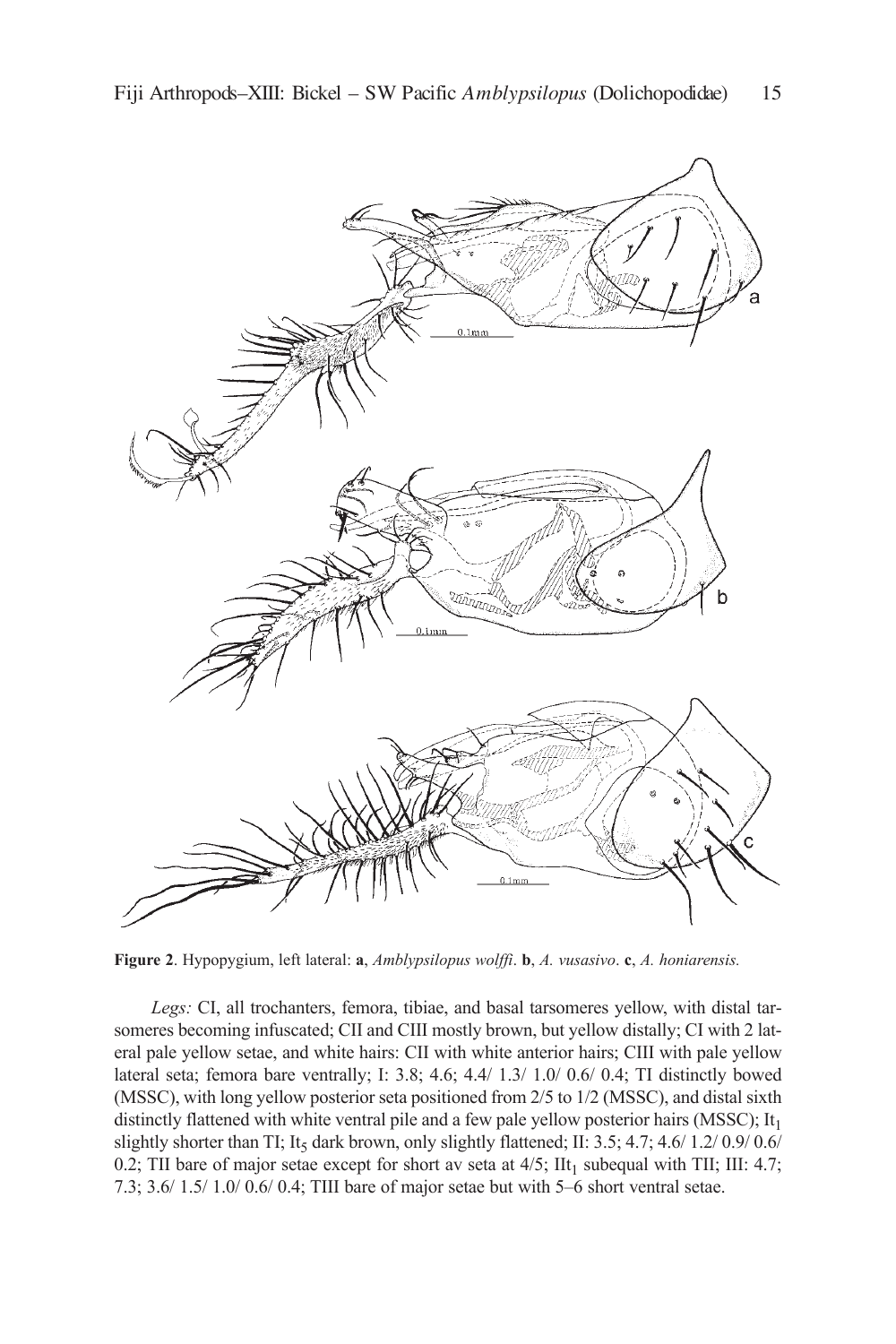**Figure 2**. Hypopygium, left lateral: **a**, *Amblypsilopus wolffi*. **b**, *A. vusasivo*. **c**, *A. honiarensis.*

*Legs:* CI, all trochanters, femora, tibiae, and basal tarsomeres yellow, with distal tarsomeres becoming infuscated; CII and CIII mostly brown, but yellow distally; CI with 2 lateral pale yellow setae, and white hairs: CII with white anterior hairs; CIII with pale yellow lateral seta; femora bare ventrally; I: 3.8; 4.6; 4.4/ 1.3/ 1.0/ 0.6/ 0.4; TI distinctly bowed (MSSC), with long yellow posterior seta positioned from 2/5 to 1/2 (MSSC), and distal sixth distinctly flattened with white ventral pile and a few pale yellow posterior hairs (MSSC); $It_1$ slightly shorter than TI; $It_5$ dark brown, only slightly flattened; II: 3.5; 4.7; 4.6/ 1.2/ 0.9/ 0.6/ 0.2; TII bare of major setae except for short av seta at 4/5; $IIt_1$ subequal with TII; III: 4.7; 7.3; 3.6/ 1.5/ 1.0/ 0.6/ 0.4; TIII bare of major setae but with 5–6 short ventral setae.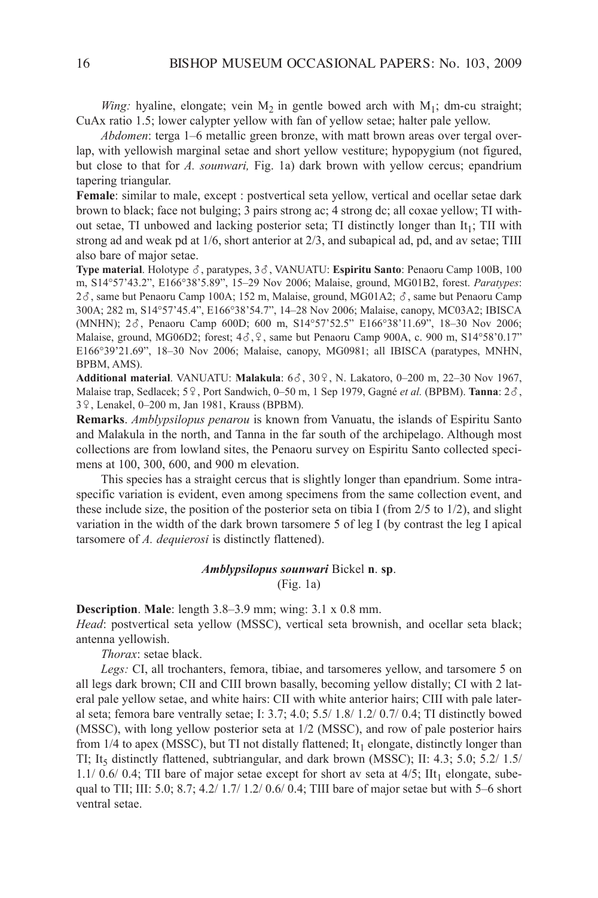*Wing:* hyaline, elongate; vein $M_2$ in gentle bowed arch with $M_1$; dm-cu straight; CuAx ratio 1.5; lower calypter yellow with fan of yellow setae; halter pale yellow.

*Abdomen*: terga 1–6 metallic green bronze, with matt brown areas over tergal overlap, with yellowish marginal setae and short yellow vestiture; hypopygium (not figured, but close to that for *A. sounwari,* Fig. 1a) dark brown with yellow cercus; epandrium tapering triangular.

**Female**: similar to male, except : postvertical seta yellow, vertical and ocellar setae dark brown to black; face not bulging; 3 pairs strong ac; 4 strong dc; all coxae yellow; TI without setae, TI unbowed and lacking posterior seta; TI distinctly longer than $It_1$; TII with strong ad and weak pd at 1/6, short anterior at 2/3, and subapical ad, pd, and av setae; TIII also bare of major setae.

**Type material**. Holotype ♂, paratypes, 3♂, VANUATU: **Espiritu Santo**: Penaoru Camp 100B, 100 m, S14°57'43.2", E166°38'5.89", 15–29 Nov 2006; Malaise, ground, MG01B2, forest. *Paratypes*: 2♂, same but Penaoru Camp 100A; 152 m, Malaise, ground, MG01A2; ♂, same but Penaoru Camp 300A; 282 m, S14°57'45.4", E166°38'54.7", 14–28 Nov 2006; Malaise, canopy, MC03A2; IBISCA (MNHN); 2♂, Penaoru Camp 600D; 600 m, S14°57'52.5" E166°38'11.69", 18–30 Nov 2006; Malaise, ground, MG06D2; forest; 4♂,♀, same but Penaoru Camp 900A, c. 900 m, S14°58'0.17" E166°39'21.69", 18–30 Nov 2006; Malaise, canopy, MG0981; all IBISCA (paratypes, MNHN, BPBM, AMS).

**Additional material**. VANUATU: **Malakula**: 6♂, 30♀, N. Lakatoro, 0–200 m, 22–30 Nov 1967, Malaise trap, Sedlacek; 5♀, Port Sandwich, 0–50 m, 1 Sep 1979, Gagné *et al.* (BPBM). **Tanna**: 2♂, 3♀, Lenakel, 0–200 m, Jan 1981, Krauss (BPBM).

**Remarks**. *Amblypsilopus penarou* is known from Vanuatu, the islands of Espiritu Santo and Malakula in the north, and Tanna in the far south of the archipelago. Although most collections are from lowland sites, the Penaoru survey on Espiritu Santo collected specimens at 100, 300, 600, and 900 m elevation.

This species has a straight cercus that is slightly longer than epandrium. Some intraspecific variation is evident, even among specimens from the same collection event, and these include size, the position of the posterior seta on tibia I (from 2/5 to 1/2), and slight variation in the width of the dark brown tarsomere 5 of leg I (by contrast the leg I apical tarsomere of *A. dequierosi* is distinctly flattened).

### *Amblypsilopus sounwari* Bickel n. sp.

(Fig. 1a)

**Description**. **Male**: length 3.8–3.9 mm; wing: 3.1 x 0.8 mm.

*Head*: postvertical seta yellow (MSSC), vertical seta brownish, and ocellar seta black; antenna yellowish.

*Thorax*: setae black.

*Legs:* CI, all trochanters, femora, tibiae, and tarsomeres yellow, and tarsomere 5 on all legs dark brown; CII and CIII brown basally, becoming yellow distally; CI with 2 lateral pale yellow setae, and white hairs: CII with white anterior hairs; CIII with pale lateral seta; femora bare ventrally setae; I: 3.7; 4.0; 5.5/ 1.8/ 1.2/ 0.7/ 0.4; TI distinctly bowed (MSSC), with long yellow posterior seta at 1/2 (MSSC), and row of pale posterior hairs from 1/4 to apex (MSSC), but TI not distally flattened; $It_1$ elongate, distinctly longer than TI; $It_5$ distinctly flattened, subtriangular, and dark brown (MSSC); II: 4.3; 5.0; 5.2/ 1.5/ 1.1/ 0.6/ 0.4; TII bare of major setae except for short av seta at 4/5; $IIt_1$ elongate, subequal to TII; III: 5.0; 8.7; 4.2/ 1.7/ 1.2/ 0.6/ 0.4; TIII bare of major setae but with 5–6 short ventral setae.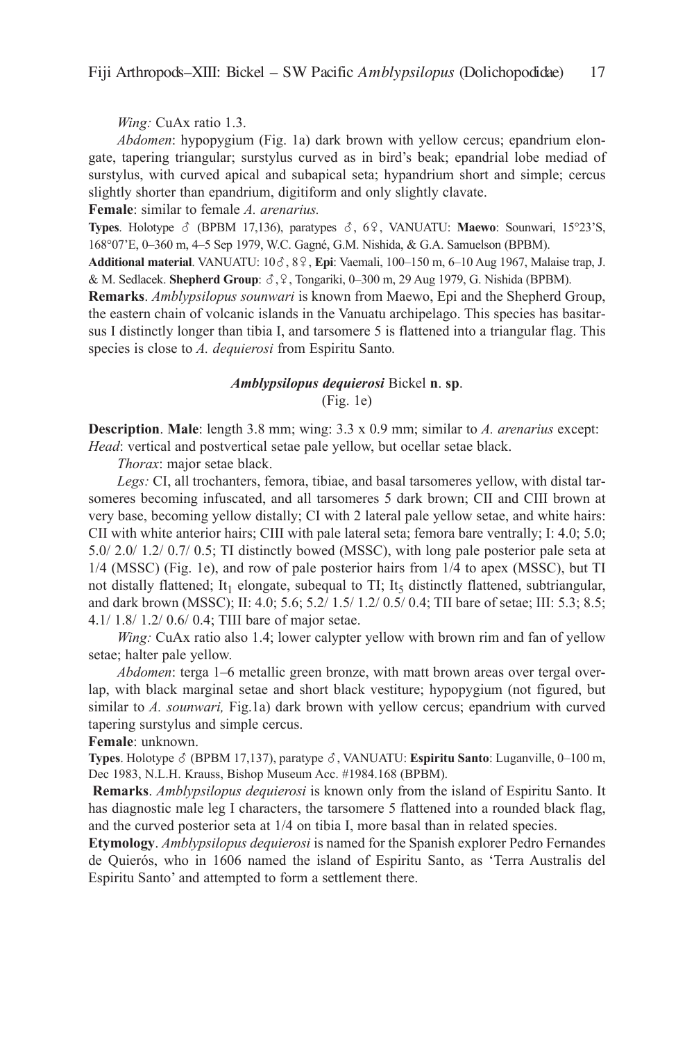*Wing:* CuAx ratio 1.3.

*Abdomen*: hypopygium (Fig. 1a) dark brown with yellow cercus; epandrium elongate, tapering triangular; surstylus curved as in bird's beak; epandrial lobe mediad of surstylus, with curved apical and subapical seta; hypandrium short and simple; cercus slightly shorter than epandrium, digitiform and only slightly clavate.

**Female**: similar to female *A. arenarius.*

**Types**. Holotype ♂ (BPBM 17,136), paratypes ♂, 6♀, VANUATU: **Maewo**: Sounwari, 15°23'S, 168°07'E, 0–360 m, 4–5 Sep 1979, W.C. Gagné, G.M. Nishida, & G.A. Samuelson (BPBM).

**Additional material**. VANUATU: 10♂, 8♀, **Epi**: Vaemali, 100–150 m, 6–10 Aug 1967, Malaise trap, J. & M. Sedlacek. **Shepherd Group**: ♂,♀, Tongariki, 0–300 m, 29 Aug 1979, G. Nishida (BPBM).

**Remarks**. *Amblypsilopus sounwari* is known from Maewo, Epi and the Shepherd Group, the eastern chain of volcanic islands in the Vanuatu archipelago. This species has basitarsus I distinctly longer than tibia I, and tarsomere 5 is flattened into a triangular flag. This species is close to *A. dequierosi* from Espiritu Santo.

### *Amblypsilopus dequierosi* Bickel **n**. **sp**.

(Fig. 1e)

**Description**. **Male**: length 3.8 mm; wing: 3.3 x 0.9 mm; similar to *A. arenarius* except: *Head*: vertical and postvertical setae pale yellow, but ocellar setae black.

*Thorax*: major setae black.

*Legs:* CI, all trochanters, femora, tibiae, and basal tarsomeres yellow, with distal tarsomeres becoming infuscated, and all tarsomeres 5 dark brown; CII and CIII brown at very base, becoming yellow distally; CI with 2 lateral pale yellow setae, and white hairs: CII with white anterior hairs; CIII with pale lateral seta; femora bare ventrally; I: 4.0; 5.0; 5.0/ 2.0/ 1.2/ 0.7/ 0.5; TI distinctly bowed (MSSC), with long pale posterior pale seta at 1/4 (MSSC) (Fig. 1e), and row of pale posterior hairs from 1/4 to apex (MSSC), but TI not distally flattened; $It_1$ elongate, subequal to TI; $It_5$ distinctly flattened, subtriangular, and dark brown (MSSC); II: 4.0; 5.6; 5.2/ 1.5/ 1.2/ 0.5/ 0.4; TII bare of setae; III: 5.3; 8.5; 4.1/ 1.8/ 1.2/ 0.6/ 0.4; TIII bare of major setae.

*Wing:* CuAx ratio also 1.4; lower calypter yellow with brown rim and fan of yellow setae; halter pale yellow.

*Abdomen*: terga 1–6 metallic green bronze, with matt brown areas over tergal overlap, with black marginal setae and short black vestiture; hypopygium (not figured, but similar to *A. sounwari,* Fig.1a) dark brown with yellow cercus; epandrium with curved tapering surstylus and simple cercus.

**Female**: unknown.

**Types**. Holotype ♂ (BPBM 17,137), paratype ♂, VANUATU: **Espiritu Santo**: Luganville, 0–100 m, Dec 1983, N.L.H. Krauss, Bishop Museum Acc. #1984.168 (BPBM).

**Remarks**. *Amblypsilopus dequierosi* is known only from the island of Espiritu Santo. It has diagnostic male leg I characters, the tarsomere 5 flattened into a rounded black flag, and the curved posterior seta at 1/4 on tibia I, more basal than in related species.

**Etymology**. *Amblypsilopus dequierosi* is named for the Spanish explorer Pedro Fernandes de Quierós, who in 1606 named the island of Espiritu Santo, as 'Terra Australis del Espiritu Santo' and attempted to form a settlement there.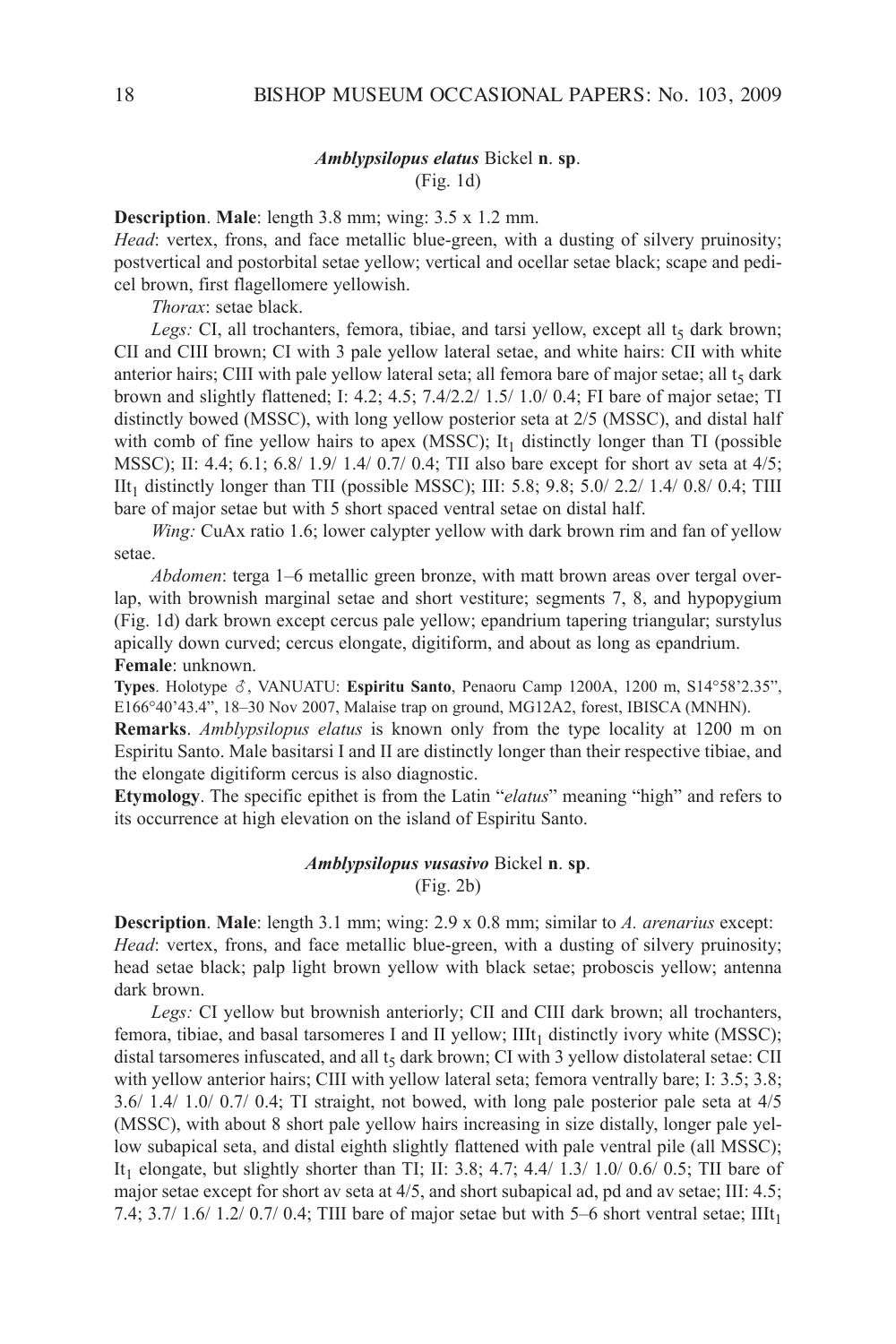### *Amblypsilopus elatus* Bickel **n**. **sp**.

(Fig. 1d)

**Description**. **Male**: length 3.8 mm; wing: 3.5 x 1.2 mm.

*Head*: vertex, frons, and face metallic blue-green, with a dusting of silvery pruinosity; postvertical and postorbital setae yellow; vertical and ocellar setae black; scape and pedicel brown, first flagellomere yellowish.

*Thorax*: setae black.

*Legs:* CI, all trochanters, femora, tibiae, and tarsi yellow, except all $t_5$ dark brown; CII and CIII brown; CI with 3 pale yellow lateral setae, and white hairs: CII with white anterior hairs; CIII with pale yellow lateral seta; all femora bare of major setae; all $t_5$ dark brown and slightly flattened; I: 4.2; 4.5; 7.4/2.2/ 1.5/ 1.0/ 0.4; FI bare of major setae; TI distinctly bowed (MSSC), with long yellow posterior seta at 2/5 (MSSC), and distal half with comb of fine yellow hairs to apex (MSSC); $It_1$ distinctly longer than TI (possible MSSC); II: 4.4; 6.1; 6.8/ 1.9/ 1.4/ 0.7/ 0.4; TII also bare except for short av seta at 4/5; $IIt_1$ distinctly longer than TII (possible MSSC); III: 5.8; 9.8; 5.0/ 2.2/ 1.4/ 0.8/ 0.4; TIII bare of major setae but with 5 short spaced ventral setae on distal half.

*Wing:* CuAx ratio 1.6; lower calypter yellow with dark brown rim and fan of yellow setae.

*Abdomen*: terga 1–6 metallic green bronze, with matt brown areas over tergal overlap, with brownish marginal setae and short vestiture; segments 7, 8, and hypopygium (Fig. 1d) dark brown except cercus pale yellow; epandrium tapering triangular; surstylus apically down curved; cercus elongate, digitiform, and about as long as epandrium.

**Female**: unknown.

**Types**. Holotype ♂, VANUATU: **Espiritu Santo**, Penaoru Camp 1200A, 1200 m, S14°58'2.35", E166°40'43.4", 18–30 Nov 2007, Malaise trap on ground, MG12A2, forest, IBISCA (MNHN).

**Remarks**. *Amblypsilopus elatus* is known only from the type locality at 1200 m on Espiritu Santo. Male basitarsi I and II are distinctly longer than their respective tibiae, and the elongate digitiform cercus is also diagnostic.

**Etymology**. The specific epithet is from the Latin "*elatus*" meaning "high" and refers to its occurrence at high elevation on the island of Espiritu Santo.

### *Amblypsilopus vusasivo* Bickel **n**. **sp**.

(Fig. 2b)

**Description**. **Male**: length 3.1 mm; wing: 2.9 x 0.8 mm; similar to *A. arenarius* except:

*Head*: vertex, frons, and face metallic blue-green, with a dusting of silvery pruinosity; head setae black; palp light brown yellow with black setae; proboscis yellow; antenna dark brown.

*Legs:* CI yellow but brownish anteriorly; CII and CIII dark brown; all trochanters, femora, tibiae, and basal tarsomeres I and II yellow; $IIIt_1$ distinctly ivory white (MSSC); distal tarsomeres infuscated, and all $t_5$ dark brown; CI with 3 yellow distolateral setae: CII with yellow anterior hairs; CIII with yellow lateral seta; femora ventrally bare; I: 3.5; 3.8; 3.6/ 1.4/ 1.0/ 0.7/ 0.4; TI straight, not bowed, with long pale posterior pale seta at 4/5 (MSSC), with about 8 short pale yellow hairs increasing in size distally, longer pale yellow subapical seta, and distal eighth slightly flattened with pale ventral pile (all MSSC); $It_1$ elongate, but slightly shorter than TI; II: 3.8; 4.7; 4.4/ 1.3/ 1.0/ 0.6/ 0.5; TII bare of major setae except for short av seta at 4/5, and short subapical ad, pd and av setae; III: 4.5; 7.4; 3.7/ 1.6/ 1.2/ 0.7/ 0.4; TIII bare of major setae but with 5–6 short ventral setae; $IIIt_1$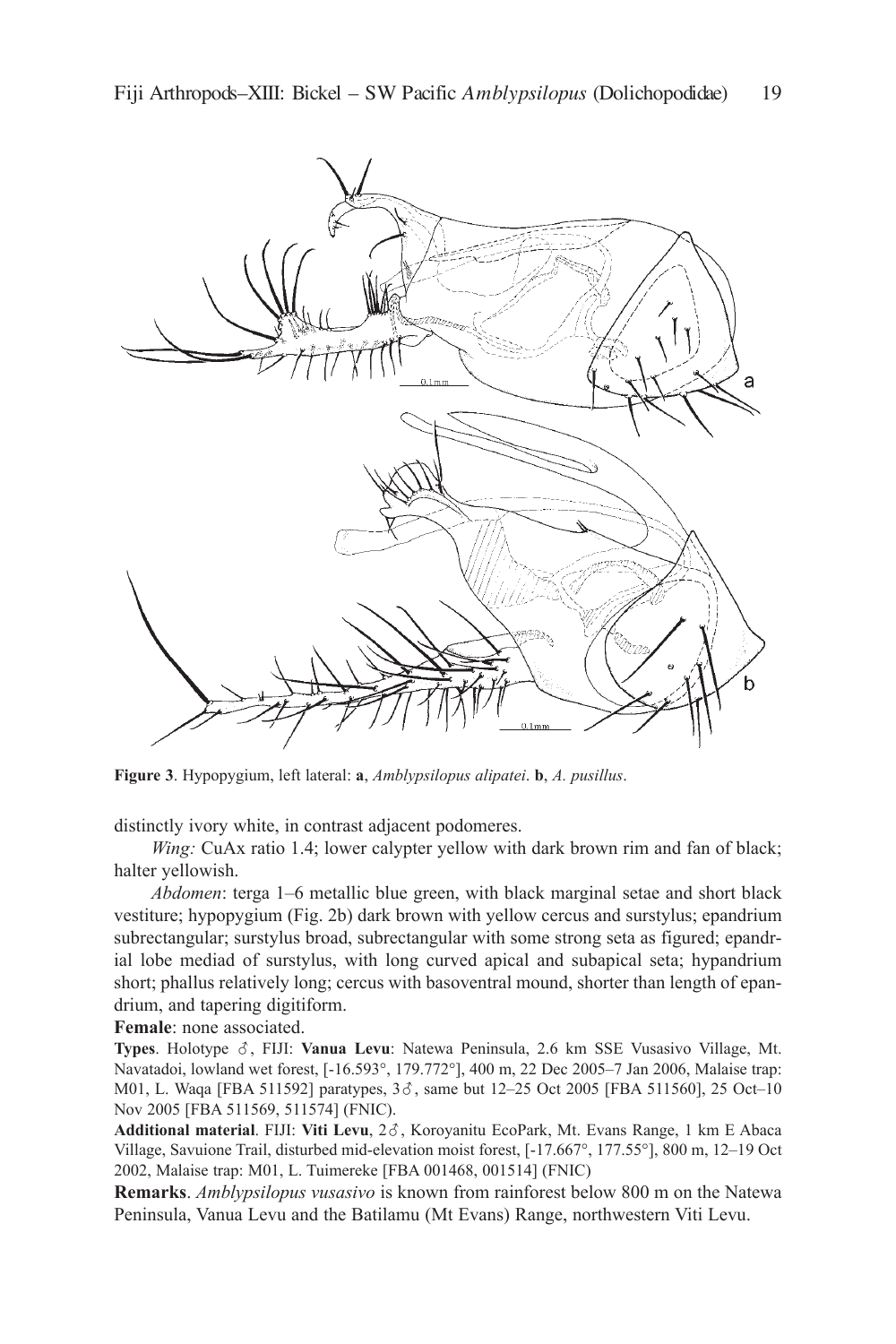**Figure 3**. Hypopygium, left lateral: **a**, *Amblypsilopus alipatei*. **b**, *A. pusillus*.

distinctly ivory white, in contrast adjacent podomeres.

*Wing:* CuAx ratio 1.4; lower calypter yellow with dark brown rim and fan of black; halter yellowish.

*Abdomen*: terga 1–6 metallic blue green, with black marginal setae and short black vestiture; hypopygium (Fig. 2b) dark brown with yellow cercus and surstylus; epandrium subrectangular; surstylus broad, subrectangular with some strong seta as figured; epandrial lobe mediad of surstylus, with long curved apical and subapical seta; hypandrium short; phallus relatively long; cercus with basoventral mound, shorter than length of epandrium, and tapering digitiform.

**Female**: none associated.

**Types**. Holotype ♂, FIJI: **Vanua Levu**: Natewa Peninsula, 2.6 km SSE Vusasivo Village, Mt. Navatadoi, lowland wet forest, [-16.593°, 179.772°], 400 m, 22 Dec 2005–7 Jan 2006, Malaise trap: M01, L. Waqa [FBA 511592] paratypes, 3♂, same but 12–25 Oct 2005 [FBA 511560], 25 Oct–10 Nov 2005 [FBA 511569, 511574] (FNIC).

**Additional material**. FIJI: **Viti Levu**, 2♂, Koroyanitu EcoPark, Mt. Evans Range, 1 km E Abaca Village, Savuione Trail, disturbed mid-elevation moist forest, [-17.667°, 177.55°], 800 m, 12–19 Oct 2002, Malaise trap: M01, L. Tuimereke [FBA 001468, 001514] (FNIC)

**Remarks**. *Amblypsilopus vusasivo* is known from rainforest below 800 m on the Natewa Peninsula, Vanua Levu and the Batilamu (Mt Evans) Range, northwestern Viti Levu.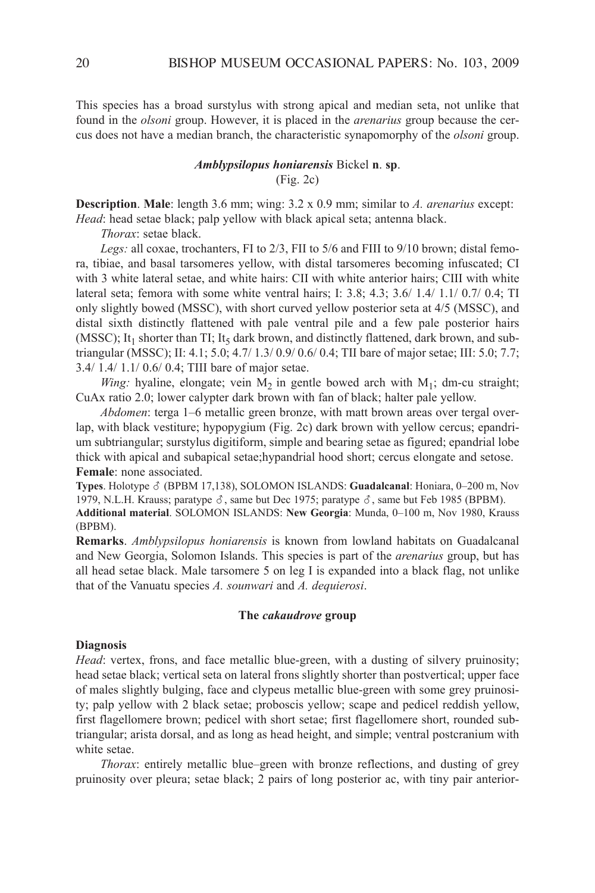This species has a broad surstylus with strong apical and median seta, not unlike that found in the *olsoni* group. However, it is placed in the *arenarius* group because the cercus does not have a median branch, the characteristic synapomorphy of the *olsoni* group.

### *Amblypsilopus honiarensis* Bickel **n**. **sp**.

(Fig. 2c)

**Description**. **Male**: length 3.6 mm; wing: 3.2 x 0.9 mm; similar to *A. arenarius* except: *Head*: head setae black; palp yellow with black apical seta; antenna black.

*Thorax*: setae black.

*Legs:* all coxae, trochanters, FI to 2/3, FII to 5/6 and FIII to 9/10 brown; distal femora, tibiae, and basal tarsomeres yellow, with distal tarsomeres becoming infuscated; CI with 3 white lateral setae, and white hairs: CII with white anterior hairs; CIII with white lateral seta; femora with some white ventral hairs; I: 3.8; 4.3; 3.6/ 1.4/ 1.1/ 0.7/ 0.4; TI only slightly bowed (MSSC), with short curved yellow posterior seta at 4/5 (MSSC), and distal sixth distinctly flattened with pale ventral pile and a few pale posterior hairs (MSSC); $It_1$ shorter than TI; $It_5$ dark brown, and distinctly flattened, dark brown, and subtriangular (MSSC); II: 4.1; 5.0; 4.7/ 1.3/ 0.9/ 0.6/ 0.4; TII bare of major setae; III: 5.0; 7.7; 3.4/ 1.4/ 1.1/ 0.6/ 0.4; TIII bare of major setae.

*Wing:* hyaline, elongate; vein $M_2$ in gentle bowed arch with $M_1$; dm-cu straight; CuAx ratio 2.0; lower calypter dark brown with fan of black; halter pale yellow.

*Abdomen*: terga 1–6 metallic green bronze, with matt brown areas over tergal overlap, with black vestiture; hypopygium (Fig. 2c) dark brown with yellow cercus; epandrium subtriangular; surstylus digitiform, simple and bearing setae as figured; epandrial lobe thick with apical and subapical setae;hypandrial hood short; cercus elongate and setose.

**Female**: none associated.

**Types**. Holotype ♂ (BPBM 17,138), SOLOMON ISLANDS: **Guadalcanal**: Honiara, 0–200 m, Nov 1979, N.L.H. Krauss; paratype ♂, same but Dec 1975; paratype ♂, same but Feb 1985 (BPBM).

**Additional material**. SOLOMON ISLANDS: **New Georgia**: Munda, 0–100 m, Nov 1980, Krauss (BPBM).

**Remarks**. *Amblypsilopus honiarensis* is known from lowland habitats on Guadalcanal and New Georgia, Solomon Islands. This species is part of the *arenarius* group, but has all head setae black. Male tarsomere 5 on leg I is expanded into a black flag, not unlike that of the Vanuatu species *A. sounwari* and *A. dequierosi*.

## The *cakaudrove* group

**Diagnosis**

*Head*: vertex, frons, and face metallic blue-green, with a dusting of silvery pruinosity; head setae black; vertical seta on lateral frons slightly shorter than postvertical; upper face of males slightly bulging, face and clypeus metallic blue-green with some grey pruinosity; palp yellow with 2 black setae; proboscis yellow; scape and pedicel reddish yellow, first flagellomere brown; pedicel with short setae; first flagellomere short, rounded subtriangular; arista dorsal, and as long as head height, and simple; ventral postcranium with white setae.

*Thorax*: entirely metallic blue–green with bronze reflections, and dusting of grey pruinosity over pleura; setae black; 2 pairs of long posterior ac, with tiny pair anterior-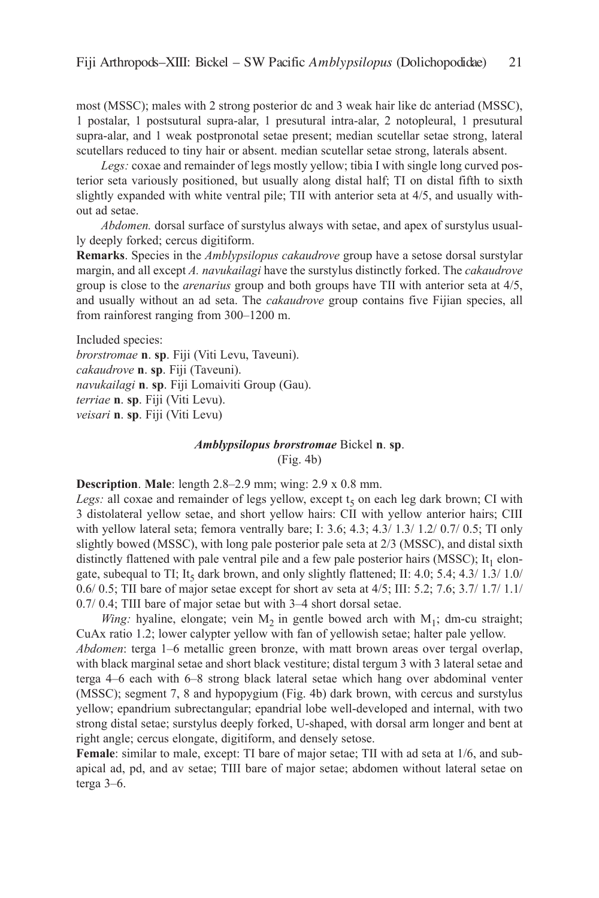most (MSSC); males with 2 strong posterior dc and 3 weak hair like dc anteriad (MSSC), 1 postalar, 1 postsutural supra-alar, 1 presutural intra-alar, 2 notopleural, 1 presutural supra-alar, and 1 weak postpronotal setae present; median scutellar setae strong, lateral scutellars reduced to tiny hair or absent. median scutellar setae strong, laterals absent.

*Legs:* coxae and remainder of legs mostly yellow; tibia I with single long curved posterior seta variously positioned, but usually along distal half; TI on distal fifth to sixth slightly expanded with white ventral pile; TII with anterior seta at 4/5, and usually without ad setae.

*Abdomen.* dorsal surface of surstylus always with setae, and apex of surstylus usually deeply forked; cercus digitiform.

**Remarks**. Species in the *Amblypsilopus cakaudrove* group have a setose dorsal surstylar margin, and all except *A. navukailagi* have the surstylus distinctly forked. The *cakaudrove* group is close to the *arenarius* group and both groups have TII with anterior seta at 4/5, and usually without an ad seta. The *cakaudrove* group contains five Fijian species, all from rainforest ranging from 300–1200 m.

Included species:
*brorstromae* **n**. **sp**. Fiji (Viti Levu, Taveuni).
*cakaudrove* **n**. **sp**. Fiji (Taveuni).
*navukailagi* **n**. **sp**. Fiji Lomaiviti Group (Gau).
*terriae* **n**. **sp**. Fiji (Viti Levu).
*veisari* **n**. **sp**. Fiji (Viti Levu)

### *Amblypsilopus brorstromae* Bickel n. sp.
(Fig. 4b)

**Description**. **Male**: length 2.8–2.9 mm; wing: 2.9 x 0.8 mm.
*Legs:* all coxae and remainder of legs yellow, except $t_5$ on each leg dark brown; CI with 3 distolateral yellow setae, and short yellow hairs: CII with yellow anterior hairs; CIII with yellow lateral seta; femora ventrally bare; I: 3.6; 4.3; 4.3/ 1.3/ 1.2/ 0.7/ 0.5; TI only slightly bowed (MSSC), with long pale posterior pale seta at 2/3 (MSSC), and distal sixth distinctly flattened with pale ventral pile and a few pale posterior hairs (MSSC); $It_1$ elongate, subequal to TI; $It_5$ dark brown, and only slightly flattened; II: 4.0; 5.4; 4.3/ 1.3/ 1.0/ 0.6/ 0.5; TII bare of major setae except for short av seta at 4/5; III: 5.2; 7.6; 3.7/ 1.7/ 1.1/ 0.7/ 0.4; TIII bare of major setae but with 3–4 short dorsal setae.

*Wing:* hyaline, elongate; vein $M_2$ in gentle bowed arch with $M_1$; dm-cu straight; CuAx ratio 1.2; lower calypter yellow with fan of yellowish setae; halter pale yellow.

*Abdomen*: terga 1–6 metallic green bronze, with matt brown areas over tergal overlap, with black marginal setae and short black vestiture; distal tergum 3 with 3 lateral setae and terga 4–6 each with 6–8 strong black lateral setae which hang over abdominal venter (MSSC); segment 7, 8 and hypopygium (Fig. 4b) dark brown, with cercus and surstylus yellow; epandrium subrectangular; epandrial lobe well-developed and internal, with two strong distal setae; surstylus deeply forked, U-shaped, with dorsal arm longer and bent at right angle; cercus elongate, digitiform, and densely setose.

**Female**: similar to male, except: TI bare of major setae; TII with ad seta at 1/6, and subapical ad, pd, and av setae; TIII bare of major setae; abdomen without lateral setae on terga 3–6.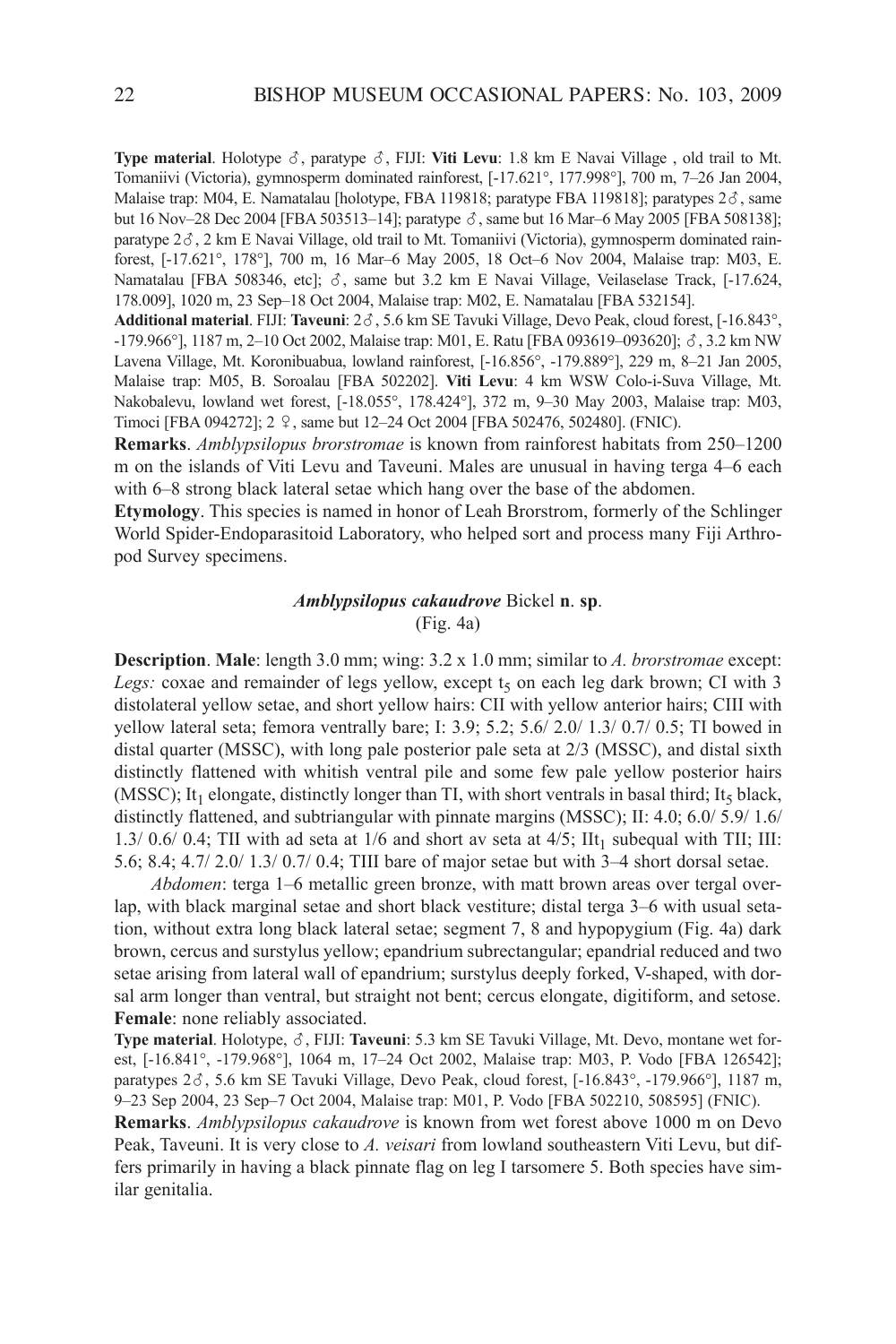**Type material**. Holotype ♂, paratype ♂, FIJI: **Viti Levu**: 1.8 km E Navai Village , old trail to Mt. Tomaniivi (Victoria), gymnosperm dominated rainforest, [-17.621°, 177.998°], 700 m, 7–26 Jan 2004, Malaise trap: M04, E. Namatalau [holotype, FBA 119818; paratype FBA 119818]; paratypes 2♂, same but 16 Nov–28 Dec 2004 [FBA 503513–14]; paratype ♂, same but 16 Mar–6 May 2005 [FBA 508138]; paratype 2♂, 2 km E Navai Village, old trail to Mt. Tomaniivi (Victoria), gymnosperm dominated rainforest, [-17.621°, 178°], 700 m, 16 Mar–6 May 2005, 18 Oct–6 Nov 2004, Malaise trap: M03, E. Namatalau [FBA 508346, etc]; ♂, same but 3.2 km E Navai Village, Veilaselase Track, [-17.624, 178.009], 1020 m, 23 Sep–18 Oct 2004, Malaise trap: M02, E. Namatalau [FBA 532154].

**Additional material**. FIJI: **Taveuni**: 2♂, 5.6 km SE Tavuki Village, Devo Peak, cloud forest, [-16.843°, -179.966°], 1187 m, 2–10 Oct 2002, Malaise trap: M01, E. Ratu [FBA 093619–093620]; ♂, 3.2 km NW Lavena Village, Mt. Koronibuabua, lowland rainforest, [-16.856°, -179.889°], 229 m, 8–21 Jan 2005, Malaise trap: M05, B. Soroalau [FBA 502202]. **Viti Levu**: 4 km WSW Colo-i-Suva Village, Mt. Nakobalevu, lowland wet forest, [-18.055°, 178.424°], 372 m, 9–30 May 2003, Malaise trap: M03, Timoci [FBA 094272]; 2 ♀, same but 12–24 Oct 2004 [FBA 502476, 502480]. (FNIC).

**Remarks**. *Amblypsilopus brorstromae* is known from rainforest habitats from 250–1200 m on the islands of Viti Levu and Taveuni. Males are unusual in having terga 4–6 each with 6–8 strong black lateral setae which hang over the base of the abdomen.

**Etymology**. This species is named in honor of Leah Brorstrom, formerly of the Schlinger World Spider-Endoparasitoid Laboratory, who helped sort and process many Fiji Arthropod Survey specimens.

### *Amblypsilopus cakaudrove* Bickel **n**. **sp**.

(Fig. 4a)

**Description**. **Male**: length 3.0 mm; wing: 3.2 x 1.0 mm; similar to *A. brorstromae* except: *Legs:* coxae and remainder of legs yellow, except $t_5$ on each leg dark brown; CI with 3 distolateral yellow setae, and short yellow hairs: CII with yellow anterior hairs; CIII with yellow lateral seta; femora ventrally bare; I: 3.9; 5.2; 5.6/ 2.0/ 1.3/ 0.7/ 0.5; TI bowed in distal quarter (MSSC), with long pale posterior pale seta at 2/3 (MSSC), and distal sixth distinctly flattened with whitish ventral pile and some few pale yellow posterior hairs (MSSC); $It_1$ elongate, distinctly longer than TI, with short ventrals in basal third; $It_5$ black, distinctly flattened, and subtriangular with pinnate margins (MSSC); II: 4.0; 6.0/ 5.9/ 1.6/ 1.3/ 0.6/ 0.4; TII with ad seta at 1/6 and short av seta at 4/5; $IIt_1$ subequal with TII; III: 5.6; 8.4; 4.7/ 2.0/ 1.3/ 0.7/ 0.4; TIII bare of major setae but with 3–4 short dorsal setae.

*Abdomen*: terga 1–6 metallic green bronze, with matt brown areas over tergal overlap, with black marginal setae and short black vestiture; distal terga 3–6 with usual setation, without extra long black lateral setae; segment 7, 8 and hypopygium (Fig. 4a) dark brown, cercus and surstylus yellow; epandrium subrectangular; epandrial reduced and two setae arising from lateral wall of epandrium; surstylus deeply forked, V-shaped, with dorsal arm longer than ventral, but straight not bent; cercus elongate, digitiform, and setose.

**Female**: none reliably associated.

**Type material**. Holotype, ♂, FIJI: **Taveuni**: 5.3 km SE Tavuki Village, Mt. Devo, montane wet forest, [-16.841°, -179.968°], 1064 m, 17–24 Oct 2002, Malaise trap: M03, P. Vodo [FBA 126542]; paratypes 2♂, 5.6 km SE Tavuki Village, Devo Peak, cloud forest, [-16.843°, -179.966°], 1187 m, 9–23 Sep 2004, 23 Sep–7 Oct 2004, Malaise trap: M01, P. Vodo [FBA 502210, 508595] (FNIC).

**Remarks**. *Amblypsilopus cakaudrove* is known from wet forest above 1000 m on Devo Peak, Taveuni. It is very close to *A. veisari* from lowland southeastern Viti Levu, but differs primarily in having a black pinnate flag on leg I tarsomere 5. Both species have similar genitalia.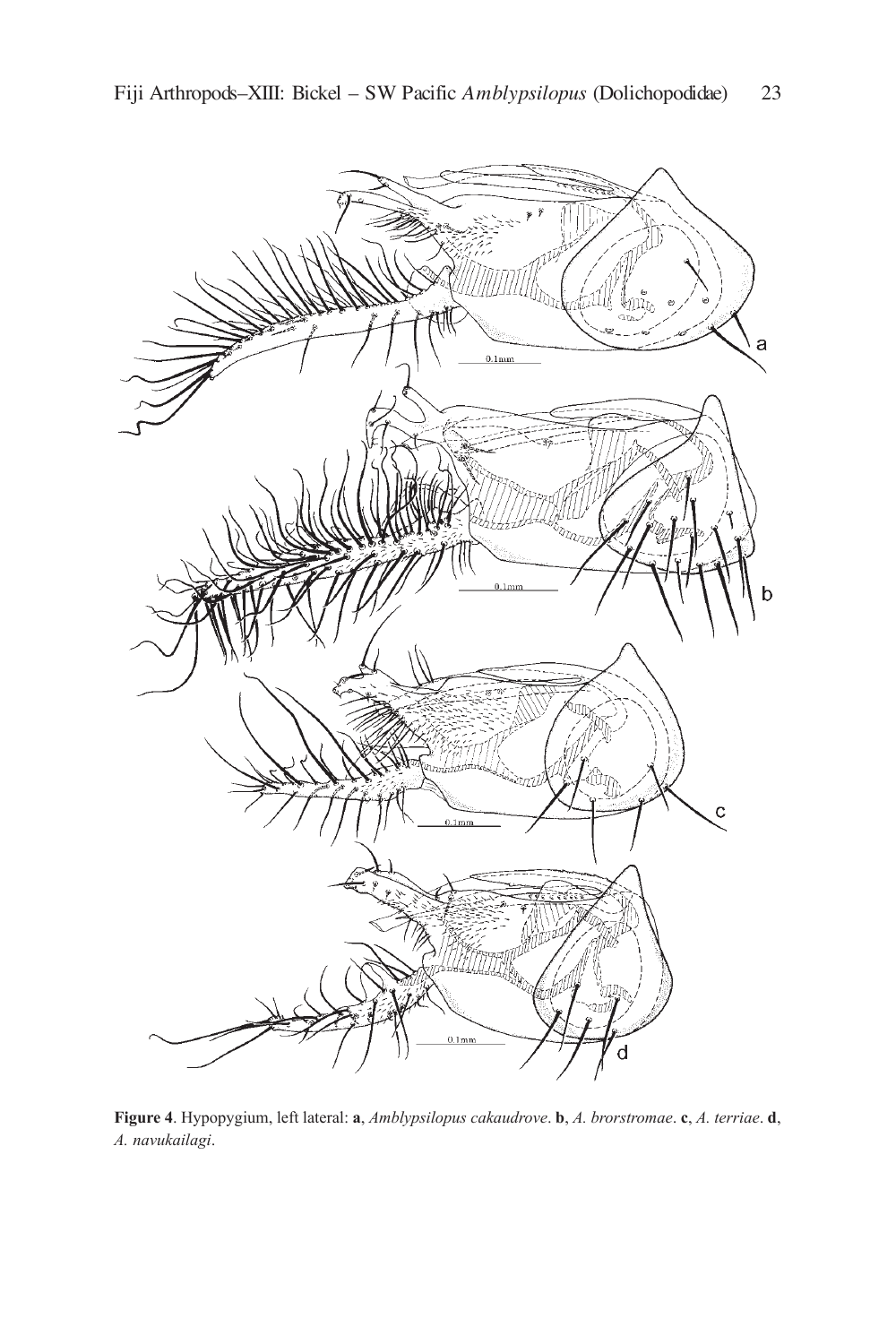**Figure 4**. Hypopygium, left lateral: **a**, *Amblypsilopus cakaudrove*. **b**, *A. brorstromae*. **c**, *A. terriae*. **d**, *A. navukailagi*.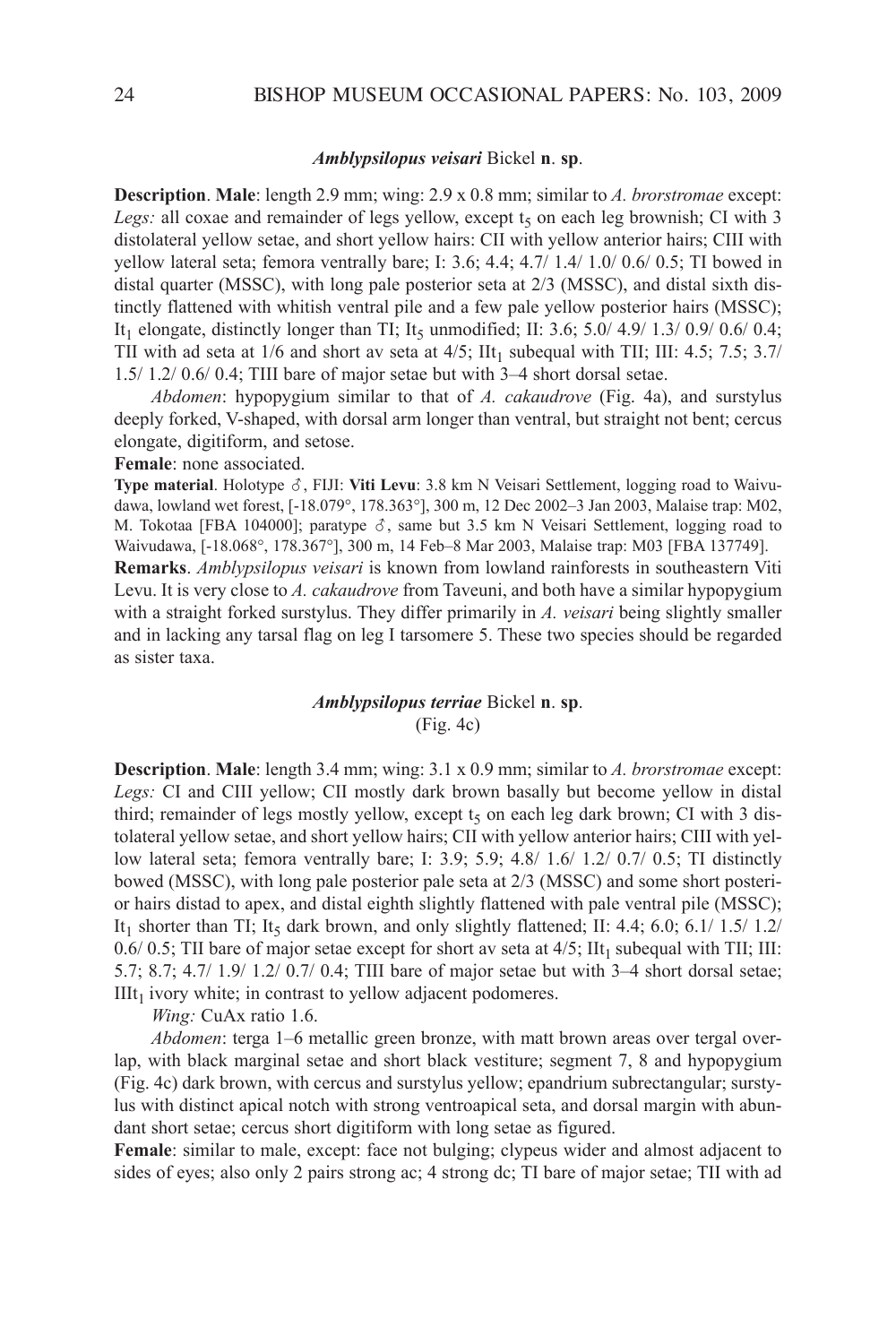### *Amblypsilopus veisari* Bickel **n**. **sp**.

**Description**. **Male**: length 2.9 mm; wing: 2.9 x 0.8 mm; similar to *A. brorstromae* except: *Legs:* all coxae and remainder of legs yellow, except $t_5$ on each leg brownish; CI with 3 distolateral yellow setae, and short yellow hairs: CII with yellow anterior hairs; CIII with yellow lateral seta; femora ventrally bare; I: 3.6; 4.4; 4.7/ 1.4/ 1.0/ 0.6/ 0.5; TI bowed in distal quarter (MSSC), with long pale posterior seta at 2/3 (MSSC), and distal sixth distinctly flattened with whitish ventral pile and a few pale yellow posterior hairs (MSSC); $It_1$ elongate, distinctly longer than TI; $It_5$ unmodified; II: 3.6; 5.0/ 4.9/ 1.3/ 0.9/ 0.6/ 0.4; TII with ad seta at 1/6 and short av seta at 4/5; $IIt_1$ subequal with TII; III: 4.5; 7.5; 3.7/ 1.5/ 1.2/ 0.6/ 0.4; TIII bare of major setae but with 3–4 short dorsal setae.

*Abdomen*: hypopygium similar to that of *A. cakaudrove* (Fig. 4a), and surstylus deeply forked, V-shaped, with dorsal arm longer than ventral, but straight not bent; cercus elongate, digitiform, and setose.

**Female**: none associated.

**Type material**. Holotype ♂, FIJI: **Viti Levu**: 3.8 km N Veisari Settlement, logging road to Waivudawa, lowland wet forest, [-18.079°, 178.363°], 300 m, 12 Dec 2002–3 Jan 2003, Malaise trap: M02, M. Tokotaa [FBA 104000]; paratype ♂, same but 3.5 km N Veisari Settlement, logging road to Waivudawa, [-18.068°, 178.367°], 300 m, 14 Feb–8 Mar 2003, Malaise trap: M03 [FBA 137749].

**Remarks**. *Amblypsilopus veisari* is known from lowland rainforests in southeastern Viti Levu. It is very close to *A. cakaudrove* from Taveuni, and both have a similar hypopygium with a straight forked surstylus. They differ primarily in *A. veisari* being slightly smaller and in lacking any tarsal flag on leg I tarsomere 5. These two species should be regarded as sister taxa.

### *Amblypsilopus terriae* Bickel **n**. **sp**.
(Fig. 4c)

**Description**. **Male**: length 3.4 mm; wing: 3.1 x 0.9 mm; similar to *A. brorstromae* except: *Legs:* CI and CIII yellow; CII mostly dark brown basally but become yellow in distal third; remainder of legs mostly yellow, except $t_5$ on each leg dark brown; CI with 3 distolateral yellow setae, and short yellow hairs; CII with yellow anterior hairs; CIII with yellow lateral seta; femora ventrally bare; I: 3.9; 5.9; 4.8/ 1.6/ 1.2/ 0.7/ 0.5; TI distinctly bowed (MSSC), with long pale posterior pale seta at 2/3 (MSSC) and some short posterior hairs distad to apex, and distal eighth slightly flattened with pale ventral pile (MSSC); $It_1$ shorter than TI; $It_5$ dark brown, and only slightly flattened; II: 4.4; 6.0; 6.1/ 1.5/ 1.2/ 0.6/ 0.5; TII bare of major setae except for short av seta at 4/5; $IIt_1$ subequal with TII; III: 5.7; 8.7; 4.7/ 1.9/ 1.2/ 0.7/ 0.4; TIII bare of major setae but with 3–4 short dorsal setae; $IIIt_1$ ivory white; in contrast to yellow adjacent podomeres.

*Wing:* CuAx ratio 1.6.

*Abdomen*: terga 1–6 metallic green bronze, with matt brown areas over tergal overlap, with black marginal setae and short black vestiture; segment 7, 8 and hypopygium (Fig. 4c) dark brown, with cercus and surstylus yellow; epandrium subrectangular; surstylus with distinct apical notch with strong ventroapical seta, and dorsal margin with abundant short setae; cercus short digitiform with long setae as figured.

**Female**: similar to male, except: face not bulging; clypeus wider and almost adjacent to sides of eyes; also only 2 pairs strong ac; 4 strong dc; TI bare of major setae; TII with ad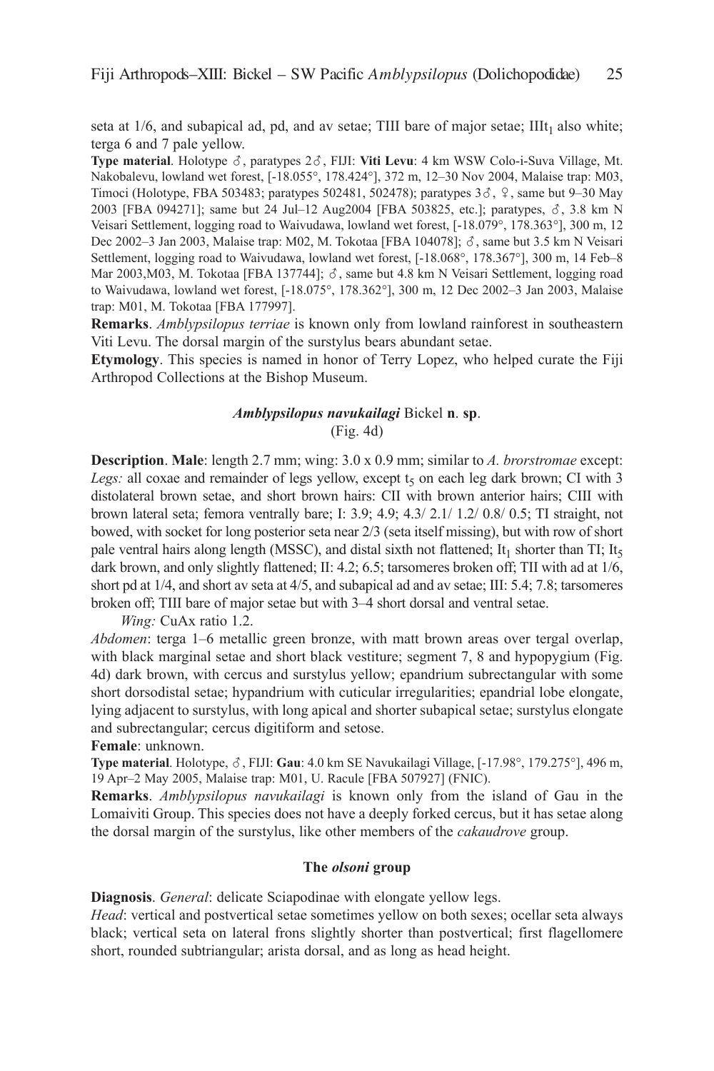seta at 1/6, and subapical ad, pd, and av setae; TIII bare of major setae; $IIIt_1$ also white; terga 6 and 7 pale yellow.

**Type material**. Holotype ♂, paratypes 2♂, FIJI: **Viti Levu**: 4 km WSW Colo-i-Suva Village, Mt. Nakobalevu, lowland wet forest, [-18.055°, 178.424°], 372 m, 12–30 Nov 2004, Malaise trap: M03, Timoci (Holotype, FBA 503483; paratypes 502481, 502478); paratypes 3♂, ♀, same but 9–30 May 2003 [FBA 094271]; same but 24 Jul–12 Aug2004 [FBA 503825, etc.]; paratypes, ♂, 3.8 km N Veisari Settlement, logging road to Waivudawa, lowland wet forest, [-18.079°, 178.363°], 300 m, 12 Dec 2002–3 Jan 2003, Malaise trap: M02, M. Tokotaa [FBA 104078]; ♂, same but 3.5 km N Veisari Settlement, logging road to Waivudawa, lowland wet forest, [-18.068°, 178.367°], 300 m, 14 Feb–8 Mar 2003,M03, M. Tokotaa [FBA 137744]; ♂, same but 4.8 km N Veisari Settlement, logging road to Waivudawa, lowland wet forest, [-18.075°, 178.362°], 300 m, 12 Dec 2002–3 Jan 2003, Malaise trap: M01, M. Tokotaa [FBA 177997].

**Remarks**. *Amblypsilopus terriae* is known only from lowland rainforest in southeastern Viti Levu. The dorsal margin of the surstylus bears abundant setae.

**Etymology**. This species is named in honor of Terry Lopez, who helped curate the Fiji Arthropod Collections at the Bishop Museum.

### *Amblypsilopus navukailagi* Bickel **n**. **sp**.

(Fig. 4d)

**Description**. **Male**: length 2.7 mm; wing: 3.0 x 0.9 mm; similar to *A. brorstromae* except: *Legs:* all coxae and remainder of legs yellow, except $t_5$ on each leg dark brown; CI with 3 distolateral brown setae, and short brown hairs: CII with brown anterior hairs; CIII with brown lateral seta; femora ventrally bare; I: 3.9; 4.9; 4.3/ 2.1/ 1.2/ 0.8/ 0.5; TI straight, not bowed, with socket for long posterior seta near 2/3 (seta itself missing), but with row of short pale ventral hairs along length (MSSC), and distal sixth not flattened; $It_1$ shorter than TI; $It_5$ dark brown, and only slightly flattened; II: 4.2; 6.5; tarsomeres broken off; TII with ad at 1/6, short pd at 1/4, and short av seta at 4/5, and subapical ad and av setae; III: 5.4; 7.8; tarsomeres broken off; TIII bare of major setae but with 3–4 short dorsal and ventral setae.

*Wing:* CuAx ratio 1.2.

*Abdomen*: terga 1–6 metallic green bronze, with matt brown areas over tergal overlap, with black marginal setae and short black vestiture; segment 7, 8 and hypopygium (Fig. 4d) dark brown, with cercus and surstylus yellow; epandrium subrectangular with some short dorsodistal setae; hypandrium with cuticular irregularities; epandrial lobe elongate, lying adjacent to surstylus, with long apical and shorter subapical setae; surstylus elongate and subrectangular; cercus digitiform and setose.

**Female**: unknown.

**Type material**. Holotype, ♂, FIJI: **Gau**: 4.0 km SE Navukailagi Village, [-17.98°, 179.275°], 496 m, 19 Apr–2 May 2005, Malaise trap: M01, U. Racule [FBA 507927] (FNIC).

**Remarks**. *Amblypsilopus navukailagi* is known only from the island of Gau in the Lomaiviti Group. This species does not have a deeply forked cercus, but it has setae along the dorsal margin of the surstylus, like other members of the *cakaudrove* group.

### The *olsoni* group

**Diagnosis**. *General*: delicate Sciapodinae with elongate yellow legs.

*Head*: vertical and postvertical setae sometimes yellow on both sexes; ocellar seta always black; vertical seta on lateral frons slightly shorter than postvertical; first flagellomere short, rounded subtriangular; arista dorsal, and as long as head height.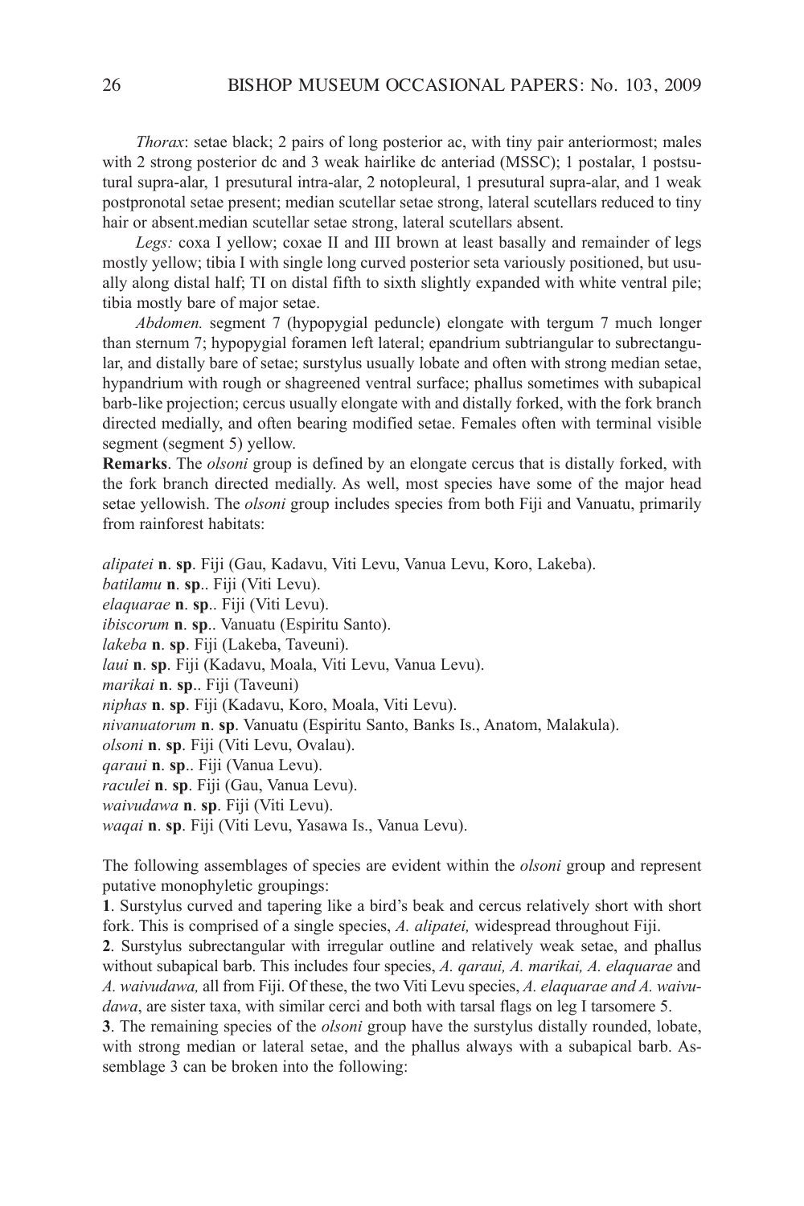*Thorax*: setae black; 2 pairs of long posterior ac, with tiny pair anteriormost; males with 2 strong posterior dc and 3 weak hairlike dc anteriad (MSSC); 1 postalar, 1 postsutural supra-alar, 1 presutural intra-alar, 2 notopleural, 1 presutural supra-alar, and 1 weak postpronotal setae present; median scutellar setae strong, lateral scutellars reduced to tiny hair or absent.median scutellar setae strong, lateral scutellars absent.

*Legs:* coxa I yellow; coxae II and III brown at least basally and remainder of legs mostly yellow; tibia I with single long curved posterior seta variously positioned, but usually along distal half; TI on distal fifth to sixth slightly expanded with white ventral pile; tibia mostly bare of major setae.

*Abdomen.* segment 7 (hypopygial peduncle) elongate with tergum 7 much longer than sternum 7; hypopygial foramen left lateral; epandrium subtriangular to subrectangular, and distally bare of setae; surstylus usually lobate and often with strong median setae, hypandrium with rough or shagreened ventral surface; phallus sometimes with subapical barb-like projection; cercus usually elongate with and distally forked, with the fork branch directed medially, and often bearing modified setae. Females often with terminal visible segment (segment 5) yellow.

**Remarks**. The *olsoni* group is defined by an elongate cercus that is distally forked, with the fork branch directed medially. As well, most species have some of the major head setae yellowish. The *olsoni* group includes species from both Fiji and Vanuatu, primarily from rainforest habitats:

*alipatei* **n**. **sp**. Fiji (Gau, Kadavu, Viti Levu, Vanua Levu, Koro, Lakeba).
*batilamu* **n**. **sp**.. Fiji (Viti Levu).
*elaquarae* **n**. **sp**.. Fiji (Viti Levu).
*ibiscorum* **n**. **sp**.. Vanuatu (Espiritu Santo).
*lakeba* **n**. **sp**. Fiji (Lakeba, Taveuni).
*laui* **n**. **sp**. Fiji (Kadavu, Moala, Viti Levu, Vanua Levu).
*marikai* **n**. **sp**.. Fiji (Taveuni)
*niphas* **n**. **sp**. Fiji (Kadavu, Koro, Moala, Viti Levu).
*nivanuatorum* **n**. **sp**. Vanuatu (Espiritu Santo, Banks Is., Anatom, Malakula).
*olsoni* **n**. **sp**. Fiji (Viti Levu, Ovalau).
*qaraui* **n**. **sp**.. Fiji (Vanua Levu).
*raculei* **n**. **sp**. Fiji (Gau, Vanua Levu).
*waivudawa* **n**. **sp**. Fiji (Viti Levu).
*waqai* **n**. **sp**. Fiji (Viti Levu, Yasawa Is., Vanua Levu).

The following assemblages of species are evident within the *olsoni* group and represent putative monophyletic groupings:

**1**. Surstylus curved and tapering like a bird's beak and cercus relatively short with short fork. This is comprised of a single species, *A. alipatei,* widespread throughout Fiji.

**2**. Surstylus subrectangular with irregular outline and relatively weak setae, and phallus without subapical barb. This includes four species, *A. qaraui, A. marikai, A. elaquarae* and *A. waivudawa,* all from Fiji. Of these, the two Viti Levu species, *A. elaquarae and A. waivudawa*, are sister taxa, with similar cerci and both with tarsal flags on leg I tarsomere 5.

**3**. The remaining species of the *olsoni* group have the surstylus distally rounded, lobate, with strong median or lateral setae, and the phallus always with a subapical barb. Assemblage 3 can be broken into the following: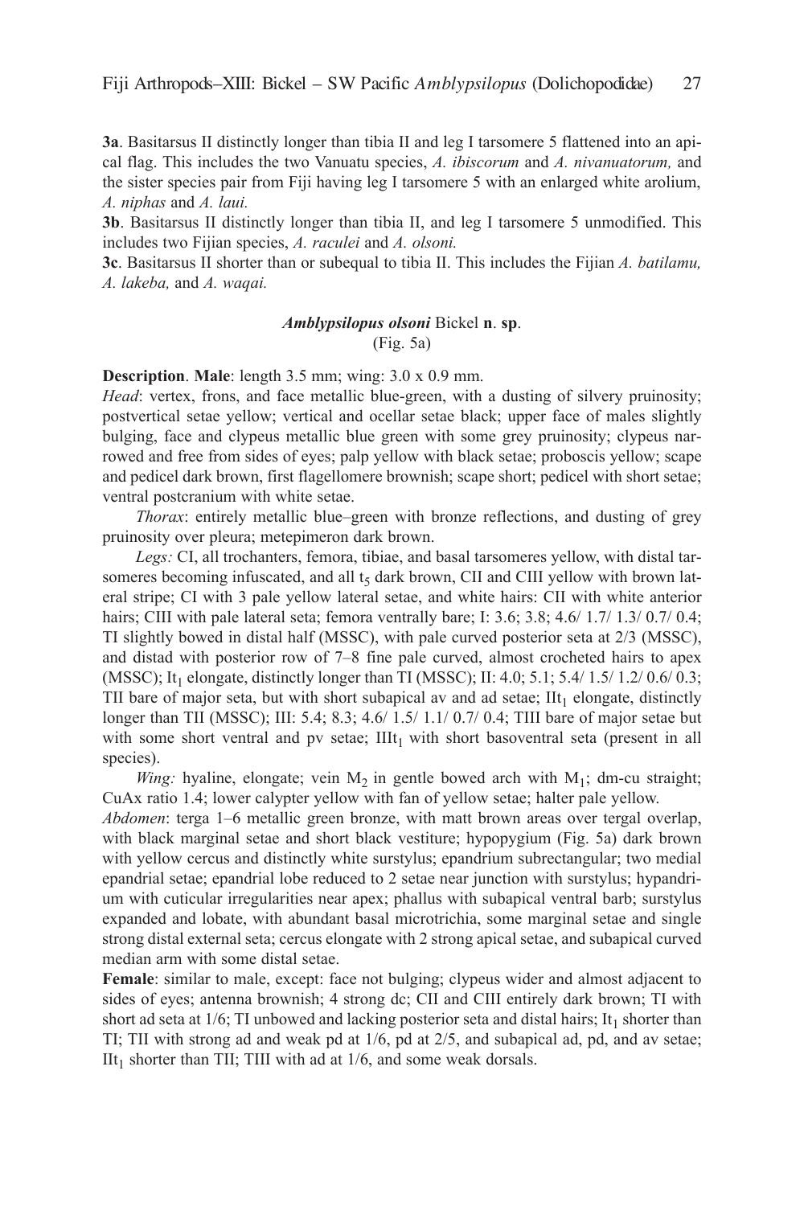**3a**. Basitarsus II distinctly longer than tibia II and leg I tarsomere 5 flattened into an apical flag. This includes the two Vanuatu species, *A. ibiscorum* and *A. nivanuatorum,* and the sister species pair from Fiji having leg I tarsomere 5 with an enlarged white arolium, *A. niphas* and *A. laui.*

**3b**. Basitarsus II distinctly longer than tibia II, and leg I tarsomere 5 unmodified. This includes two Fijian species, *A. raculei* and *A. olsoni.*

**3c**. Basitarsus II shorter than or subequal to tibia II. This includes the Fijian *A. batilamu, A. lakeba,* and *A. waqai.*

### *Amblypsilopus olsoni* Bickel **n**. **sp**.

(Fig. 5a)

**Description**. **Male**: length 3.5 mm; wing: 3.0 x 0.9 mm.

*Head*: vertex, frons, and face metallic blue-green, with a dusting of silvery pruinosity; postvertical setae yellow; vertical and ocellar setae black; upper face of males slightly bulging, face and clypeus metallic blue green with some grey pruinosity; clypeus narrowed and free from sides of eyes; palp yellow with black setae; proboscis yellow; scape and pedicel dark brown, first flagellomere brownish; scape short; pedicel with short setae; ventral postcranium with white setae.

*Thorax*: entirely metallic blue–green with bronze reflections, and dusting of grey pruinosity over pleura; metepimeron dark brown.

*Legs:* CI, all trochanters, femora, tibiae, and basal tarsomeres yellow, with distal tarsomeres becoming infuscated, and all $t_5$ dark brown, CII and CIII yellow with brown lateral stripe; CI with 3 pale yellow lateral setae, and white hairs: CII with white anterior hairs; CIII with pale lateral seta; femora ventrally bare; I: 3.6; 3.8; 4.6/ 1.7/ 1.3/ 0.7/ 0.4; TI slightly bowed in distal half (MSSC), with pale curved posterior seta at 2/3 (MSSC), and distad with posterior row of 7–8 fine pale curved, almost crocheted hairs to apex (MSSC); $It_1$ elongate, distinctly longer than TI (MSSC); II: 4.0; 5.1; 5.4/ 1.5/ 1.2/ 0.6/ 0.3; TII bare of major seta, but with short subapical av and ad setae; $IIt_1$ elongate, distinctly longer than TII (MSSC); III: 5.4; 8.3; 4.6/ 1.5/ 1.1/ 0.7/ 0.4; TIII bare of major setae but with some short ventral and pv setae; $IIIt_1$ with short basoventral seta (present in all species).

*Wing:* hyaline, elongate; vein $M_2$ in gentle bowed arch with $M_1$; dm-cu straight; CuAx ratio 1.4; lower calypter yellow with fan of yellow setae; halter pale yellow.

*Abdomen*: terga 1–6 metallic green bronze, with matt brown areas over tergal overlap, with black marginal setae and short black vestiture; hypopygium (Fig. 5a) dark brown with yellow cercus and distinctly white surstylus; epandrium subrectangular; two medial epandrial setae; epandrial lobe reduced to 2 setae near junction with surstylus; hypandrium with cuticular irregularities near apex; phallus with subapical ventral barb; surstylus expanded and lobate, with abundant basal microtrichia, some marginal setae and single strong distal external seta; cercus elongate with 2 strong apical setae, and subapical curved median arm with some distal setae.

**Female**: similar to male, except: face not bulging; clypeus wider and almost adjacent to sides of eyes; antenna brownish; 4 strong dc; CII and CIII entirely dark brown; TI with short ad seta at 1/6; TI unbowed and lacking posterior seta and distal hairs; $It_1$ shorter than TI; TII with strong ad and weak pd at 1/6, pd at 2/5, and subapical ad, pd, and av setae; $IIt_1$ shorter than TII; TIII with ad at 1/6, and some weak dorsals.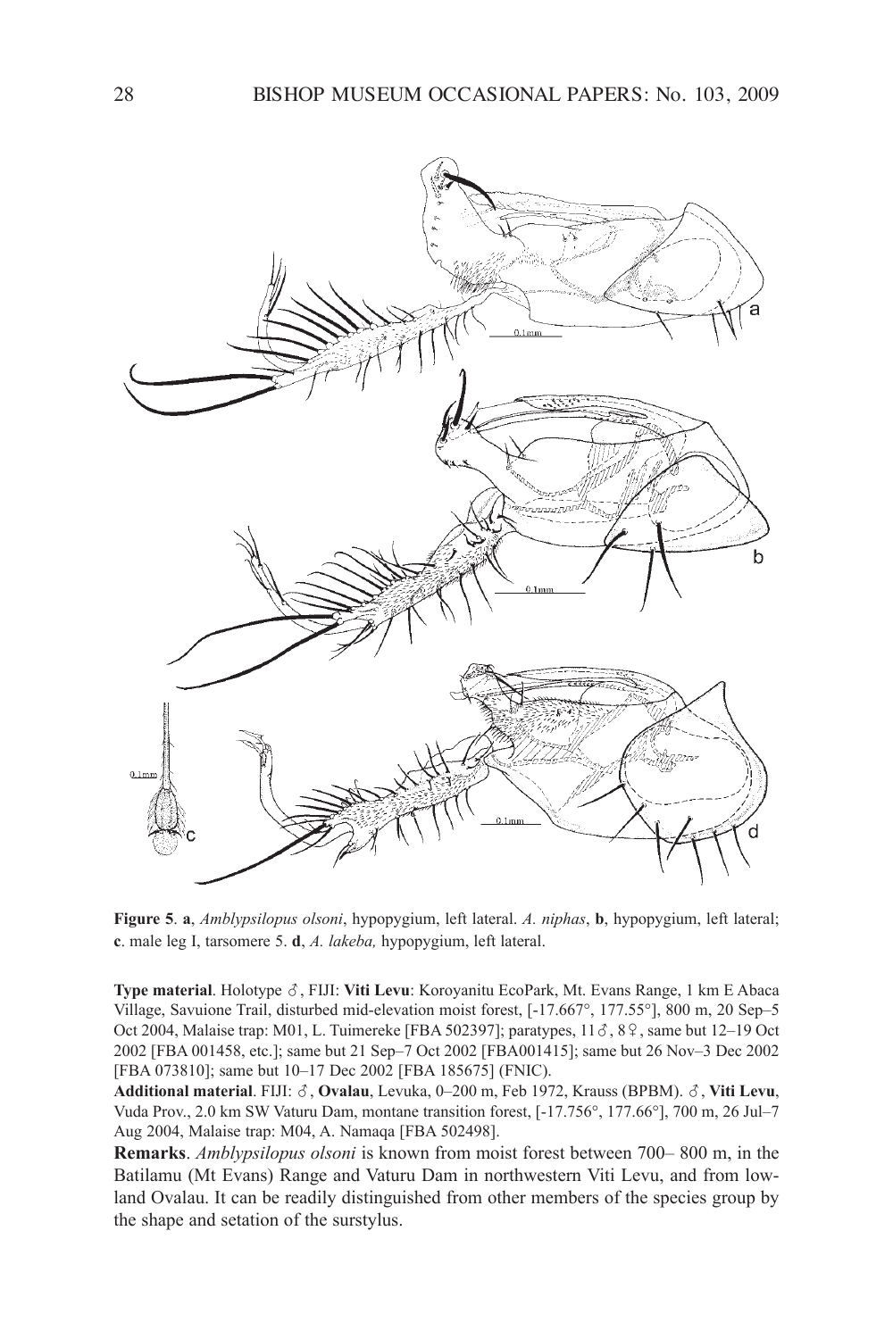**Figure 5**. **a**, *Amblypsilopus olsoni*, hypopygium, left lateral. *A. niphas*, **b**, hypopygium, left lateral; **c**. male leg I, tarsomere 5. **d**, *A. lakeba,* hypopygium, left lateral.

**Type material**. Holotype ♂, FIJI: **Viti Levu**: Koroyanitu EcoPark, Mt. Evans Range, 1 km E Abaca Village, Savuione Trail, disturbed mid-elevation moist forest, [-17.667°, 177.55°], 800 m, 20 Sep–5 Oct 2004, Malaise trap: M01, L. Tuimereke [FBA 502397]; paratypes, 11♂, 8♀, same but 12–19 Oct 2002 [FBA 001458, etc.]; same but 21 Sep–7 Oct 2002 [FBA001415]; same but 26 Nov–3 Dec 2002 [FBA 073810]; same but 10–17 Dec 2002 [FBA 185675] (FNIC).

**Additional material**. FIJI: ♂, **Ovalau**, Levuka, 0–200 m, Feb 1972, Krauss (BPBM). ♂, **Viti Levu**, Vuda Prov., 2.0 km SW Vaturu Dam, montane transition forest, [-17.756°, 177.66°], 700 m, 26 Jul–7 Aug 2004, Malaise trap: M04, A. Namaqa [FBA 502498].

**Remarks**. *Amblypsilopus olsoni* is known from moist forest between 700– 800 m, in the Batilamu (Mt Evans) Range and Vaturu Dam in northwestern Viti Levu, and from lowland Ovalau. It can be readily distinguished from other members of the species group by the shape and setation of the surstylus.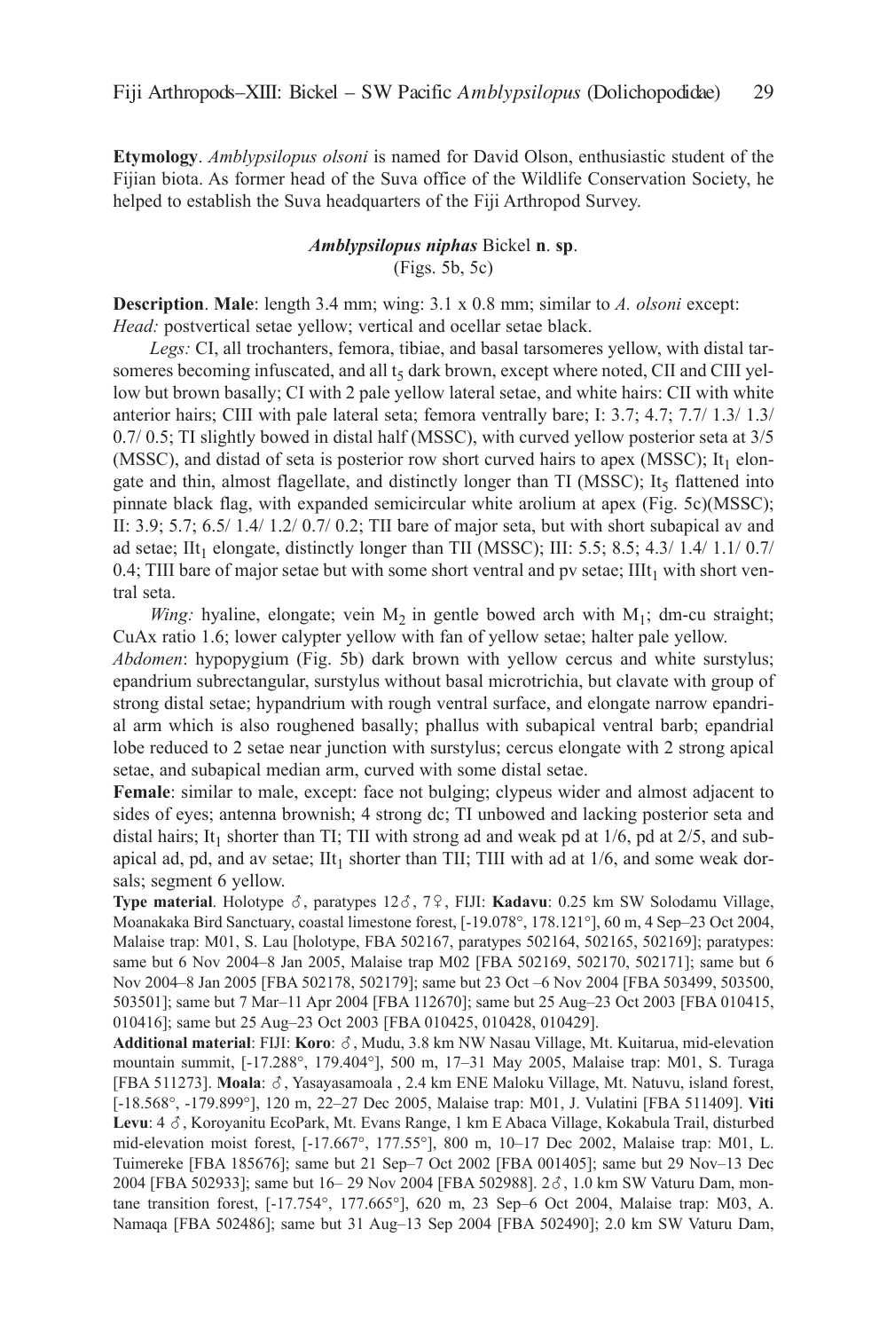**Etymology**. *Amblypsilopus olsoni* is named for David Olson, enthusiastic student of the Fijian biota. As former head of the Suva office of the Wildlife Conservation Society, he helped to establish the Suva headquarters of the Fiji Arthropod Survey.

### *Amblypsilopus niphas* Bickel n. sp.
(Figs. 5b, 5c)

**Description**. **Male**: length 3.4 mm; wing: 3.1 x 0.8 mm; similar to *A. olsoni* except: *Head:* postvertical setae yellow; vertical and ocellar setae black.

*Legs:* CI, all trochanters, femora, tibiae, and basal tarsomeres yellow, with distal tarsomeres becoming infuscated, and all $t_5$ dark brown, except where noted, CII and CIII yellow but brown basally; CI with 2 pale yellow lateral setae, and white hairs: CII with white anterior hairs; CIII with pale lateral seta; femora ventrally bare; I: 3.7; 4.7; 7.7/ 1.3/ 1.3/ 0.7/ 0.5; TI slightly bowed in distal half (MSSC), with curved yellow posterior seta at 3/5 (MSSC), and distad of seta is posterior row short curved hairs to apex (MSSC); $It_1$ elongate and thin, almost flagellate, and distinctly longer than TI (MSSC); $It_5$ flattened into pinnate black flag, with expanded semicircular white arolium at apex (Fig. 5c)(MSSC); II: 3.9; 5.7; 6.5/ 1.4/ 1.2/ 0.7/ 0.2; TII bare of major seta, but with short subapical av and ad setae; $IIt_1$ elongate, distinctly longer than TII (MSSC); III: 5.5; 8.5; 4.3/ 1.4/ 1.1/ 0.7/ 0.4; TIII bare of major setae but with some short ventral and pv setae; $IIIt_1$ with short ventral seta.

*Wing:* hyaline, elongate; vein $M_2$ in gentle bowed arch with $M_1$; dm-cu straight; CuAx ratio 1.6; lower calypter yellow with fan of yellow setae; halter pale yellow.

*Abdomen*: hypopygium (Fig. 5b) dark brown with yellow cercus and white surstylus; epandrium subrectangular, surstylus without basal microtrichia, but clavate with group of strong distal setae; hypandrium with rough ventral surface, and elongate narrow epandrial arm which is also roughened basally; phallus with subapical ventral barb; epandrial lobe reduced to 2 setae near junction with surstylus; cercus elongate with 2 strong apical setae, and subapical median arm, curved with some distal setae.

**Female**: similar to male, except: face not bulging; clypeus wider and almost adjacent to sides of eyes; antenna brownish; 4 strong dc; TI unbowed and lacking posterior seta and distal hairs; $It_1$ shorter than TI; TII with strong ad and weak pd at 1/6, pd at 2/5, and subapical ad, pd, and av setae; $IIt_1$ shorter than TII; TIII with ad at 1/6, and some weak dorsals; segment 6 yellow.

**Type material**. Holotype ♂, paratypes 12♂, 7♀, FIJI: **Kadavu**: 0.25 km SW Solodamu Village, Moanakaka Bird Sanctuary, coastal limestone forest, [-19.078°, 178.121°], 60 m, 4 Sep–23 Oct 2004, Malaise trap: M01, S. Lau [holotype, FBA 502167, paratypes 502164, 502165, 502169]; paratypes: same but 6 Nov 2004–8 Jan 2005, Malaise trap M02 [FBA 502169, 502170, 502171]; same but 6 Nov 2004–8 Jan 2005 [FBA 502178, 502179]; same but 23 Oct –6 Nov 2004 [FBA 503499, 503500, 503501]; same but 7 Mar–11 Apr 2004 [FBA 112670]; same but 25 Aug–23 Oct 2003 [FBA 010415, 010416]; same but 25 Aug–23 Oct 2003 [FBA 010425, 010428, 010429].

**Additional material**: FIJI: **Koro**: ♂, Mudu, 3.8 km NW Nasau Village, Mt. Kuitarua, mid-elevation mountain summit, [-17.288°, 179.404°], 500 m, 17–31 May 2005, Malaise trap: M01, S. Turaga [FBA 511273]. **Moala**: ♂, Yasayasamoala , 2.4 km ENE Maloku Village, Mt. Natuvu, island forest, [-18.568°, -179.899°], 120 m, 22–27 Dec 2005, Malaise trap: M01, J. Vulatini [FBA 511409]. **Viti Levu**: 4 ♂, Koroyanitu EcoPark, Mt. Evans Range, 1 km E Abaca Village, Kokabula Trail, disturbed mid-elevation moist forest, [-17.667°, 177.55°], 800 m, 10–17 Dec 2002, Malaise trap: M01, L. Tuimereke [FBA 185676]; same but 21 Sep–7 Oct 2002 [FBA 001405]; same but 29 Nov–13 Dec 2004 [FBA 502933]; same but 16– 29 Nov 2004 [FBA 502988]. 2♂, 1.0 km SW Vaturu Dam, montane transition forest, [-17.754°, 177.665°], 620 m, 23 Sep–6 Oct 2004, Malaise trap: M03, A. Namaqa [FBA 502486]; same but 31 Aug–13 Sep 2004 [FBA 502490]; 2.0 km SW Vaturu Dam,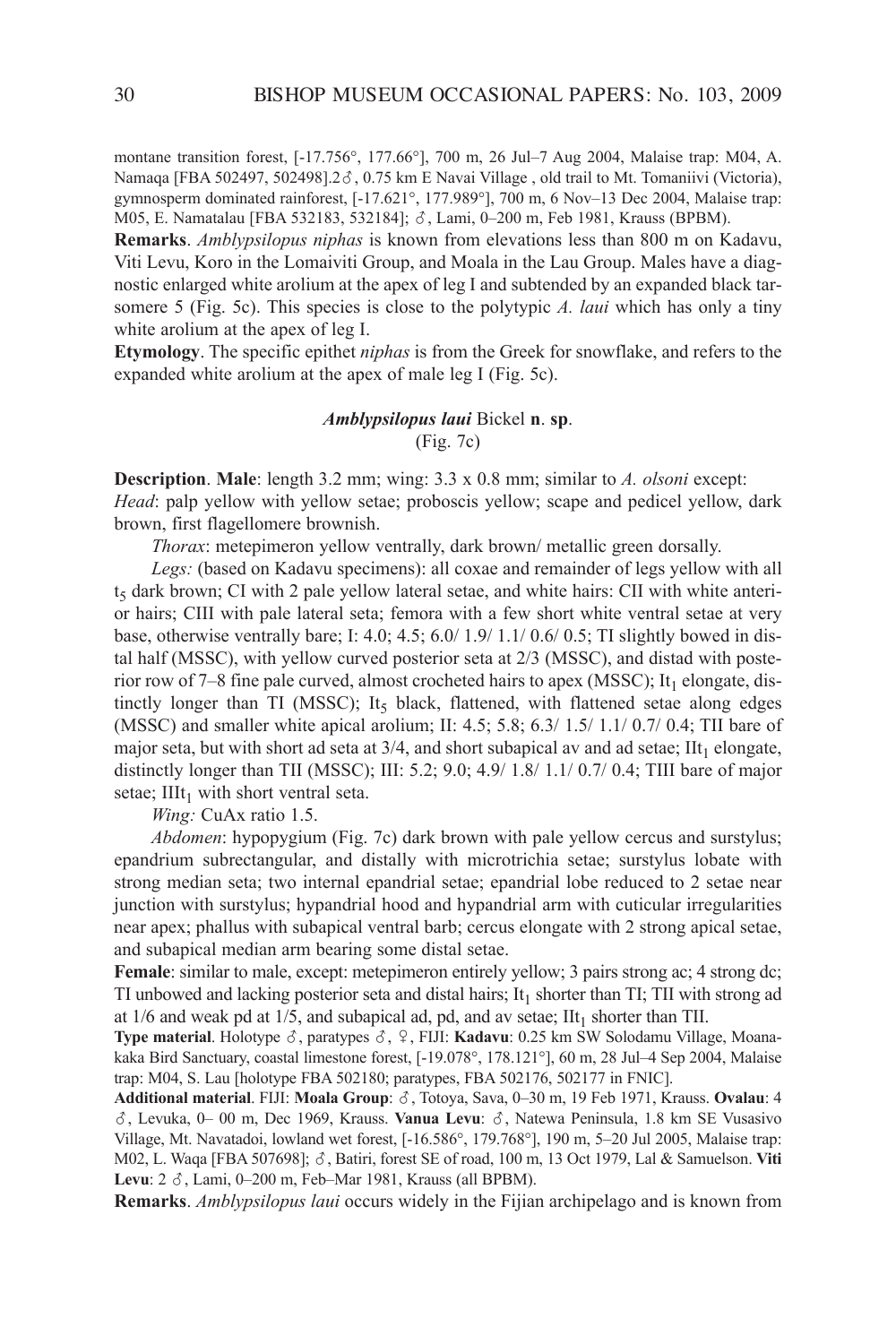montane transition forest, [-17.756°, 177.66°], 700 m, 26 Jul–7 Aug 2004, Malaise trap: M04, A. Namaqa [FBA 502497, 502498].2♂, 0.75 km E Navai Village , old trail to Mt. Tomaniivi (Victoria), gymnosperm dominated rainforest, [-17.621°, 177.989°], 700 m, 6 Nov–13 Dec 2004, Malaise trap: M05, E. Namatalau [FBA 532183, 532184]; ♂, Lami, 0–200 m, Feb 1981, Krauss (BPBM).

**Remarks**. *Amblypsilopus niphas* is known from elevations less than 800 m on Kadavu, Viti Levu, Koro in the Lomaiviti Group, and Moala in the Lau Group. Males have a diagnostic enlarged white arolium at the apex of leg I and subtended by an expanded black tarsomere 5 (Fig. 5c). This species is close to the polytypic *A. laui* which has only a tiny white arolium at the apex of leg I.

**Etymology**. The specific epithet *niphas* is from the Greek for snowflake, and refers to the expanded white arolium at the apex of male leg I (Fig. 5c).

### *Amblypsilopus laui* Bickel **n**. **sp**.

(Fig. 7c)

**Description**. **Male**: length 3.2 mm; wing: 3.3 x 0.8 mm; similar to *A. olsoni* except: *Head*: palp yellow with yellow setae; proboscis yellow; scape and pedicel yellow, dark brown, first flagellomere brownish.

*Thorax*: metepimeron yellow ventrally, dark brown/ metallic green dorsally.

*Legs:* (based on Kadavu specimens): all coxae and remainder of legs yellow with all $t_5$ dark brown; CI with 2 pale yellow lateral setae, and white hairs: CII with white anterior hairs; CIII with pale lateral seta; femora with a few short white ventral setae at very base, otherwise ventrally bare; I: 4.0; 4.5; 6.0/ 1.9/ 1.1/ 0.6/ 0.5; TI slightly bowed in distal half (MSSC), with yellow curved posterior seta at 2/3 (MSSC), and distad with posterior row of 7–8 fine pale curved, almost crocheted hairs to apex (MSSC); $It_1$ elongate, distinctly longer than TI (MSSC); $It_5$ black, flattened, with flattened setae along edges (MSSC) and smaller white apical arolium; II: 4.5; 5.8; 6.3/ 1.5/ 1.1/ 0.7/ 0.4; TII bare of major seta, but with short ad seta at 3/4, and short subapical av and ad setae; $IIt_1$ elongate, distinctly longer than TII (MSSC); III: 5.2; 9.0; 4.9/ 1.8/ 1.1/ 0.7/ 0.4; TIII bare of major setae; $IIIt_1$ with short ventral seta.

*Wing:* CuAx ratio 1.5.

*Abdomen*: hypopygium (Fig. 7c) dark brown with pale yellow cercus and surstylus; epandrium subrectangular, and distally with microtrichia setae; surstylus lobate with strong median seta; two internal epandrial setae; epandrial lobe reduced to 2 setae near junction with surstylus; hypandrial hood and hypandrial arm with cuticular irregularities near apex; phallus with subapical ventral barb; cercus elongate with 2 strong apical setae, and subapical median arm bearing some distal setae.

**Female**: similar to male, except: metepimeron entirely yellow; 3 pairs strong ac; 4 strong dc; TI unbowed and lacking posterior seta and distal hairs; $It_1$ shorter than TI; TII with strong ad at 1/6 and weak pd at 1/5, and subapical ad, pd, and av setae; $IIt_1$ shorter than TII.

**Type material**. Holotype ♂, paratypes ♂, ♀, FIJI: **Kadavu**: 0.25 km SW Solodamu Village, Moanakaka Bird Sanctuary, coastal limestone forest, [-19.078°, 178.121°], 60 m, 28 Jul–4 Sep 2004, Malaise trap: M04, S. Lau [holotype FBA 502180; paratypes, FBA 502176, 502177 in FNIC].

**Additional material**. FIJI: **Moala Group**: ♂, Totoya, Sava, 0–30 m, 19 Feb 1971, Krauss. **Ovalau**: 4 ♂, Levuka, 0– 00 m, Dec 1969, Krauss. **Vanua Levu**: ♂, Natewa Peninsula, 1.8 km SE Vusasivo Village, Mt. Navatadoi, lowland wet forest, [-16.586°, 179.768°], 190 m, 5–20 Jul 2005, Malaise trap: M02, L. Waqa [FBA 507698]; ♂, Batiri, forest SE of road, 100 m, 13 Oct 1979, Lal & Samuelson. **Viti Levu**: 2 ♂, Lami, 0–200 m, Feb–Mar 1981, Krauss (all BPBM).

**Remarks**. *Amblypsilopus laui* occurs widely in the Fijian archipelago and is known from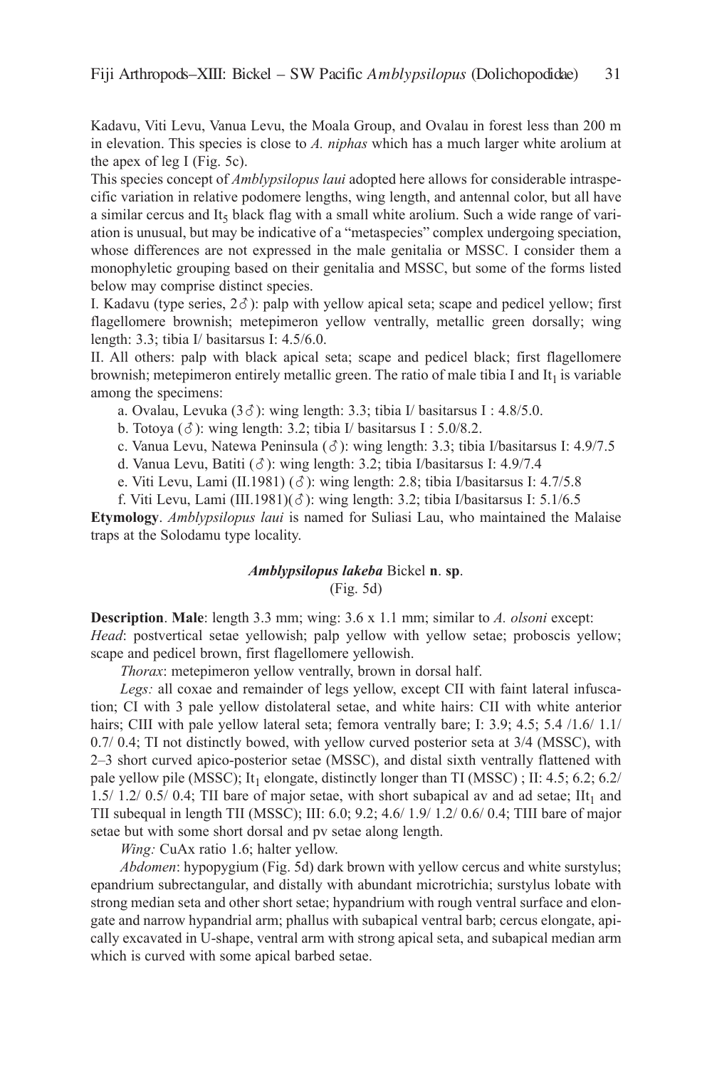Kadavu, Viti Levu, Vanua Levu, the Moala Group, and Ovalau in forest less than 200 m in elevation. This species is close to *A. niphas* which has a much larger white arolium at the apex of leg I (Fig. 5c).

This species concept of *Amblypsilopus laui* adopted here allows for considerable intraspecific variation in relative podomere lengths, wing length, and antennal color, but all have a similar cercus and $It_5$ black flag with a small white arolium. Such a wide range of variation is unusual, but may be indicative of a "metaspecies" complex undergoing speciation, whose differences are not expressed in the male genitalia or MSSC. I consider them a monophyletic grouping based on their genitalia and MSSC, but some of the forms listed below may comprise distinct species.

I. Kadavu (type series, 2♂): palp with yellow apical seta; scape and pedicel yellow; first flagellomere brownish; metepimeron yellow ventrally, metallic green dorsally; wing length: 3.3; tibia I/ basitarsus I: 4.5/6.0.

II. All others: palp with black apical seta; scape and pedicel black; first flagellomere brownish; metepimeron entirely metallic green. The ratio of male tibia I and $It_1$ is variable among the specimens:

a. Ovalau, Levuka (3♂): wing length: 3.3; tibia I/ basitarsus I : 4.8/5.0.

b. Totoya (♂): wing length: 3.2; tibia I/ basitarsus I : 5.0/8.2.

c. Vanua Levu, Natewa Peninsula (♂): wing length: 3.3; tibia I/basitarsus I: 4.9/7.5

d. Vanua Levu, Batiti (♂): wing length: 3.2; tibia I/basitarsus I: 4.9/7.4

e. Viti Levu, Lami (II.1981) (♂): wing length: 2.8; tibia I/basitarsus I: 4.7/5.8

f. Viti Levu, Lami (III.1981)(♂): wing length: 3.2; tibia I/basitarsus I: 5.1/6.5

**Etymology**. *Amblypsilopus laui* is named for Suliasi Lau, who maintained the Malaise traps at the Solodamu type locality.

### *Amblypsilopus lakeba* Bickel n. sp.
(Fig. 5d)

**Description**. **Male**: length 3.3 mm; wing: 3.6 x 1.1 mm; similar to *A. olsoni* except:
*Head*: postvertical setae yellowish; palp yellow with yellow setae; proboscis yellow; scape and pedicel brown, first flagellomere yellowish.

*Thorax*: metepimeron yellow ventrally, brown in dorsal half.

*Legs:* all coxae and remainder of legs yellow, except CII with faint lateral infuscation; CI with 3 pale yellow distolateral setae, and white hairs: CII with white anterior hairs; CIII with pale yellow lateral seta; femora ventrally bare; I: 3.9; 4.5; 5.4 /1.6/ 1.1/ 0.7/ 0.4; TI not distinctly bowed, with yellow curved posterior seta at 3/4 (MSSC), with 2–3 short curved apico-posterior setae (MSSC), and distal sixth ventrally flattened with pale yellow pile (MSSC); $It_1$ elongate, distinctly longer than TI (MSSC) ; II: 4.5; 6.2; 6.2/ 1.5/ 1.2/ 0.5/ 0.4; TII bare of major setae, with short subapical av and ad setae; $IIt_1$ and TII subequal in length TII (MSSC); III: 6.0; 9.2; 4.6/ 1.9/ 1.2/ 0.6/ 0.4; TIII bare of major setae but with some short dorsal and pv setae along length.

*Wing:* CuAx ratio 1.6; halter yellow.

*Abdomen*: hypopygium (Fig. 5d) dark brown with yellow cercus and white surstylus; epandrium subrectangular, and distally with abundant microtrichia; surstylus lobate with strong median seta and other short setae; hypandrium with rough ventral surface and elongate and narrow hypandrial arm; phallus with subapical ventral barb; cercus elongate, apically excavated in U-shape, ventral arm with strong apical seta, and subapical median arm which is curved with some apical barbed setae.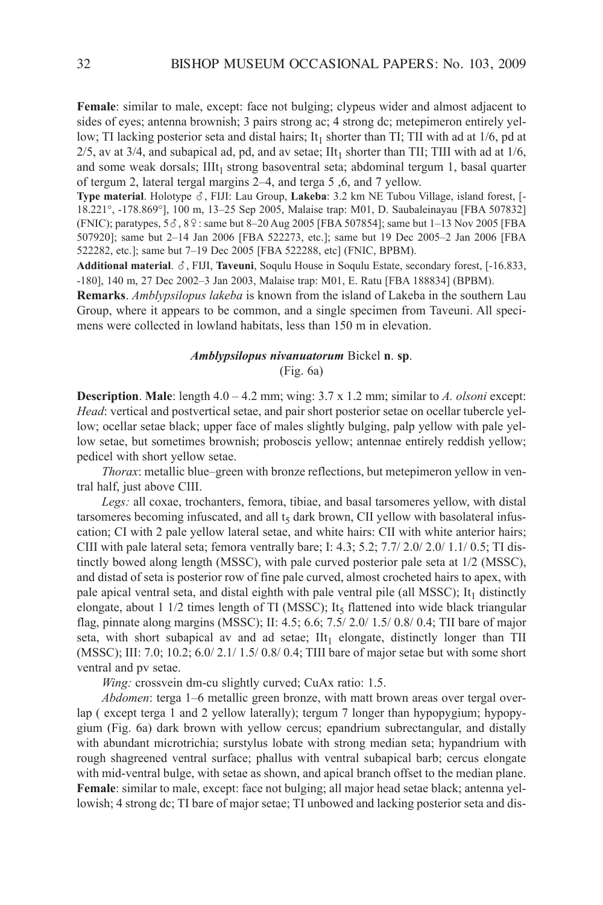**Female**: similar to male, except: face not bulging; clypeus wider and almost adjacent to sides of eyes; antenna brownish; 3 pairs strong ac; 4 strong dc; metepimeron entirely yellow; TI lacking posterior seta and distal hairs; $It_1$ shorter than TI; TII with ad at 1/6, pd at 2/5, av at 3/4, and subapical ad, pd, and av setae; $IIt_1$ shorter than TII; TIII with ad at 1/6, and some weak dorsals; $IIIt_1$ strong basoventral seta; abdominal tergum 1, basal quarter of tergum 2, lateral tergal margins 2–4, and terga 5 ,6, and 7 yellow.

**Type material**. Holotype ♂, FIJI: Lau Group, **Lakeba**: 3.2 km NE Tubou Village, island forest, [-18.221°, -178.869°], 100 m, 13–25 Sep 2005, Malaise trap: M01, D. Saubaleinayau [FBA 507832] (FNIC); paratypes, 5♂, 8♀: same but 8–20 Aug 2005 [FBA 507854]; same but 1–13 Nov 2005 [FBA 507920]; same but 2–14 Jan 2006 [FBA 522273, etc.]; same but 19 Dec 2005–2 Jan 2006 [FBA 522282, etc.]; same but 7–19 Dec 2005 [FBA 522288, etc] (FNIC, BPBM).

**Additional material**. ♂, FIJI, **Taveuni**, Soqulu House in Soqulu Estate, secondary forest, [-16.833, -180], 140 m, 27 Dec 2002–3 Jan 2003, Malaise trap: M01, E. Ratu [FBA 188834] (BPBM).

**Remarks**. *Amblypsilopus lakeba* is known from the island of Lakeba in the southern Lau Group, where it appears to be common, and a single specimen from Taveuni. All specimens were collected in lowland habitats, less than 150 m in elevation.

### *Amblypsilopus nivanuatorum* Bickel n. sp.
(Fig. 6a)

**Description**. **Male**: length 4.0 – 4.2 mm; wing: 3.7 x 1.2 mm; similar to *A. olsoni* except: *Head*: vertical and postvertical setae, and pair short posterior setae on ocellar tubercle yellow; ocellar setae black; upper face of males slightly bulging, palp yellow with pale yellow setae, but sometimes brownish; proboscis yellow; antennae entirely reddish yellow; pedicel with short yellow setae.

*Thorax*: metallic blue–green with bronze reflections, but metepimeron yellow in ventral half, just above CIII.

*Legs:* all coxae, trochanters, femora, tibiae, and basal tarsomeres yellow, with distal tarsomeres becoming infuscated, and all $t_5$ dark brown, CII yellow with basolateral infuscation; CI with 2 pale yellow lateral setae, and white hairs: CII with white anterior hairs; CIII with pale lateral seta; femora ventrally bare; I: 4.3; 5.2; 7.7/ 2.0/ 2.0/ 1.1/ 0.5; TI distinctly bowed along length (MSSC), with pale curved posterior pale seta at 1/2 (MSSC), and distad of seta is posterior row of fine pale curved, almost crocheted hairs to apex, with pale apical ventral seta, and distal eighth with pale ventral pile (all MSSC); $It_1$ distinctly elongate, about 1 1/2 times length of TI (MSSC); $It_5$ flattened into wide black triangular flag, pinnate along margins (MSSC); II: 4.5; 6.6; 7.5/ 2.0/ 1.5/ 0.8/ 0.4; TII bare of major seta, with short subapical av and ad setae; $IIt_1$ elongate, distinctly longer than TII (MSSC); III: 7.0; 10.2; 6.0/ 2.1/ 1.5/ 0.8/ 0.4; TIII bare of major setae but with some short ventral and pv setae.

*Wing:* crossvein dm-cu slightly curved; CuAx ratio: 1.5.

*Abdomen*: terga 1–6 metallic green bronze, with matt brown areas over tergal overlap ( except terga 1 and 2 yellow laterally); tergum 7 longer than hypopygium; hypopygium (Fig. 6a) dark brown with yellow cercus; epandrium subrectangular, and distally with abundant microtrichia; surstylus lobate with strong median seta; hypandrium with rough shagreened ventral surface; phallus with ventral subapical barb; cercus elongate with mid-ventral bulge, with setae as shown, and apical branch offset to the median plane.

**Female**: similar to male, except: face not bulging; all major head setae black; antenna yellowish; 4 strong dc; TI bare of major setae; TI unbowed and lacking posterior seta and dis-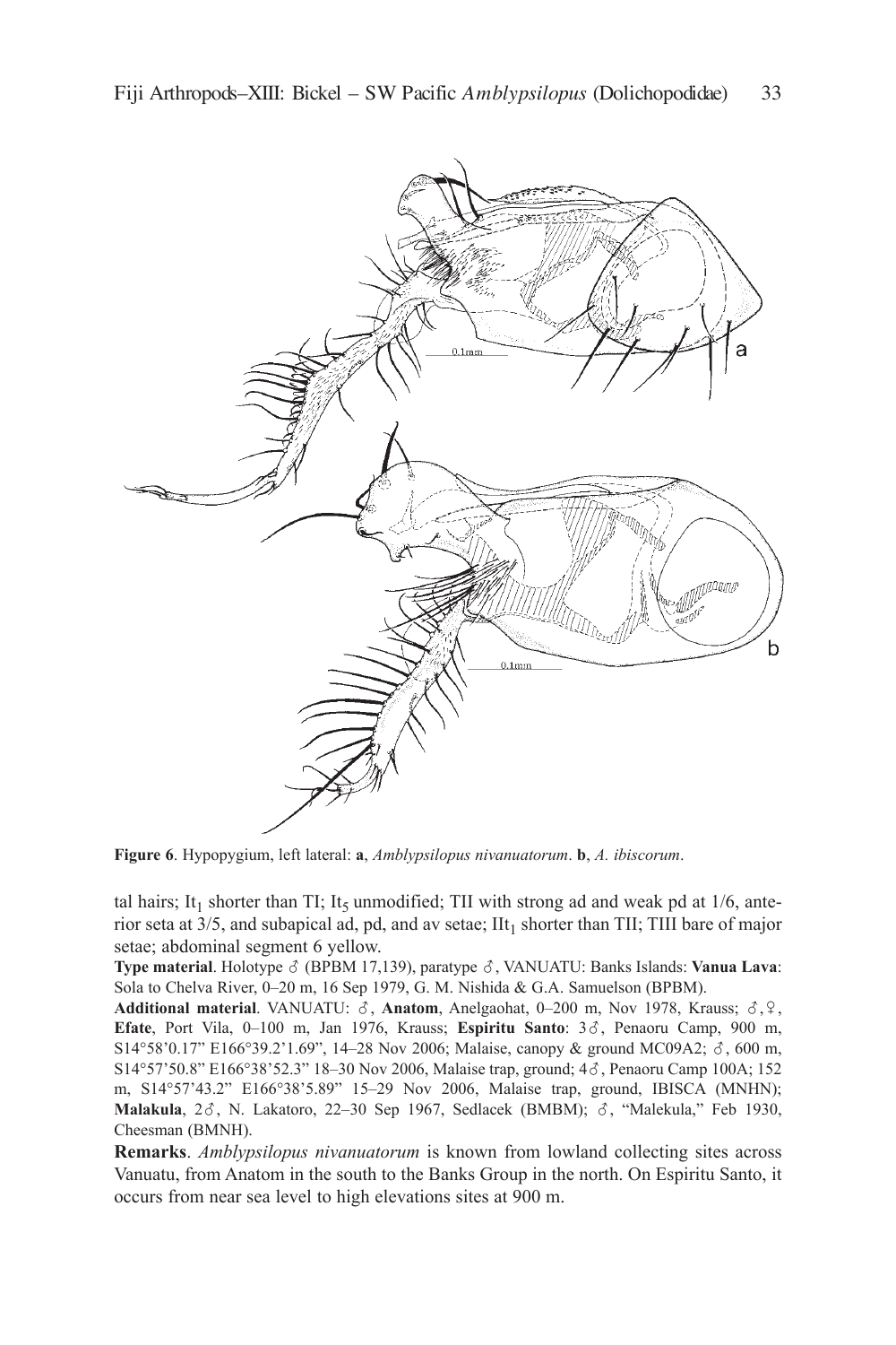**Figure 6**. Hypopygium, left lateral: **a**, *Amblypsilopus nivanuatorum*. **b**, *A. ibiscorum*.

tal hairs; $It_1$ shorter than TI; $It_5$ unmodified; TII with strong ad and weak pd at 1/6, anterior seta at 3/5, and subapical ad, pd, and av setae; $IIt_1$ shorter than TII; TIII bare of major setae; abdominal segment 6 yellow.

**Type material**. Holotype ♂ (BPBM 17,139), paratype ♂, VANUATU: Banks Islands: **Vanua Lava**: Sola to Chelva River, 0–20 m, 16 Sep 1979, G. M. Nishida & G.A. Samuelson (BPBM).

**Additional material**. VANUATU: ♂, **Anatom**, Anelgaohat, 0–200 m, Nov 1978, Krauss; ♂, ♀, **Efate**, Port Vila, 0–100 m, Jan 1976, Krauss; **Espiritu Santo**: 3♂, Penaoru Camp, 900 m, S14°58'0.17" E166°39.2'1.69", 14–28 Nov 2006; Malaise, canopy & ground MC09A2; ♂, 600 m, S14°57'50.8" E166°38'52.3" 18–30 Nov 2006, Malaise trap, ground; 4♂, Penaoru Camp 100A; 152 m, S14°57'43.2" E166°38'5.89" 15–29 Nov 2006, Malaise trap, ground, IBISCA (MNHN); **Malakula**, 2♂, N. Lakatoro, 22–30 Sep 1967, Sedlacek (BMBM); ♂, "Malekula," Feb 1930, Cheesman (BMNH).

**Remarks**. *Amblypsilopus nivanuatorum* is known from lowland collecting sites across Vanuatu, from Anatom in the south to the Banks Group in the north. On Espiritu Santo, it occurs from near sea level to high elevations sites at 900 m.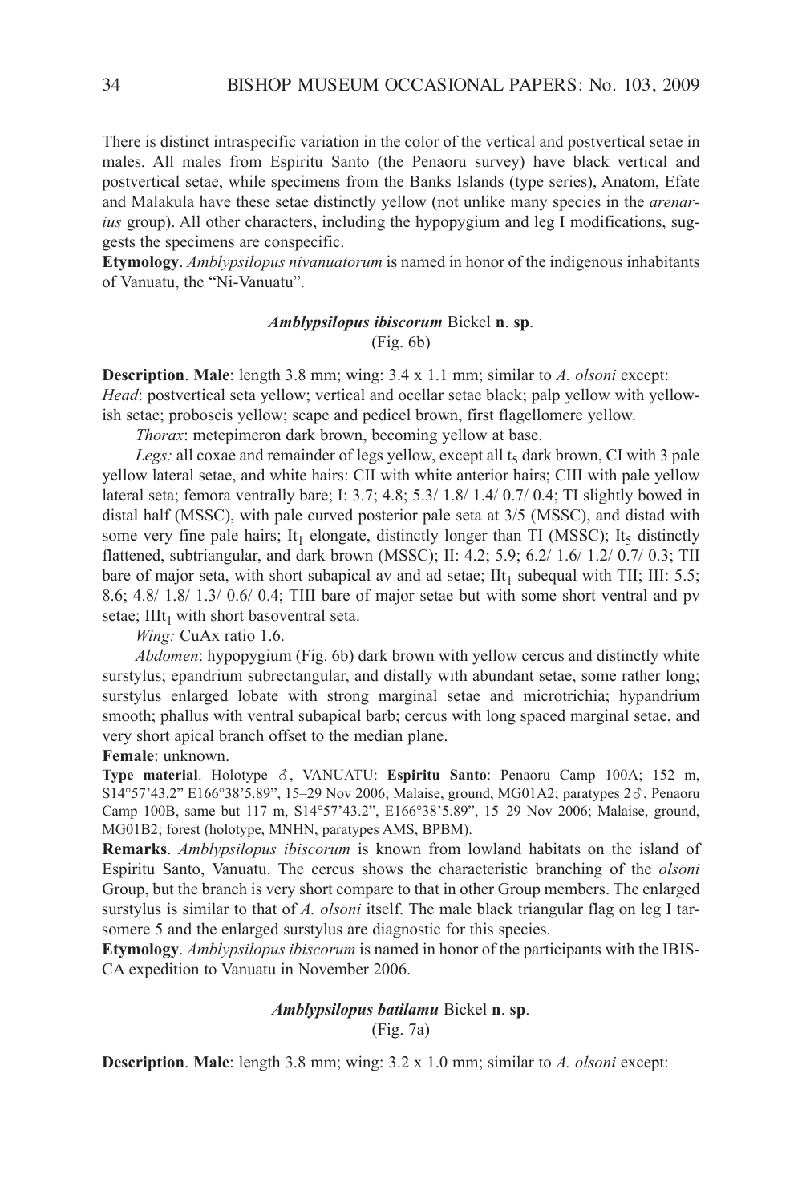There is distinct intraspecific variation in the color of the vertical and postvertical setae in males. All males from Espiritu Santo (the Penaoru survey) have black vertical and postvertical setae, while specimens from the Banks Islands (type series), Anatom, Efate and Malakula have these setae distinctly yellow (not unlike many species in the *arenarius* group). All other characters, including the hypopygium and leg I modifications, suggests the specimens are conspecific.

**Etymology**. *Amblypsilopus nivanuatorum* is named in honor of the indigenous inhabitants of Vanuatu, the "Ni-Vanuatu".

### *Amblypsilopus ibiscorum* Bickel **n**. **sp**.

(Fig. 6b)

**Description**. **Male**: length 3.8 mm; wing: 3.4 x 1.1 mm; similar to *A. olsoni* except: *Head*: postvertical seta yellow; vertical and ocellar setae black; palp yellow with yellowish setae; proboscis yellow; scape and pedicel brown, first flagellomere yellow.

*Thorax*: metepimeron dark brown, becoming yellow at base.

*Legs:* all coxae and remainder of legs yellow, except all $t_5$ dark brown, CI with 3 pale yellow lateral setae, and white hairs: CII with white anterior hairs; CIII with pale yellow lateral seta; femora ventrally bare; I: 3.7; 4.8; 5.3/ 1.8/ 1.4/ 0.7/ 0.4; TI slightly bowed in distal half (MSSC), with pale curved posterior pale seta at 3/5 (MSSC), and distad with some very fine pale hairs; $It_1$ elongate, distinctly longer than TI (MSSC); $It_5$ distinctly flattened, subtriangular, and dark brown (MSSC); II: 4.2; 5.9; 6.2/ 1.6/ 1.2/ 0.7/ 0.3; TII bare of major seta, with short subapical av and ad setae; $IIt_1$ subequal with TII; III: 5.5; 8.6; 4.8/ 1.8/ 1.3/ 0.6/ 0.4; TIII bare of major setae but with some short ventral and pv setae; $IIIt_1$ with short basoventral seta.

*Wing:* CuAx ratio 1.6.

*Abdomen*: hypopygium (Fig. 6b) dark brown with yellow cercus and distinctly white surstylus; epandrium subrectangular, and distally with abundant setae, some rather long; surstylus enlarged lobate with strong marginal setae and microtrichia; hypandrium smooth; phallus with ventral subapical barb; cercus with long spaced marginal setae, and very short apical branch offset to the median plane.

**Female**: unknown.

**Type material**. Holotype ♂, VANUATU: **Espiritu Santo**: Penaoru Camp 100A; 152 m, S14°57'43.2" E166°38'5.89", 15–29 Nov 2006; Malaise, ground, MG01A2; paratypes 2♂, Penaoru Camp 100B, same but 117 m, S14°57'43.2", E166°38'5.89", 15–29 Nov 2006; Malaise, ground, MG01B2; forest (holotype, MNHN, paratypes AMS, BPBM).

**Remarks**. *Amblypsilopus ibiscorum* is known from lowland habitats on the island of Espiritu Santo, Vanuatu. The cercus shows the characteristic branching of the *olsoni* Group, but the branch is very short compare to that in other Group members. The enlarged surstylus is similar to that of *A. olsoni* itself. The male black triangular flag on leg I tarsomere 5 and the enlarged surstylus are diagnostic for this species.

**Etymology**. *Amblypsilopus ibiscorum* is named in honor of the participants with the IBISCA expedition to Vanuatu in November 2006.

### *Amblypsilopus batilamu* Bickel **n**. **sp**.

(Fig. 7a)

**Description**. **Male**: length 3.8 mm; wing: 3.2 x 1.0 mm; similar to *A. olsoni* except: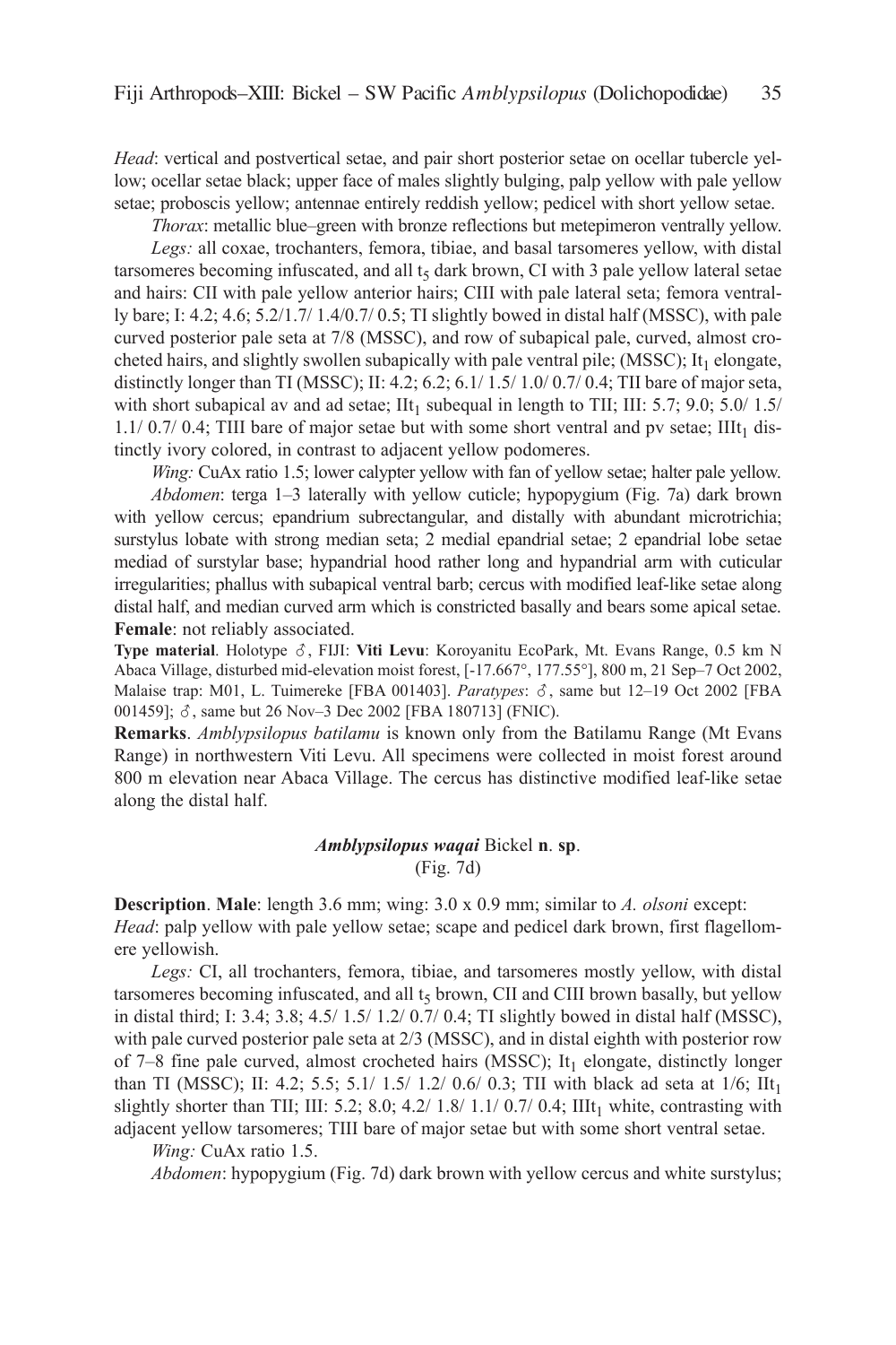*Head*: vertical and postvertical setae, and pair short posterior setae on ocellar tubercle yellow; ocellar setae black; upper face of males slightly bulging, palp yellow with pale yellow setae; proboscis yellow; antennae entirely reddish yellow; pedicel with short yellow setae.

*Thorax*: metallic blue–green with bronze reflections but metepimeron ventrally yellow.

*Legs:* all coxae, trochanters, femora, tibiae, and basal tarsomeres yellow, with distal tarsomeres becoming infuscated, and all $t_5$ dark brown, CI with 3 pale yellow lateral setae and hairs: CII with pale yellow anterior hairs; CIII with pale lateral seta; femora ventrally bare; I: 4.2; 4.6; 5.2/1.7/ 1.4/0.7/ 0.5; TI slightly bowed in distal half (MSSC), with pale curved posterior pale seta at 7/8 (MSSC), and row of subapical pale, curved, almost crocheted hairs, and slightly swollen subapically with pale ventral pile; (MSSC); $It_1$ elongate, distinctly longer than TI (MSSC); II: 4.2; 6.2; 6.1/ 1.5/ 1.0/ 0.7/ 0.4; TII bare of major seta, with short subapical av and ad setae; $IIt_1$ subequal in length to TII; III: 5.7; 9.0; 5.0/ 1.5/ 1.1/ 0.7/ 0.4; TIII bare of major setae but with some short ventral and pv setae; $IIIt_1$ distinctly ivory colored, in contrast to adjacent yellow podomeres.

*Wing:* CuAx ratio 1.5; lower calypter yellow with fan of yellow setae; halter pale yellow.

*Abdomen*: terga 1–3 laterally with yellow cuticle; hypopygium (Fig. 7a) dark brown with yellow cercus; epandrium subrectangular, and distally with abundant microtrichia; surstylus lobate with strong median seta; 2 medial epandrial setae; 2 epandrial lobe setae mediad of surstylar base; hypandrial hood rather long and hypandrial arm with cuticular irregularities; phallus with subapical ventral barb; cercus with modified leaf-like setae along distal half, and median curved arm which is constricted basally and bears some apical setae.

**Female**: not reliably associated.

**Type material**. Holotype ♂, FIJI: **Viti Levu**: Koroyanitu EcoPark, Mt. Evans Range, 0.5 km N Abaca Village, disturbed mid-elevation moist forest, [-17.667°, 177.55°], 800 m, 21 Sep–7 Oct 2002, Malaise trap: M01, L. Tuimereke [FBA 001403]. *Paratypes*: ♂, same but 12–19 Oct 2002 [FBA 001459]; ♂, same but 26 Nov–3 Dec 2002 [FBA 180713] (FNIC).

**Remarks**. *Amblypsilopus batilamu* is known only from the Batilamu Range (Mt Evans Range) in northwestern Viti Levu. All specimens were collected in moist forest around 800 m elevation near Abaca Village. The cercus has distinctive modified leaf-like setae along the distal half.

### *Amblypsilopus waqai* Bickel **n**. **sp**.
(Fig. 7d)

**Description**. **Male**: length 3.6 mm; wing: 3.0 x 0.9 mm; similar to *A. olsoni* except: *Head*: palp yellow with pale yellow setae; scape and pedicel dark brown, first flagellomere yellowish.

*Legs:* CI, all trochanters, femora, tibiae, and tarsomeres mostly yellow, with distal tarsomeres becoming infuscated, and all $t_5$ brown, CII and CIII brown basally, but yellow in distal third; I: 3.4; 3.8; 4.5/ 1.5/ 1.2/ 0.7/ 0.4; TI slightly bowed in distal half (MSSC), with pale curved posterior pale seta at 2/3 (MSSC), and in distal eighth with posterior row of 7–8 fine pale curved, almost crocheted hairs (MSSC); $It_1$ elongate, distinctly longer than TI (MSSC); II: 4.2; 5.5; 5.1/ 1.5/ 1.2/ 0.6/ 0.3; TII with black ad seta at 1/6; $IIt_1$ slightly shorter than TII; III: 5.2; 8.0; 4.2/ 1.8/ 1.1/ 0.7/ 0.4; $IIIt_1$ white, contrasting with adjacent yellow tarsomeres; TIII bare of major setae but with some short ventral setae.

*Wing:* CuAx ratio 1.5.

*Abdomen*: hypopygium (Fig. 7d) dark brown with yellow cercus and white surstylus;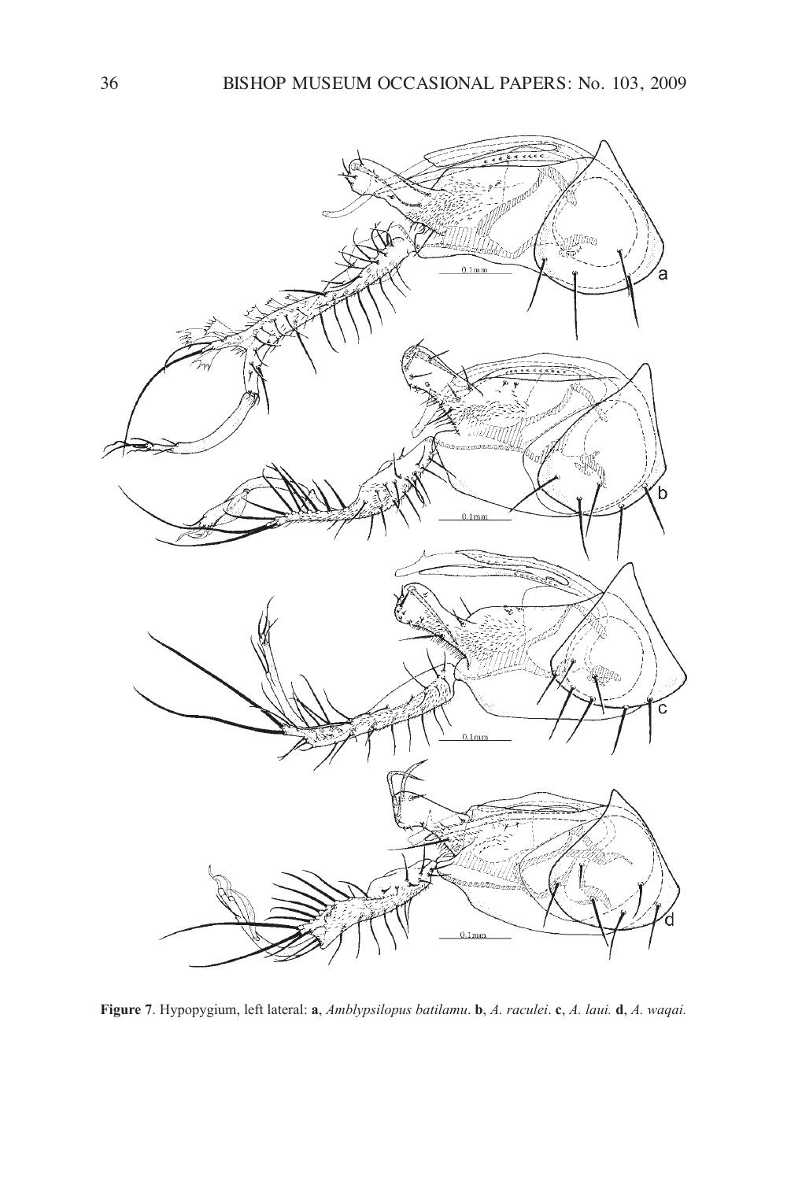**Figure 7**. Hypopygium, left lateral: **a**, *Amblypsilopus batilamu*. **b**, *A. raculei*. **c**, *A. laui.* **d**, *A. waqai.*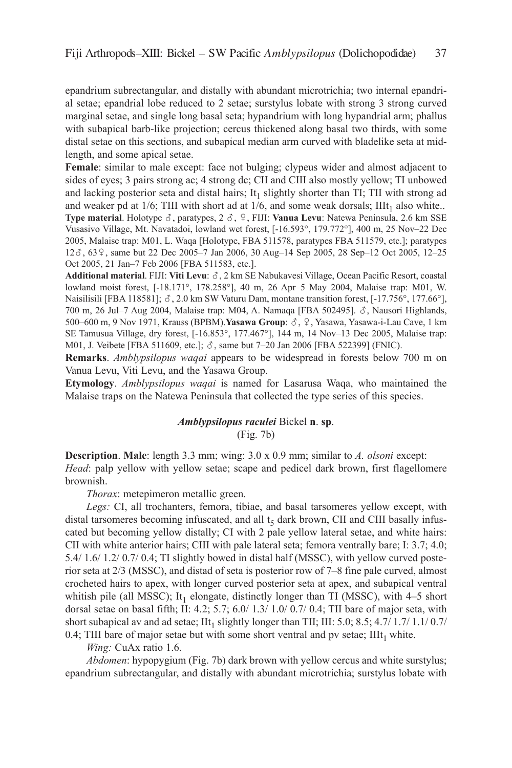epandrium subrectangular, and distally with abundant microtrichia; two internal epandrial setae; epandrial lobe reduced to 2 setae; surstylus lobate with strong 3 strong curved marginal setae, and single long basal seta; hypandrium with long hypandrial arm; phallus with subapical barb-like projection; cercus thickened along basal two thirds, with some distal setae on this sections, and subapical median arm curved with bladelike seta at mid-length, and some apical setae.

**Female**: similar to male except: face not bulging; clypeus wider and almost adjacent to sides of eyes; 3 pairs strong ac; 4 strong dc; CII and CIII also mostly yellow; TI unbowed and lacking posterior seta and distal hairs; $It_1$ slightly shorter than TI; TII with strong ad and weaker pd at 1/6; TIII with short ad at 1/6, and some weak dorsals; $IIIt_1$ also white..

**Type material**. Holotype ♂, paratypes, 2 ♂, ♀, FIJI: **Vanua Levu**: Natewa Peninsula, 2.6 km SSE Vusasivo Village, Mt. Navatadoi, lowland wet forest, [-16.593°, 179.772°], 400 m, 25 Nov–22 Dec 2005, Malaise trap: M01, L. Waqa [Holotype, FBA 511578, paratypes FBA 511579, etc.]; paratypes 12♂, 63♀, same but 22 Dec 2005–7 Jan 2006, 30 Aug–14 Sep 2005, 28 Sep–12 Oct 2005, 12–25 Oct 2005, 21 Jan–7 Feb 2006 [FBA 511583, etc.].

**Additional material**. FIJI: **Viti Levu**: ♂, 2 km SE Nabukavesi Village, Ocean Pacific Resort, coastal lowland moist forest, [-18.171°, 178.258°], 40 m, 26 Apr–5 May 2004, Malaise trap: M01, W. Naisilisili [FBA 118581]; ♂, 2.0 km SW Vaturu Dam, montane transition forest, [-17.756°, 177.66°], 700 m, 26 Jul–7 Aug 2004, Malaise trap: M04, A. Namaqa [FBA 502495]. ♂, Nausori Highlands, 500–600 m, 9 Nov 1971, Krauss (BPBM). **Yasawa Group**: ♂, ♀, Yasawa, Yasawa-i-Lau Cave, 1 km SE Tamusua Village, dry forest, [-16.853°, 177.467°], 144 m, 14 Nov–13 Dec 2005, Malaise trap: M01, J. Veibete [FBA 511609, etc.]; ♂, same but 7–20 Jan 2006 [FBA 522399] (FNIC).

**Remarks**. *Amblypsilopus waqai* appears to be widespread in forests below 700 m on Vanua Levu, Viti Levu, and the Yasawa Group.

**Etymology**. *Amblypsilopus waqai* is named for Lasarusa Waqa, who maintained the Malaise traps on the Natewa Peninsula that collected the type series of this species.

### *Amblypsilopus raculei* Bickel n. sp.

(Fig. 7b)

**Description**. **Male**: length 3.3 mm; wing: 3.0 x 0.9 mm; similar to *A. olsoni* except:

*Head*: palp yellow with yellow setae; scape and pedicel dark brown, first flagellomere brownish.

*Thorax*: metepimeron metallic green.

*Legs:* CI, all trochanters, femora, tibiae, and basal tarsomeres yellow except, with distal tarsomeres becoming infuscated, and all $t_5$ dark brown, CII and CIII basally infuscated but becoming yellow distally; CI with 2 pale yellow lateral setae, and white hairs: CII with white anterior hairs; CIII with pale lateral seta; femora ventrally bare; I: 3.7; 4.0; 5.4/ 1.6/ 1.2/ 0.7/ 0.4; TI slightly bowed in distal half (MSSC), with yellow curved posterior seta at 2/3 (MSSC), and distad of seta is posterior row of 7–8 fine pale curved, almost crocheted hairs to apex, with longer curved posterior seta at apex, and subapical ventral whitish pile (all MSSC); $It_1$ elongate, distinctly longer than TI (MSSC), with 4–5 short dorsal setae on basal fifth; II: 4.2; 5.7; 6.0/ 1.3/ 1.0/ 0.7/ 0.4; TII bare of major seta, with short subapical av and ad setae; $IIt_1$ slightly longer than TII; III: 5.0; 8.5; 4.7/ 1.7/ 1.1/ 0.7/ 0.4; TIII bare of major seta but with some short ventral and pv setae; $IIIt_1$ white.

*Wing:* CuAx ratio 1.6.

*Abdomen*: hypopygium (Fig. 7b) dark brown with yellow cercus and white surstylus; epandrium subrectangular, and distally with abundant microtrichia; surstylus lobate with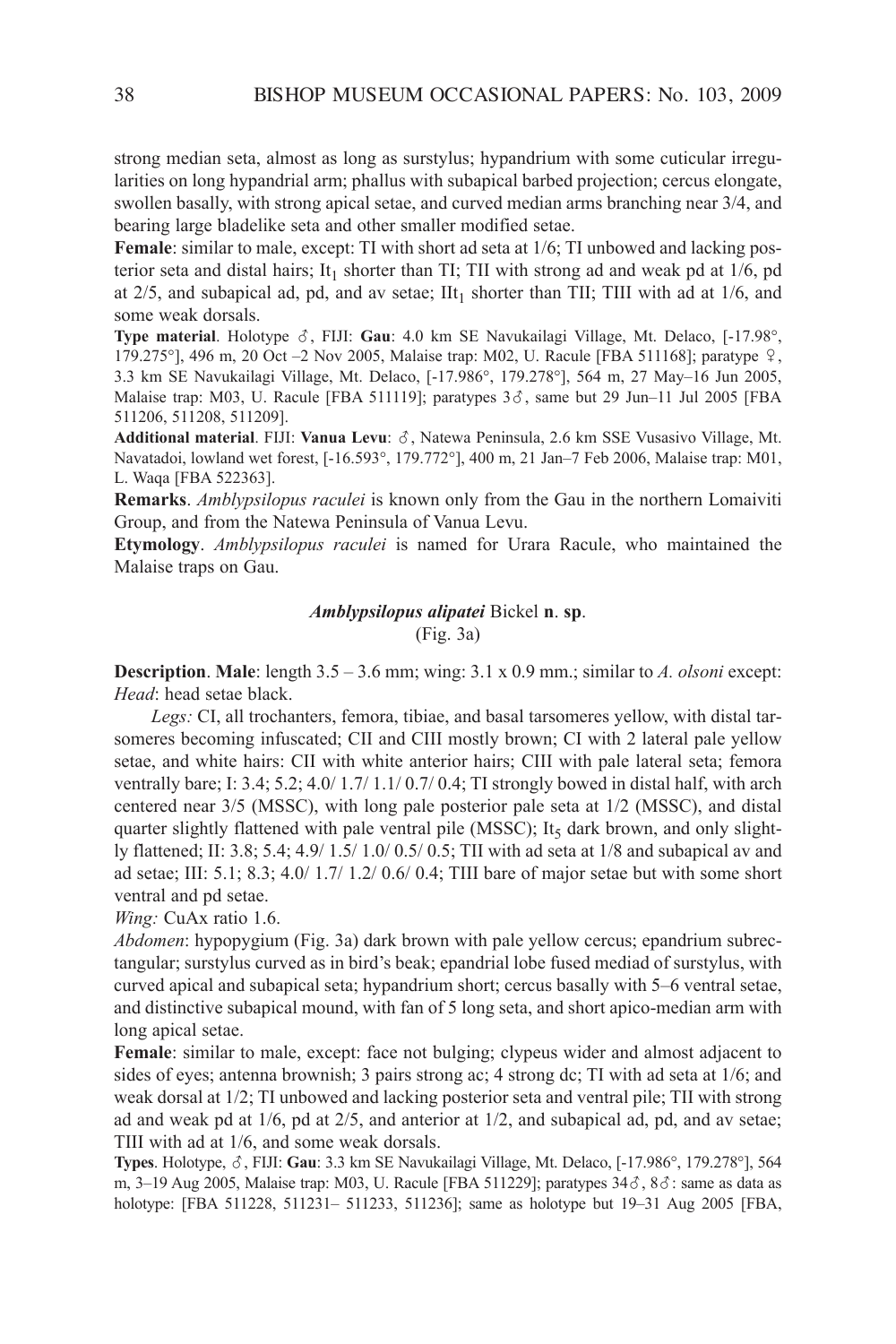strong median seta, almost as long as surstylus; hypandrium with some cuticular irregularities on long hypandrial arm; phallus with subapical barbed projection; cercus elongate, swollen basally, with strong apical setae, and curved median arms branching near 3/4, and bearing large bladelike seta and other smaller modified setae.

**Female**: similar to male, except: TI with short ad seta at 1/6; TI unbowed and lacking posterior seta and distal hairs; $It_1$ shorter than TI; TII with strong ad and weak pd at 1/6, pd at 2/5, and subapical ad, pd, and av setae; $IIt_1$ shorter than TII; TIII with ad at 1/6, and some weak dorsals.

**Type material**. Holotype ♂, FIJI: **Gau**: 4.0 km SE Navukailagi Village, Mt. Delaco, [-17.98°, 179.275°], 496 m, 20 Oct –2 Nov 2005, Malaise trap: M02, U. Racule [FBA 511168]; paratype ♀, 3.3 km SE Navukailagi Village, Mt. Delaco, [-17.986°, 179.278°], 564 m, 27 May–16 Jun 2005, Malaise trap: M03, U. Racule [FBA 511119]; paratypes 3♂, same but 29 Jun–11 Jul 2005 [FBA 511206, 511208, 511209].

**Additional material**. FIJI: **Vanua Levu**: ♂, Natewa Peninsula, 2.6 km SSE Vusasivo Village, Mt. Navatadoi, lowland wet forest, [-16.593°, 179.772°], 400 m, 21 Jan–7 Feb 2006, Malaise trap: M01, L. Waqa [FBA 522363].

**Remarks**. *Amblypsilopus raculei* is known only from the Gau in the northern Lomaiviti Group, and from the Natewa Peninsula of Vanua Levu.

**Etymology**. *Amblypsilopus raculei* is named for Urara Racule, who maintained the Malaise traps on Gau.

### *Amblypsilopus alipatei* Bickel n. sp.

(Fig. 3a)

**Description**. **Male**: length 3.5 – 3.6 mm; wing: 3.1 x 0.9 mm.; similar to *A. olsoni* except: *Head*: head setae black.

*Legs:* CI, all trochanters, femora, tibiae, and basal tarsomeres yellow, with distal tarsomeres becoming infuscated; CII and CIII mostly brown; CI with 2 lateral pale yellow setae, and white hairs: CII with white anterior hairs; CIII with pale lateral seta; femora ventrally bare; I: 3.4; 5.2; 4.0/ 1.7/ 1.1/ 0.7/ 0.4; TI strongly bowed in distal half, with arch centered near 3/5 (MSSC), with long pale posterior pale seta at 1/2 (MSSC), and distal quarter slightly flattened with pale ventral pile (MSSC); $It_5$ dark brown, and only slightly flattened; II: 3.8; 5.4; 4.9/ 1.5/ 1.0/ 0.5/ 0.5; TII with ad seta at 1/8 and subapical av and ad setae; III: 5.1; 8.3; 4.0/ 1.7/ 1.2/ 0.6/ 0.4; TIII bare of major setae but with some short ventral and pd setae.

*Wing:* CuAx ratio 1.6.

*Abdomen*: hypopygium (Fig. 3a) dark brown with pale yellow cercus; epandrium subrectangular; surstylus curved as in bird's beak; epandrial lobe fused mediad of surstylus, with curved apical and subapical seta; hypandrium short; cercus basally with 5–6 ventral setae, and distinctive subapical mound, with fan of 5 long seta, and short apico-median arm with long apical setae.

**Female**: similar to male, except: face not bulging; clypeus wider and almost adjacent to sides of eyes; antenna brownish; 3 pairs strong ac; 4 strong dc; TI with ad seta at 1/6; and weak dorsal at 1/2; TI unbowed and lacking posterior seta and ventral pile; TII with strong ad and weak pd at 1/6, pd at 2/5, and anterior at 1/2, and subapical ad, pd, and av setae; TIII with ad at 1/6, and some weak dorsals.

**Types**. Holotype, ♂, FIJI: **Gau**: 3.3 km SE Navukailagi Village, Mt. Delaco, [-17.986°, 179.278°], 564 m, 3–19 Aug 2005, Malaise trap: M03, U. Racule [FBA 511229]; paratypes 34♂, 8♂: same as data as holotype: [FBA 511228, 511231– 511233, 511236]; same as holotype but 19–31 Aug 2005 [FBA,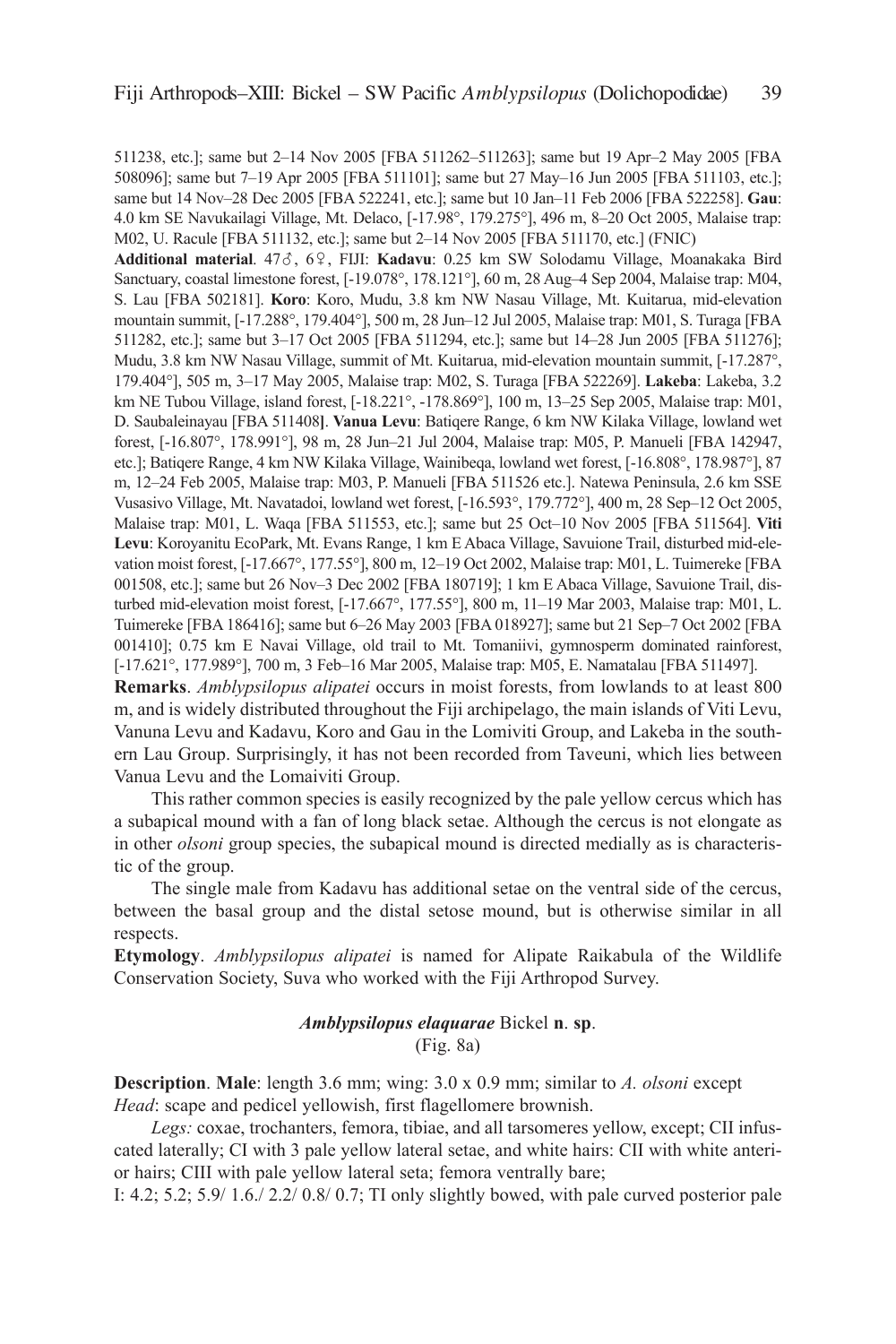511238, etc.]; same but 2–14 Nov 2005 [FBA 511262–511263]; same but 19 Apr–2 May 2005 [FBA 508096]; same but 7–19 Apr 2005 [FBA 511101]; same but 27 May–16 Jun 2005 [FBA 511103, etc.]; same but 14 Nov–28 Dec 2005 [FBA 522241, etc.]; same but 10 Jan–11 Feb 2006 [FBA 522258]. **Gau**: 4.0 km SE Navukailagi Village, Mt. Delaco, [-17.98°, 179.275°], 496 m, 8–20 Oct 2005, Malaise trap: M02, U. Racule [FBA 511132, etc.]; same but 2–14 Nov 2005 [FBA 511170, etc.] (FNIC)

**Additional material**. 47♂, 6♀, FIJI: **Kadavu**: 0.25 km SW Solodamu Village, Moanakaka Bird Sanctuary, coastal limestone forest, [-19.078°, 178.121°], 60 m, 28 Aug–4 Sep 2004, Malaise trap: M04, S. Lau [FBA 502181]. **Koro**: Koro, Mudu, 3.8 km NW Nasau Village, Mt. Kuitarua, mid-elevation mountain summit, [-17.288°, 179.404°], 500 m, 28 Jun–12 Jul 2005, Malaise trap: M01, S. Turaga [FBA 511282, etc.]; same but 3–17 Oct 2005 [FBA 511294, etc.]; same but 14–28 Jun 2005 [FBA 511276]; Mudu, 3.8 km NW Nasau Village, summit of Mt. Kuitarua, mid-elevation mountain summit, [-17.287°, 179.404°], 505 m, 3–17 May 2005, Malaise trap: M02, S. Turaga [FBA 522269]. **Lakeba**: Lakeba, 3.2 km NE Tubou Village, island forest, [-18.221°, -178.869°], 100 m, 13–25 Sep 2005, Malaise trap: M01, D. Saubaleinayau [FBA 511408]. **Vanua Levu**: Batiqere Range, 6 km NW Kilaka Village, lowland wet forest, [-16.807°, 178.991°], 98 m, 28 Jun–21 Jul 2004, Malaise trap: M05, P. Manueli [FBA 142947, etc.]; Batiqere Range, 4 km NW Kilaka Village, Wainibeqa, lowland wet forest, [-16.808°, 178.987°], 87 m, 12–24 Feb 2005, Malaise trap: M03, P. Manueli [FBA 511526 etc.]. Natewa Peninsula, 2.6 km SSE Vusasivo Village, Mt. Navatadoi, lowland wet forest, [-16.593°, 179.772°], 400 m, 28 Sep–12 Oct 2005, Malaise trap: M01, L. Waqa [FBA 511553, etc.]; same but 25 Oct–10 Nov 2005 [FBA 511564]. **Viti Levu**: Koroyanitu EcoPark, Mt. Evans Range, 1 km E Abaca Village, Savuione Trail, disturbed mid-elevation moist forest, [-17.667°, 177.55°], 800 m, 12–19 Oct 2002, Malaise trap: M01, L. Tuimereke [FBA 001508, etc.]; same but 26 Nov–3 Dec 2002 [FBA 180719]; 1 km E Abaca Village, Savuione Trail, disturbed mid-elevation moist forest, [-17.667°, 177.55°], 800 m, 11–19 Mar 2003, Malaise trap: M01, L. Tuimereke [FBA 186416]; same but 6–26 May 2003 [FBA 018927]; same but 21 Sep–7 Oct 2002 [FBA 001410]; 0.75 km E Navai Village, old trail to Mt. Tomaniivi, gymnosperm dominated rainforest, [-17.621°, 177.989°], 700 m, 3 Feb–16 Mar 2005, Malaise trap: M05, E. Namatalau [FBA 511497].

**Remarks**. *Amblypsilopus alipatei* occurs in moist forests, from lowlands to at least 800 m, and is widely distributed throughout the Fiji archipelago, the main islands of Viti Levu, Vanuna Levu and Kadavu, Koro and Gau in the Lomiviti Group, and Lakeba in the southern Lau Group. Surprisingly, it has not been recorded from Taveuni, which lies between Vanua Levu and the Lomaiviti Group.

This rather common species is easily recognized by the pale yellow cercus which has a subapical mound with a fan of long black setae. Although the cercus is not elongate as in other *olsoni* group species, the subapical mound is directed medially as is characteristic of the group.

The single male from Kadavu has additional setae on the ventral side of the cercus, between the basal group and the distal setose mound, but is otherwise similar in all respects.

**Etymology**. *Amblypsilopus alipatei* is named for Alipate Raikabula of the Wildlife Conservation Society, Suva who worked with the Fiji Arthropod Survey.

### *Amblypsilopus elaquarae* Bickel **n**. **sp**.
(Fig. 8a)

**Description**. **Male**: length 3.6 mm; wing: 3.0 x 0.9 mm; similar to *A. olsoni* except *Head*: scape and pedicel yellowish, first flagellomere brownish.

*Legs:* coxae, trochanters, femora, tibiae, and all tarsomeres yellow, except; CII infuscated laterally; CI with 3 pale yellow lateral setae, and white hairs: CII with white anterior hairs; CIII with pale yellow lateral seta; femora ventrally bare;

I: 4.2; 5.2; 5.9/ 1.6./ 2.2/ 0.8/ 0.7; TI only slightly bowed, with pale curved posterior pale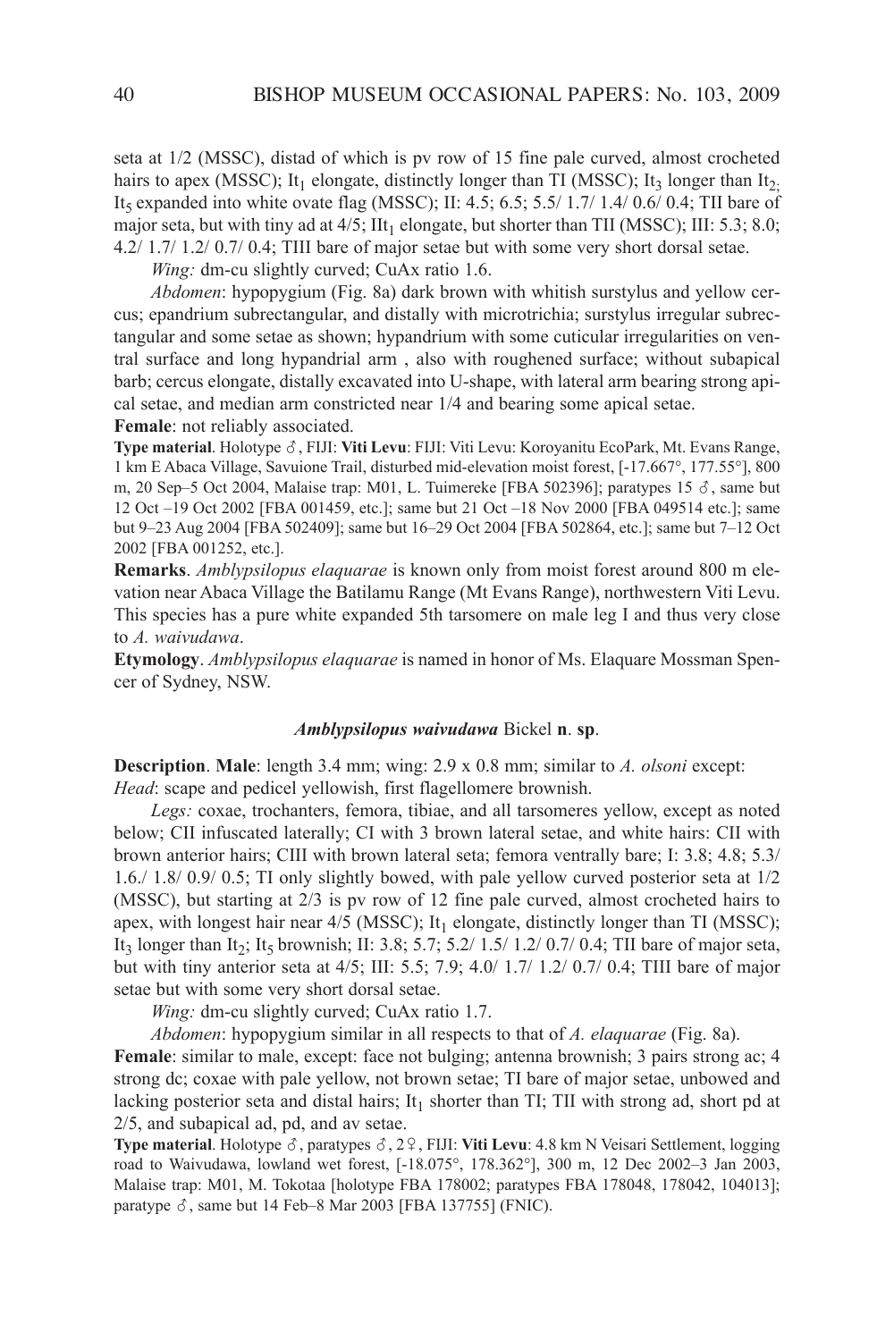seta at 1/2 (MSSC), distad of which is pv row of 15 fine pale curved, almost crocheted hairs to apex (MSSC); $It_1$ elongate, distinctly longer than TI (MSSC); $It_3$ longer than $It_2$; $It_5$ expanded into white ovate flag (MSSC); II: 4.5; 6.5; 5.5/ 1.7/ 1.4/ 0.6/ 0.4; TII bare of major seta, but with tiny ad at 4/5; $IIt_1$ elongate, but shorter than TII (MSSC); III: 5.3; 8.0; 4.2/ 1.7/ 1.2/ 0.7/ 0.4; TIII bare of major setae but with some very short dorsal setae.

*Wing:* dm-cu slightly curved; CuAx ratio 1.6.

*Abdomen*: hypopygium (Fig. 8a) dark brown with whitish surstylus and yellow cercus; epandrium subrectangular, and distally with microtrichia; surstylus irregular subrectangular and some setae as shown; hypandrium with some cuticular irregularities on ventral surface and long hypandrial arm , also with roughened surface; without subapical barb; cercus elongate, distally excavated into U-shape, with lateral arm bearing strong apical setae, and median arm constricted near 1/4 and bearing some apical setae.

**Female**: not reliably associated.

**Type material**. Holotype ♂, FIJI: **Viti Levu**: FIJI: Viti Levu: Koroyanitu EcoPark, Mt. Evans Range, 1 km E Abaca Village, Savuione Trail, disturbed mid-elevation moist forest, [-17.667°, 177.55°], 800 m, 20 Sep–5 Oct 2004, Malaise trap: M01, L. Tuimereke [FBA 502396]; paratypes 15 ♂, same but 12 Oct –19 Oct 2002 [FBA 001459, etc.]; same but 21 Oct –18 Nov 2000 [FBA 049514 etc.]; same but 9–23 Aug 2004 [FBA 502409]; same but 16–29 Oct 2004 [FBA 502864, etc.]; same but 7–12 Oct 2002 [FBA 001252, etc.].

**Remarks**. *Amblypsilopus elaquarae* is known only from moist forest around 800 m elevation near Abaca Village the Batilamu Range (Mt Evans Range), northwestern Viti Levu. This species has a pure white expanded 5th tarsomere on male leg I and thus very close to *A. waivudawa*.

**Etymology**. *Amblypsilopus elaquarae* is named in honor of Ms. Elaquare Mossman Spencer of Sydney, NSW.

### *Amblypsilopus waivudawa* Bickel **n**. **sp**.

**Description**. **Male**: length 3.4 mm; wing: 2.9 x 0.8 mm; similar to *A. olsoni* except: *Head*: scape and pedicel yellowish, first flagellomere brownish.

*Legs:* coxae, trochanters, femora, tibiae, and all tarsomeres yellow, except as noted below; CII infuscated laterally; CI with 3 brown lateral setae, and white hairs: CII with brown anterior hairs; CIII with brown lateral seta; femora ventrally bare; I: 3.8; 4.8; 5.3/ 1.6./ 1.8/ 0.9/ 0.5; TI only slightly bowed, with pale yellow curved posterior seta at 1/2 (MSSC), but starting at 2/3 is pv row of 12 fine pale curved, almost crocheted hairs to apex, with longest hair near 4/5 (MSSC); $It_1$ elongate, distinctly longer than TI (MSSC); $It_3$ longer than $It_2$; $It_5$ brownish; II: 3.8; 5.7; 5.2/ 1.5/ 1.2/ 0.7/ 0.4; TII bare of major seta, but with tiny anterior seta at 4/5; III: 5.5; 7.9; 4.0/ 1.7/ 1.2/ 0.7/ 0.4; TIII bare of major setae but with some very short dorsal setae.

*Wing:* dm-cu slightly curved; CuAx ratio 1.7.

*Abdomen*: hypopygium similar in all respects to that of *A. elaquarae* (Fig. 8a).

**Female**: similar to male, except: face not bulging; antenna brownish; 3 pairs strong ac; 4 strong dc; coxae with pale yellow, not brown setae; TI bare of major setae, unbowed and lacking posterior seta and distal hairs; $It_1$ shorter than TI; TII with strong ad, short pd at 2/5, and subapical ad, pd, and av setae.

**Type material**. Holotype ♂, paratypes ♂, 2♀, FIJI: **Viti Levu**: 4.8 km N Veisari Settlement, logging road to Waivudawa, lowland wet forest, [-18.075°, 178.362°], 300 m, 12 Dec 2002–3 Jan 2003, Malaise trap: M01, M. Tokotaa [holotype FBA 178002; paratypes FBA 178048, 178042, 104013]; paratype ♂, same but 14 Feb–8 Mar 2003 [FBA 137755] (FNIC).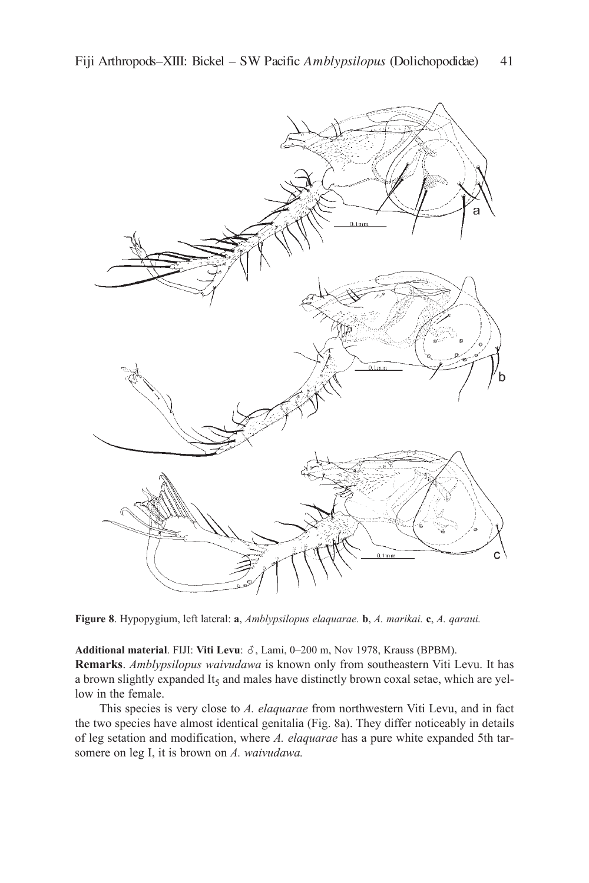**Figure 8**. Hypopygium, left lateral: **a**, *Amblypsilopus elaquarae.* **b**, *A. marikai.* **c**, *A. qaraui.*

**Additional material**. FIJI: **Viti Levu**: ♂, Lami, 0–200 m, Nov 1978, Krauss (BPBM).

**Remarks**. *Amblypsilopus waivudawa* is known only from southeastern Viti Levu. It has a brown slightly expanded $It_5$ and males have distinctly brown coxal setae, which are yellow in the female.

This species is very close to *A. elaquarae* from northwestern Viti Levu, and in fact the two species have almost identical genitalia (Fig. 8a). They differ noticeably in details of leg setation and modification, where *A. elaquarae* has a pure white expanded 5th tarsomere on leg I, it is brown on *A. waivudawa.*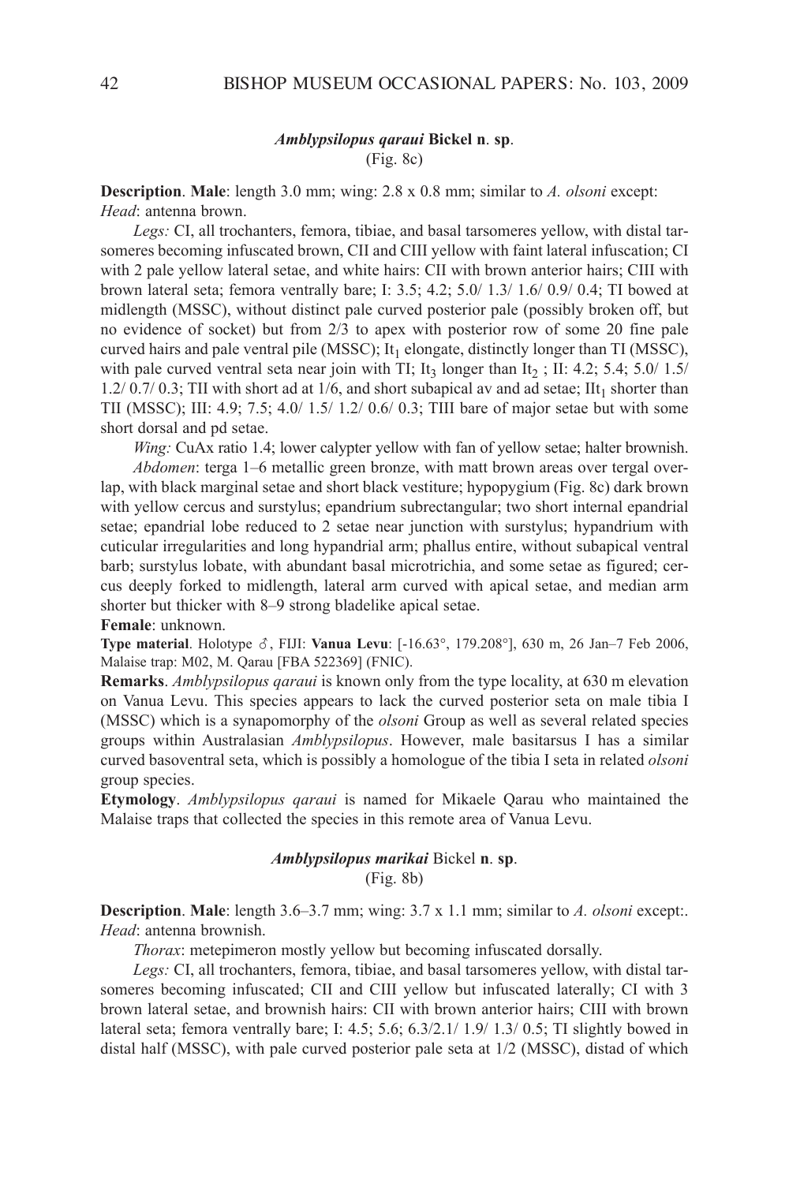### *Amblypsilopus qaraui* Bickel n. sp.

(Fig. 8c)

**Description**. **Male**: length 3.0 mm; wing: 2.8 x 0.8 mm; similar to *A. olsoni* except: *Head*: antenna brown.

*Legs:* CI, all trochanters, femora, tibiae, and basal tarsomeres yellow, with distal tarsomeres becoming infuscated brown, CII and CIII yellow with faint lateral infuscation; CI with 2 pale yellow lateral setae, and white hairs: CII with brown anterior hairs; CIII with brown lateral seta; femora ventrally bare; I: 3.5; 4.2; 5.0/ 1.3/ 1.6/ 0.9/ 0.4; TI bowed at midlength (MSSC), without distinct pale curved posterior pale (possibly broken off, but no evidence of socket) but from 2/3 to apex with posterior row of some 20 fine pale curved hairs and pale ventral pile (MSSC); $It_1$ elongate, distinctly longer than TI (MSSC), with pale curved ventral seta near join with TI; $It_3$ longer than $It_2$ ; II: 4.2; 5.4; 5.0/ 1.5/ 1.2/ 0.7/ 0.3; TII with short ad at 1/6, and short subapical av and ad setae; $IIt_1$ shorter than TII (MSSC); III: 4.9; 7.5; 4.0/ 1.5/ 1.2/ 0.6/ 0.3; TIII bare of major setae but with some short dorsal and pd setae.

*Wing:* CuAx ratio 1.4; lower calypter yellow with fan of yellow setae; halter brownish.

*Abdomen*: terga 1–6 metallic green bronze, with matt brown areas over tergal overlap, with black marginal setae and short black vestiture; hypopygium (Fig. 8c) dark brown with yellow cercus and surstylus; epandrium subrectangular; two short internal epandrial setae; epandrial lobe reduced to 2 setae near junction with surstylus; hypandrium with cuticular irregularities and long hypandrial arm; phallus entire, without subapical ventral barb; surstylus lobate, with abundant basal microtrichia, and some setae as figured; cercus deeply forked to midlength, lateral arm curved with apical setae, and median arm shorter but thicker with 8–9 strong bladelike apical setae.

**Female**: unknown.

**Type material**. Holotype ♂, FIJI: **Vanua Levu**: [-16.63°, 179.208°], 630 m, 26 Jan–7 Feb 2006, Malaise trap: M02, M. Qarau [FBA 522369] (FNIC).

**Remarks**. *Amblypsilopus qaraui* is known only from the type locality, at 630 m elevation on Vanua Levu. This species appears to lack the curved posterior seta on male tibia I (MSSC) which is a synapomorphy of the *olsoni* Group as well as several related species groups within Australasian *Amblypsilopus*. However, male basitarsus I has a similar curved basoventral seta, which is possibly a homologue of the tibia I seta in related *olsoni* group species.

**Etymology**. *Amblypsilopus qaraui* is named for Mikaele Qarau who maintained the Malaise traps that collected the species in this remote area of Vanua Levu.

### *Amblypsilopus marikai* Bickel n. sp.

(Fig. 8b)

**Description**. **Male**: length 3.6–3.7 mm; wing: 3.7 x 1.1 mm; similar to *A. olsoni* except:. *Head*: antenna brownish.

*Thorax*: metepimeron mostly yellow but becoming infuscated dorsally.

*Legs:* CI, all trochanters, femora, tibiae, and basal tarsomeres yellow, with distal tarsomeres becoming infuscated; CII and CIII yellow but infuscated laterally; CI with 3 brown lateral setae, and brownish hairs: CII with brown anterior hairs; CIII with brown lateral seta; femora ventrally bare; I: 4.5; 5.6; 6.3/2.1/ 1.9/ 1.3/ 0.5; TI slightly bowed in distal half (MSSC), with pale curved posterior pale seta at 1/2 (MSSC), distad of which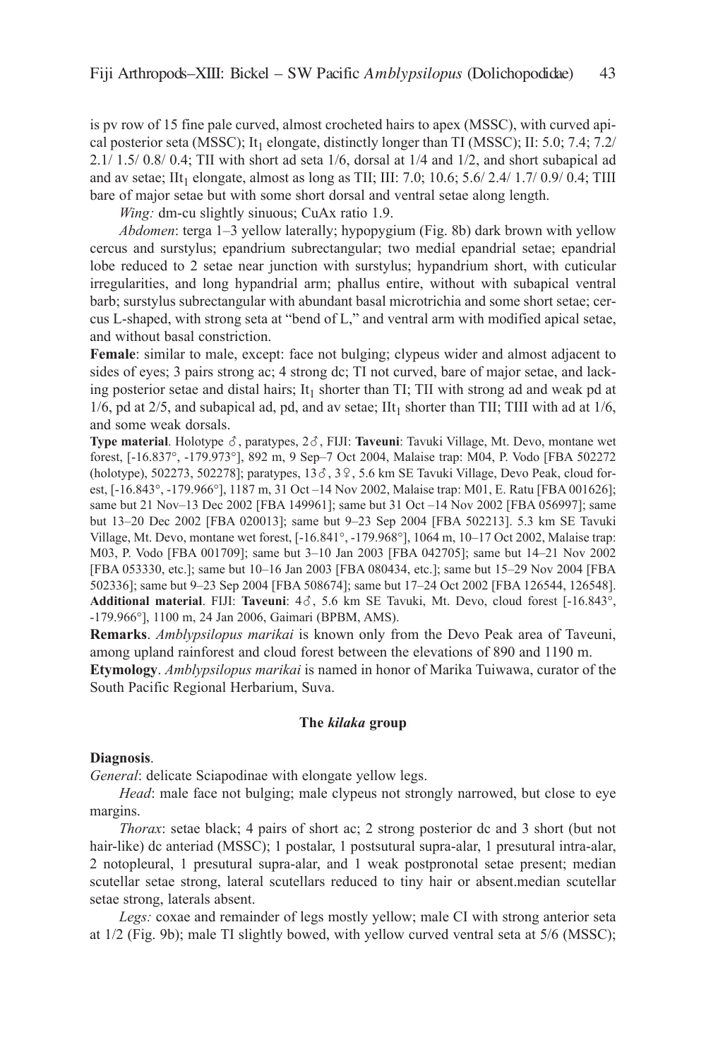is pv row of 15 fine pale curved, almost crocheted hairs to apex (MSSC), with curved apical posterior seta (MSSC); $It_1$ elongate, distinctly longer than TI (MSSC); II: 5.0; 7.4; 7.2/ 2.1/ 1.5/ 0.8/ 0.4; TII with short ad seta 1/6, dorsal at 1/4 and 1/2, and short subapical ad and av setae; $IIt_1$ elongate, almost as long as TII; III: 7.0; 10.6; 5.6/ 2.4/ 1.7/ 0.9/ 0.4; TIII bare of major setae but with some short dorsal and ventral setae along length.

*Wing:* dm-cu slightly sinuous; CuAx ratio 1.9.

*Abdomen*: terga 1–3 yellow laterally; hypopygium (Fig. 8b) dark brown with yellow cercus and surstylus; epandrium subrectangular; two medial epandrial setae; epandrial lobe reduced to 2 setae near junction with surstylus; hypandrium short, with cuticular irregularities, and long hypandrial arm; phallus entire, without with subapical ventral barb; surstylus subrectangular with abundant basal microtrichia and some short setae; cercus L-shaped, with strong seta at "bend of L," and ventral arm with modified apical setae, and without basal constriction.

**Female**: similar to male, except: face not bulging; clypeus wider and almost adjacent to sides of eyes; 3 pairs strong ac; 4 strong dc; TI not curved, bare of major setae, and lacking posterior setae and distal hairs; $It_1$ shorter than TI; TII with strong ad and weak pd at 1/6, pd at 2/5, and subapical ad, pd, and av setae; $IIt_1$ shorter than TII; TIII with ad at 1/6, and some weak dorsals.

**Type material**. Holotype ♂, paratypes, 2♂, FIJI: **Taveuni**: Tavuki Village, Mt. Devo, montane wet forest, [-16.837°, -179.973°], 892 m, 9 Sep–7 Oct 2004, Malaise trap: M04, P. Vodo [FBA 502272 (holotype), 502273, 502278]; paratypes, 13♂, 3♀, 5.6 km SE Tavuki Village, Devo Peak, cloud forest, [-16.843°, -179.966°], 1187 m, 31 Oct –14 Nov 2002, Malaise trap: M01, E. Ratu [FBA 001626]; same but 21 Nov–13 Dec 2002 [FBA 149961]; same but 31 Oct –14 Nov 2002 [FBA 056997]; same but 13–20 Dec 2002 [FBA 020013]; same but 9–23 Sep 2004 [FBA 502213]. 5.3 km SE Tavuki Village, Mt. Devo, montane wet forest, [-16.841°, -179.968°], 1064 m, 10–17 Oct 2002, Malaise trap: M03, P. Vodo [FBA 001709]; same but 3–10 Jan 2003 [FBA 042705]; same but 14–21 Nov 2002 [FBA 053330, etc.]; same but 10–16 Jan 2003 [FBA 080434, etc.]; same but 15–29 Nov 2004 [FBA 502336]; same but 9–23 Sep 2004 [FBA 508674]; same but 17–24 Oct 2002 [FBA 126544, 126548]. **Additional material**. FIJI: **Taveuni**: 4♂, 5.6 km SE Tavuki, Mt. Devo, cloud forest [-16.843°, -179.966°], 1100 m, 24 Jan 2006, Gaimari (BPBM, AMS).

**Remarks**. *Amblypsilopus marikai* is known only from the Devo Peak area of Taveuni, among upland rainforest and cloud forest between the elevations of 890 and 1190 m.

**Etymology**. *Amblypsilopus marikai* is named in honor of Marika Tuiwawa, curator of the South Pacific Regional Herbarium, Suva.

### The *kilaka* group

**Diagnosis**.

*General*: delicate Sciapodinae with elongate yellow legs.

*Head*: male face not bulging; male clypeus not strongly narrowed, but close to eye margins.

*Thorax*: setae black; 4 pairs of short ac; 2 strong posterior dc and 3 short (but not hair-like) dc anteriad (MSSC); 1 postalar, 1 postsutural supra-alar, 1 presutural intra-alar, 2 notopleural, 1 presutural supra-alar, and 1 weak postpronotal setae present; median scutellar setae strong, lateral scutellars reduced to tiny hair or absent.median scutellar setae strong, laterals absent.

*Legs:* coxae and remainder of legs mostly yellow; male CI with strong anterior seta at 1/2 (Fig. 9b); male TI slightly bowed, with yellow curved ventral seta at 5/6 (MSSC);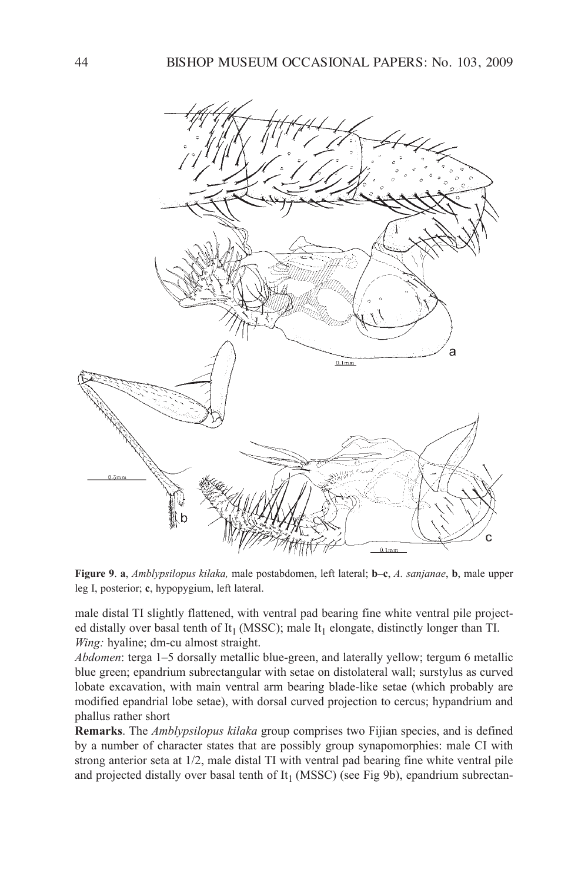**Figure 9**. **a**, *Amblypsilopus kilaka,* male postabdomen, left lateral; **b–c**, *A. sanjanae*, **b**, male upper leg I, posterior; **c**, hypopygium, left lateral.

male distal TI slightly flattened, with ventral pad bearing fine white ventral pile projected distally over basal tenth of $It_1$ (MSSC); male $It_1$ elongate, distinctly longer than TI.
*Wing:* hyaline; dm-cu almost straight.
*Abdomen*: terga 1–5 dorsally metallic blue-green, and laterally yellow; tergum 6 metallic blue green; epandrium subrectangular with setae on distolateral wall; surstylus as curved lobate excavation, with main ventral arm bearing blade-like setae (which probably are modified epandrial lobe setae), with dorsal curved projection to cercus; hypandrium and phallus rather short

**Remarks**. The *Amblypsilopus kilaka* group comprises two Fijian species, and is defined by a number of character states that are possibly group synapomorphies: male CI with strong anterior seta at 1/2, male distal TI with ventral pad bearing fine white ventral pile and projected distally over basal tenth of $It_1$ (MSSC) (see Fig 9b), epandrium subrectan-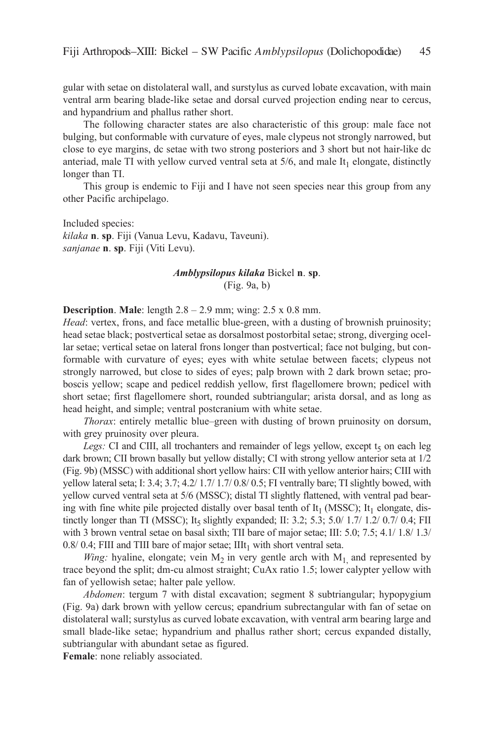gular with setae on distolateral wall, and surstylus as curved lobate excavation, with main ventral arm bearing blade-like setae and dorsal curved projection ending near to cercus, and hypandrium and phallus rather short.

The following character states are also characteristic of this group: male face not bulging, but conformable with curvature of eyes, male clypeus not strongly narrowed, but close to eye margins, dc setae with two strong posteriors and 3 short but not hair-like dc anteriad, male TI with yellow curved ventral seta at 5/6, and male $It_1$ elongate, distinctly longer than TI.

This group is endemic to Fiji and I have not seen species near this group from any other Pacific archipelago.

Included species:
*kilaka* **n**. **sp**. Fiji (Vanua Levu, Kadavu, Taveuni).
*sanjanae* **n**. **sp**. Fiji (Viti Levu).

### *Amblypsilopus kilaka* Bickel **n**. **sp**.
(Fig. 9a, b)

**Description**. **Male**: length 2.8 – 2.9 mm; wing: 2.5 x 0.8 mm.

*Head*: vertex, frons, and face metallic blue-green, with a dusting of brownish pruinosity; head setae black; postvertical setae as dorsalmost postorbital setae; strong, diverging ocellar setae; vertical setae on lateral frons longer than postvertical; face not bulging, but conformable with curvature of eyes; eyes with white setulae between facets; clypeus not strongly narrowed, but close to sides of eyes; palp brown with 2 dark brown setae; proboscis yellow; scape and pedicel reddish yellow, first flagellomere brown; pedicel with short setae; first flagellomere short, rounded subtriangular; arista dorsal, and as long as head height, and simple; ventral postcranium with white setae.

*Thorax*: entirely metallic blue–green with dusting of brown pruinosity on dorsum, with grey pruinosity over pleura.

*Legs:* CI and CIII, all trochanters and remainder of legs yellow, except $t_5$ on each leg dark brown; CII brown basally but yellow distally; CI with strong yellow anterior seta at 1/2 (Fig. 9b) (MSSC) with additional short yellow hairs: CII with yellow anterior hairs; CIII with yellow lateral seta; I: 3.4; 3.7; 4.2/ 1.7/ 1.7/ 0.8/ 0.5; FI ventrally bare; TI slightly bowed, with yellow curved ventral seta at 5/6 (MSSC); distal TI slightly flattened, with ventral pad bearing with fine white pile projected distally over basal tenth of $It_1$ (MSSC); $It_1$ elongate, distinctly longer than TI (MSSC); $It_5$ slightly expanded; II: 3.2; 5.3; 5.0/ 1.7/ 1.2/ 0.7/ 0.4; FII with 3 brown ventral setae on basal sixth; TII bare of major setae; III: 5.0; 7.5; 4.1/ 1.8/ 1.3/ 0.8/ 0.4; FIII and TIII bare of major setae; $IIIt_1$ with short ventral seta.

*Wing:* hyaline, elongate; vein $M_2$ in very gentle arch with $M_1$, and represented by trace beyond the split; dm-cu almost straight; CuAx ratio 1.5; lower calypter yellow with fan of yellowish setae; halter pale yellow.

*Abdomen*: tergum 7 with distal excavation; segment 8 subtriangular; hypopygium (Fig. 9a) dark brown with yellow cercus; epandrium subrectangular with fan of setae on distolateral wall; surstylus as curved lobate excavation, with ventral arm bearing large and small blade-like setae; hypandrium and phallus rather short; cercus expanded distally, subtriangular with abundant setae as figured.

**Female**: none reliably associated.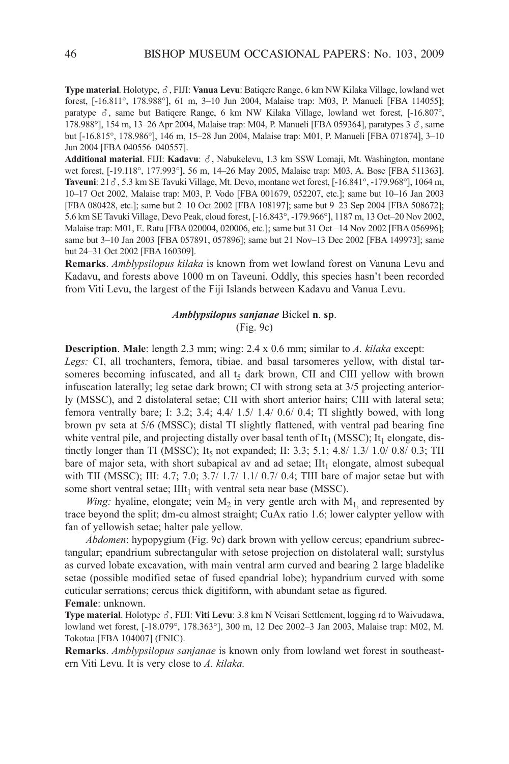**Type material**. Holotype, ♂, FIJI: **Vanua Levu**: Batiqere Range, 6 km NW Kilaka Village, lowland wet forest, [-16.811°, 178.988°], 61 m, 3–10 Jun 2004, Malaise trap: M03, P. Manueli [FBA 114055]; paratype ♂, same but Batiqere Range, 6 km NW Kilaka Village, lowland wet forest, [-16.807°, 178.988°], 154 m, 13–26 Apr 2004, Malaise trap: M04, P. Manueli [FBA 059364], paratypes 3 ♂, same but [-16.815°, 178.986°], 146 m, 15–28 Jun 2004, Malaise trap: M01, P. Manueli [FBA 071874], 3–10 Jun 2004 [FBA 040556–040557].

**Additional material**. FIJI: **Kadavu**: ♂, Nabukelevu, 1.3 km SSW Lomaji, Mt. Washington, montane wet forest, [-19.118°, 177.993°], 56 m, 14–26 May 2005, Malaise trap: M03, A. Bose [FBA 511363]. **Taveuni**: 21♂, 5.3 km SE Tavuki Village, Mt. Devo, montane wet forest, [-16.841°, -179.968°], 1064 m, 10–17 Oct 2002, Malaise trap: M03, P. Vodo [FBA 001679, 052207, etc.]; same but 10–16 Jan 2003 [FBA 080428, etc.]; same but 2–10 Oct 2002 [FBA 108197]; same but 9–23 Sep 2004 [FBA 508672]; 5.6 km SE Tavuki Village, Devo Peak, cloud forest, [-16.843°, -179.966°], 1187 m, 13 Oct–20 Nov 2002, Malaise trap: M01, E. Ratu [FBA 020004, 020006, etc.]; same but 31 Oct –14 Nov 2002 [FBA 056996]; same but 3–10 Jan 2003 [FBA 057891, 057896]; same but 21 Nov–13 Dec 2002 [FBA 149973]; same but 24–31 Oct 2002 [FBA 160309].

**Remarks**. *Amblypsilopus kilaka* is known from wet lowland forest on Vanuna Levu and Kadavu, and forests above 1000 m on Taveuni. Oddly, this species hasn't been recorded from Viti Levu, the largest of the Fiji Islands between Kadavu and Vanua Levu.

### *Amblypsilopus sanjanae* Bickel **n**. **sp**.

(Fig. 9c)

**Description**. **Male**: length 2.3 mm; wing: 2.4 x 0.6 mm; similar to *A. kilaka* except:

*Legs:* CI, all trochanters, femora, tibiae, and basal tarsomeres yellow, with distal tarsomeres becoming infuscated, and all $t_5$ dark brown, CII and CIII yellow with brown infuscation laterally; leg setae dark brown; CI with strong seta at 3/5 projecting anteriorly (MSSC), and 2 distolateral setae; CII with short anterior hairs; CIII with lateral seta; femora ventrally bare; I: 3.2; 3.4; 4.4/ 1.5/ 1.4/ 0.6/ 0.4; TI slightly bowed, with long brown pv seta at 5/6 (MSSC); distal TI slightly flattened, with ventral pad bearing fine white ventral pile, and projecting distally over basal tenth of $It_1$ (MSSC); $It_1$ elongate, distinctly longer than TI (MSSC); $It_5$ not expanded; II: 3.3; 5.1; 4.8/ 1.3/ 1.0/ 0.8/ 0.3; TII bare of major seta, with short subapical av and ad setae; $IIt_1$ elongate, almost subequal with TII (MSSC); III: 4.7; 7.0; 3.7/ 1.7/ 1.1/ 0.7/ 0.4; TIII bare of major setae but with some short ventral setae; $IIIt_1$ with ventral seta near base (MSSC).

*Wing:* hyaline, elongate; vein $M_2$ in very gentle arch with $M_1$, and represented by trace beyond the split; dm-cu almost straight; CuAx ratio 1.6; lower calypter yellow with fan of yellowish setae; halter pale yellow.

*Abdomen*: hypopygium (Fig. 9c) dark brown with yellow cercus; epandrium subrectangular; epandrium subrectangular with setose projection on distolateral wall; surstylus as curved lobate excavation, with main ventral arm curved and bearing 2 large bladelike setae (possible modified setae of fused epandrial lobe); hypandrium curved with some cuticular serrations; cercus thick digitiform, with abundant setae as figured.

**Female**: unknown.

**Type material**. Holotype ♂, FIJI: **Viti Levu**: 3.8 km N Veisari Settlement, logging rd to Waivudawa, lowland wet forest, [-18.079°, 178.363°], 300 m, 12 Dec 2002–3 Jan 2003, Malaise trap: M02, M. Tokotaa [FBA 104007] (FNIC).

**Remarks**. *Amblypsilopus sanjanae* is known only from lowland wet forest in southeastern Viti Levu. It is very close to *A. kilaka.*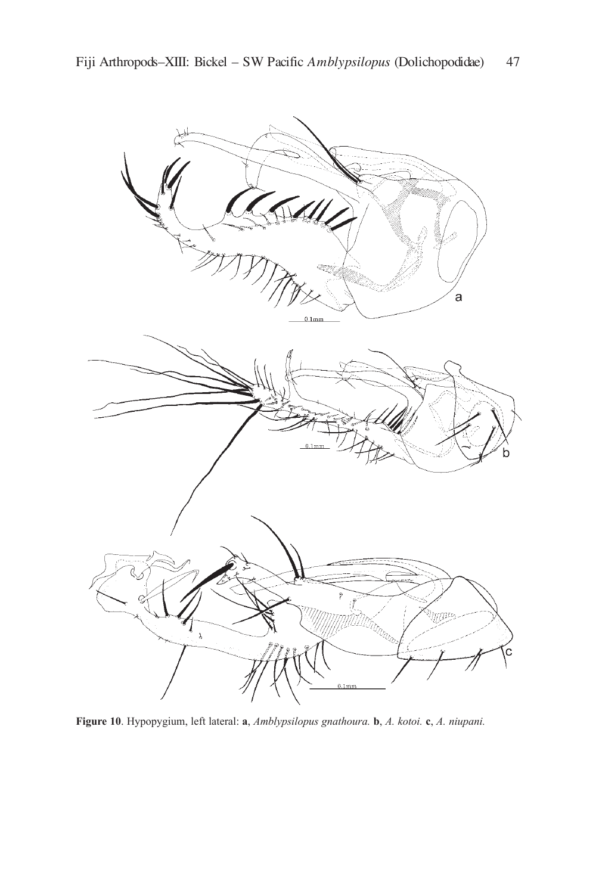**Figure 10**. Hypopygium, left lateral: **a**, *Amblypsilopus gnathoura.* **b**, *A. kotoi.* **c**, *A. niupani.*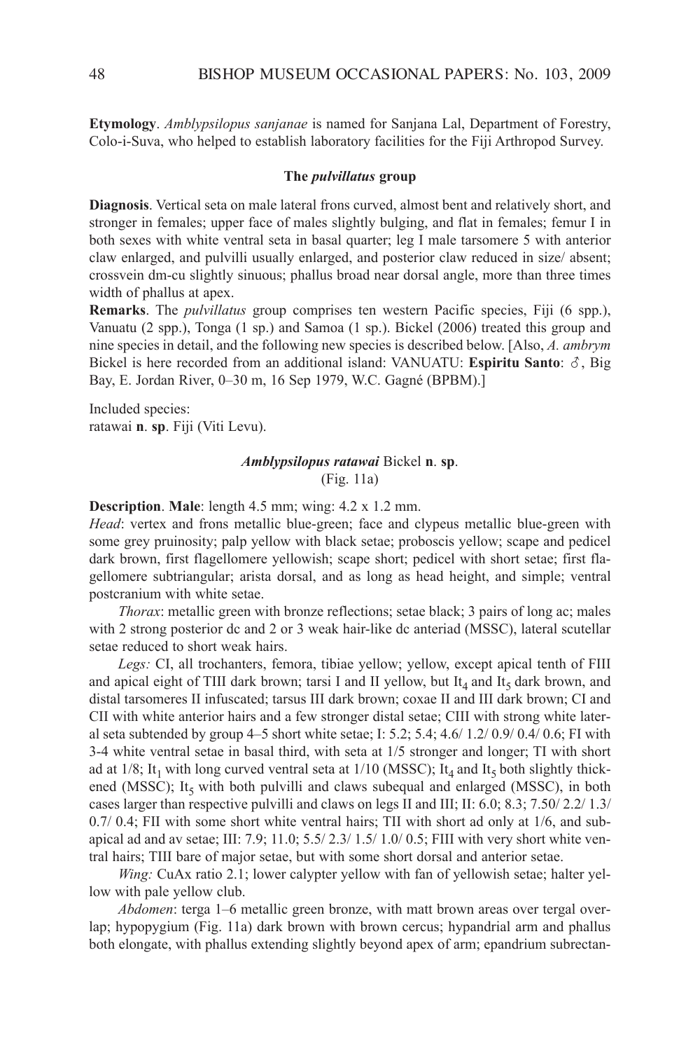**Etymology**. *Amblypsilopus sanjanae* is named for Sanjana Lal, Department of Forestry, Colo-i-Suva, who helped to establish laboratory facilities for the Fiji Arthropod Survey.

### The *pulvillatus* group

**Diagnosis**. Vertical seta on male lateral frons curved, almost bent and relatively short, and stronger in females; upper face of males slightly bulging, and flat in females; femur I in both sexes with white ventral seta in basal quarter; leg I male tarsomere 5 with anterior claw enlarged, and pulvilli usually enlarged, and posterior claw reduced in size/ absent; crossvein dm-cu slightly sinuous; phallus broad near dorsal angle, more than three times width of phallus at apex.

**Remarks**. The *pulvillatus* group comprises ten western Pacific species, Fiji (6 spp.), Vanuatu (2 spp.), Tonga (1 sp.) and Samoa (1 sp.). Bickel (2006) treated this group and nine species in detail, and the following new species is described below. [Also, *A. ambrym* Bickel is here recorded from an additional island: VANUATU: **Espiritu Santo**: ♂, Big Bay, E. Jordan River, 0–30 m, 16 Sep 1979, W.C. Gagné (BPBM).]

Included species:
ratawai **n**. **sp**. Fiji (Viti Levu).

### *Amblypsilopus ratawai* Bickel n. sp.
(Fig. 11a)

**Description**. **Male**: length 4.5 mm; wing: 4.2 x 1.2 mm.

*Head*: vertex and frons metallic blue-green; face and clypeus metallic blue-green with some grey pruinosity; palp yellow with black setae; proboscis yellow; scape and pedicel dark brown, first flagellomere yellowish; scape short; pedicel with short setae; first flagellomere subtriangular; arista dorsal, and as long as head height, and simple; ventral postcranium with white setae.

*Thorax*: metallic green with bronze reflections; setae black; 3 pairs of long ac; males with 2 strong posterior dc and 2 or 3 weak hair-like dc anteriad (MSSC), lateral scutellar setae reduced to short weak hairs.

*Legs:* CI, all trochanters, femora, tibiae yellow; yellow, except apical tenth of FIII and apical eight of TIII dark brown; tarsi I and II yellow, but $It_4$ and $It_5$ dark brown, and distal tarsomeres II infuscated; tarsus III dark brown; coxae II and III dark brown; CI and CII with white anterior hairs and a few stronger distal setae; CIII with strong white lateral seta subtended by group 4–5 short white setae; I: 5.2; 5.4; 4.6/ 1.2/ 0.9/ 0.4/ 0.6; FI with 3-4 white ventral setae in basal third, with seta at 1/5 stronger and longer; TI with short ad at 1/8; $It_1$ with long curved ventral seta at 1/10 (MSSC); $It_4$ and $It_5$ both slightly thickened (MSSC); $It_5$ with both pulvilli and claws subequal and enlarged (MSSC), in both cases larger than respective pulvilli and claws on legs II and III; II: 6.0; 8.3; 7.50/ 2.2/ 1.3/ 0.7/ 0.4; FII with some short white ventral hairs; TII with short ad only at 1/6, and subapical ad and av setae; III: 7.9; 11.0; 5.5/ 2.3/ 1.5/ 1.0/ 0.5; FIII with very short white ventral hairs; TIII bare of major setae, but with some short dorsal and anterior setae.

*Wing:* CuAx ratio 2.1; lower calypter yellow with fan of yellowish setae; halter yellow with pale yellow club.

*Abdomen*: terga 1–6 metallic green bronze, with matt brown areas over tergal overlap; hypopygium (Fig. 11a) dark brown with brown cercus; hypandrial arm and phallus both elongate, with phallus extending slightly beyond apex of arm; epandrium subrectan-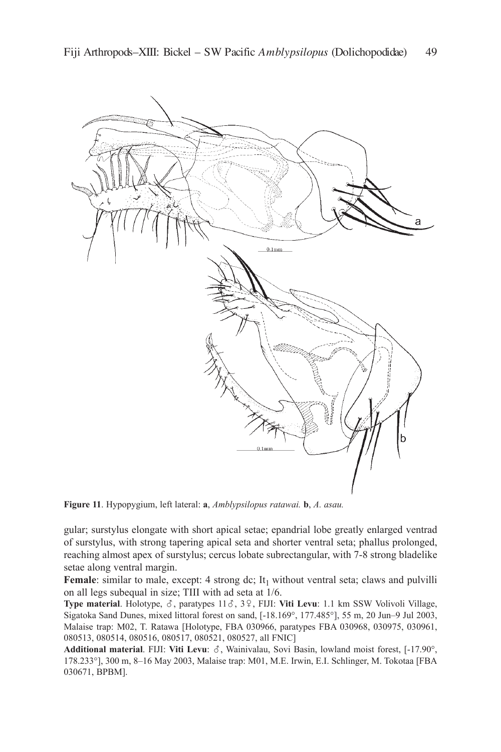**Figure 11**. Hypopygium, left lateral: **a**, *Amblypsilopus ratawai.* **b**, *A. asau.*

gular; surstylus elongate with short apical setae; epandrial lobe greatly enlarged ventrad of surstylus, with strong tapering apical seta and shorter ventral seta; phallus prolonged, reaching almost apex of surstylus; cercus lobate subrectangular, with 7-8 strong bladelike setae along ventral margin.

**Female**: similar to male, except: 4 strong dc; $It_1$ without ventral seta; claws and pulvilli on all legs subequal in size; TIII with ad seta at 1/6.

**Type material**. Holotype, ♂, paratypes 11♂, 3♀, FIJI: **Viti Levu**: 1.1 km SSW Volivoli Village, Sigatoka Sand Dunes, mixed littoral forest on sand, [-18.169°, 177.485°], 55 m, 20 Jun–9 Jul 2003, Malaise trap: M02, T. Ratawa [Holotype, FBA 030966, paratypes FBA 030968, 030975, 030961, 080513, 080514, 080516, 080517, 080521, 080527, all FNIC]

**Additional material**. FIJI: **Viti Levu**: ♂, Wainivalau, Sovi Basin, lowland moist forest, [-17.90°, 178.233°], 300 m, 8–16 May 2003, Malaise trap: M01, M.E. Irwin, E.I. Schlinger, M. Tokotaa [FBA 030671, BPBM].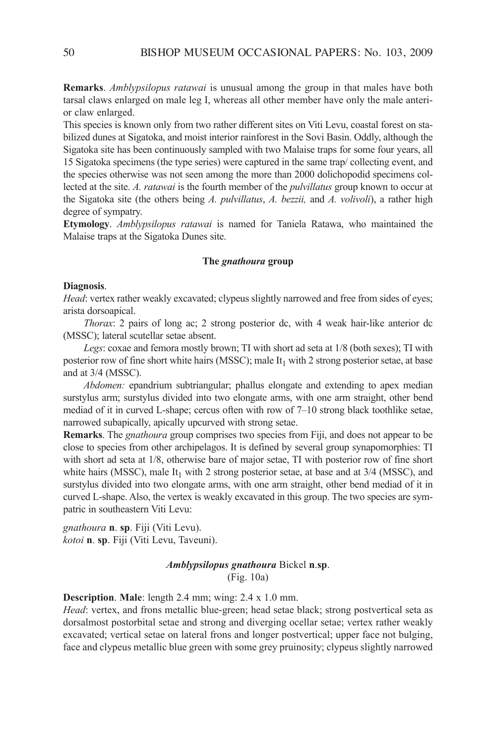**Remarks**. *Amblypsilopus ratawai* is unusual among the group in that males have both tarsal claws enlarged on male leg I, whereas all other member have only the male anterior claw enlarged.

This species is known only from two rather different sites on Viti Levu, coastal forest on stabilized dunes at Sigatoka, and moist interior rainforest in the Sovi Basin. Oddly, although the Sigatoka site has been continuously sampled with two Malaise traps for some four years, all 15 Sigatoka specimens (the type series) were captured in the same trap/ collecting event, and the species otherwise was not seen among the more than 2000 dolichopodid specimens collected at the site. *A. ratawai* is the fourth member of the *pulvillatus* group known to occur at the Sigatoka site (the others being *A. pulvillatus*, *A. bezzii,* and *A. volivoli*), a rather high degree of sympatry.

**Etymology**. *Amblypsilopus ratawai* is named for Taniela Ratawa, who maintained the Malaise traps at the Sigatoka Dunes site.

### The *gnathoura* group

**Diagnosis**.

*Head*: vertex rather weakly excavated; clypeus slightly narrowed and free from sides of eyes; arista dorsoapical.

*Thorax*: 2 pairs of long ac; 2 strong posterior dc, with 4 weak hair-like anterior dc (MSSC); lateral scutellar setae absent.

*Legs*: coxae and femora mostly brown; TI with short ad seta at 1/8 (both sexes); TI with posterior row of fine short white hairs (MSSC); male $It_1$ with 2 strong posterior setae, at base and at 3/4 (MSSC).

*Abdomen:* epandrium subtriangular; phallus elongate and extending to apex median surstylus arm; surstylus divided into two elongate arms, with one arm straight, other bend mediad of it in curved L-shape; cercus often with row of 7–10 strong black toothlike setae, narrowed subapically, apically upcurved with strong setae.

**Remarks**. The *gnathoura* group comprises two species from Fiji, and does not appear to be close to species from other archipelagos. It is defined by several group synapomorphies: TI with short ad seta at 1/8, otherwise bare of major setae, TI with posterior row of fine short white hairs (MSSC), male $It_1$ with 2 strong posterior setae, at base and at 3/4 (MSSC), and surstylus divided into two elongate arms, with one arm straight, other bend mediad of it in curved L-shape. Also, the vertex is weakly excavated in this group. The two species are sympatric in southeastern Viti Levu:

*gnathoura* **n**. **sp**. Fiji (Viti Levu).
*kotoi* **n**. **sp**. Fiji (Viti Levu, Taveuni).

### *Amblypsilopus gnathoura* Bickel **n**.**sp**.
(Fig. 10a)

**Description**. **Male**: length 2.4 mm; wing: 2.4 x 1.0 mm.

*Head*: vertex, and frons metallic blue-green; head setae black; strong postvertical seta as dorsalmost postorbital setae and strong and diverging ocellar setae; vertex rather weakly excavated; vertical setae on lateral frons and longer postvertical; upper face not bulging, face and clypeus metallic blue green with some grey pruinosity; clypeus slightly narrowed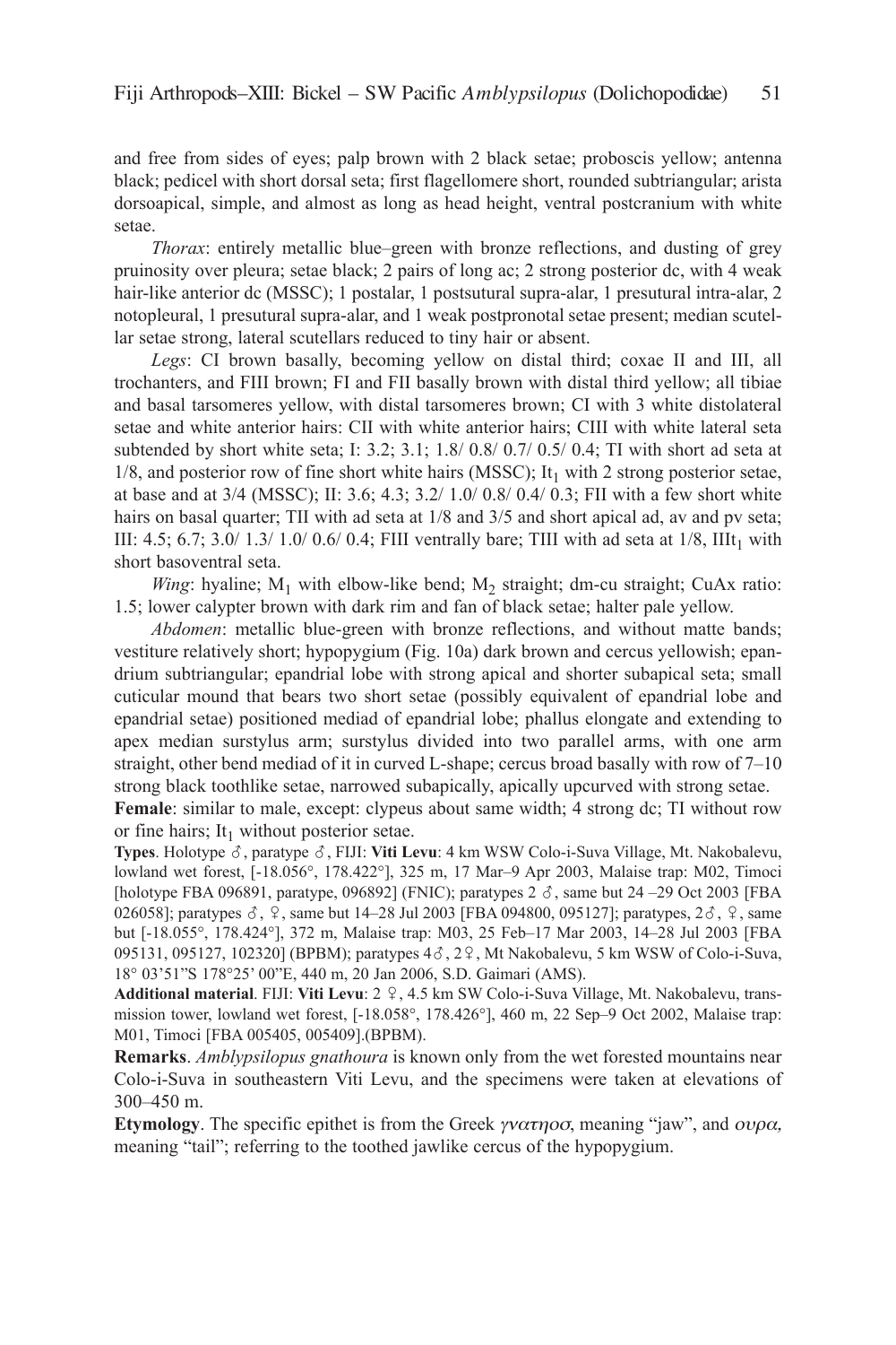and free from sides of eyes; palp brown with 2 black setae; proboscis yellow; antenna black; pedicel with short dorsal seta; first flagellomere short, rounded subtriangular; arista dorsoapical, simple, and almost as long as head height, ventral postcranium with white setae.

*Thorax*: entirely metallic blue–green with bronze reflections, and dusting of grey pruinosity over pleura; setae black; 2 pairs of long ac; 2 strong posterior dc, with 4 weak hair-like anterior dc (MSSC); 1 postalar, 1 postsutural supra-alar, 1 presutural intra-alar, 2 notopleural, 1 presutural supra-alar, and 1 weak postpronotal setae present; median scutellar setae strong, lateral scutellars reduced to tiny hair or absent.

*Legs*: CI brown basally, becoming yellow on distal third; coxae II and III, all trochanters, and FIII brown; FI and FII basally brown with distal third yellow; all tibiae and basal tarsomeres yellow, with distal tarsomeres brown; CI with 3 white distolateral setae and white anterior hairs: CII with white anterior hairs; CIII with white lateral seta subtended by short white seta; I: 3.2; 3.1; 1.8/ 0.8/ 0.7/ 0.5/ 0.4; TI with short ad seta at 1/8, and posterior row of fine short white hairs (MSSC); $It_1$ with 2 strong posterior setae, at base and at 3/4 (MSSC); II: 3.6; 4.3; 3.2/ 1.0/ 0.8/ 0.4/ 0.3; FII with a few short white hairs on basal quarter; TII with ad seta at 1/8 and 3/5 and short apical ad, av and pv seta; III: 4.5; 6.7; 3.0/ 1.3/ 1.0/ 0.6/ 0.4; FIII ventrally bare; TIII with ad seta at 1/8, $IIIt_1$ with short basoventral seta.

*Wing*: hyaline; $M_1$ with elbow-like bend; $M_2$ straight; dm-cu straight; CuAx ratio: 1.5; lower calypter brown with dark rim and fan of black setae; halter pale yellow.

*Abdomen*: metallic blue-green with bronze reflections, and without matte bands; vestiture relatively short; hypopygium (Fig. 10a) dark brown and cercus yellowish; epandrium subtriangular; epandrial lobe with strong apical and shorter subapical seta; small cuticular mound that bears two short setae (possibly equivalent of epandrial lobe and epandrial setae) positioned mediad of epandrial lobe; phallus elongate and extending to apex median surstylus arm; surstylus divided into two parallel arms, with one arm straight, other bend mediad of it in curved L-shape; cercus broad basally with row of 7–10 strong black toothlike setae, narrowed subapically, apically upcurved with strong setae.

**Female**: similar to male, except: clypeus about same width; 4 strong dc; TI without row or fine hairs; $It_1$ without posterior setae.

**Types**. Holotype ♂, paratype ♂, FIJI: **Viti Levu**: 4 km WSW Colo-i-Suva Village, Mt. Nakobalevu, lowland wet forest, [-18.056°, 178.422°], 325 m, 17 Mar–9 Apr 2003, Malaise trap: M02, Timoci [holotype FBA 096891, paratype, 096892] (FNIC); paratypes 2 ♂, same but 24 –29 Oct 2003 [FBA 026058]; paratypes ♂, ♀, same but 14–28 Jul 2003 [FBA 094800, 095127]; paratypes, 2♂, ♀, same but [-18.055°, 178.424°], 372 m, Malaise trap: M03, 25 Feb–17 Mar 2003, 14–28 Jul 2003 [FBA 095131, 095127, 102320] (BPBM); paratypes 4♂, 2♀, Mt Nakobalevu, 5 km WSW of Colo-i-Suva, 18° 03'51"S 178°25' 00"E, 440 m, 20 Jan 2006, S.D. Gaimari (AMS).

**Additional material**. FIJI: **Viti Levu**: 2 ♀, 4.5 km SW Colo-i-Suva Village, Mt. Nakobalevu, transmission tower, lowland wet forest, [-18.058°, 178.426°], 460 m, 22 Sep–9 Oct 2002, Malaise trap: M01, Timoci [FBA 005405, 005409].(BPBM).

**Remarks**. *Amblypsilopus gnathoura* is known only from the wet forested mountains near Colo-i-Suva in southeastern Viti Levu, and the specimens were taken at elevations of 300–450 m.

**Etymology**. The specific epithet is from the Greek *γνατηοσ*, meaning "jaw", and *ουρα*, meaning "tail"; referring to the toothed jawlike cercus of the hypopygium.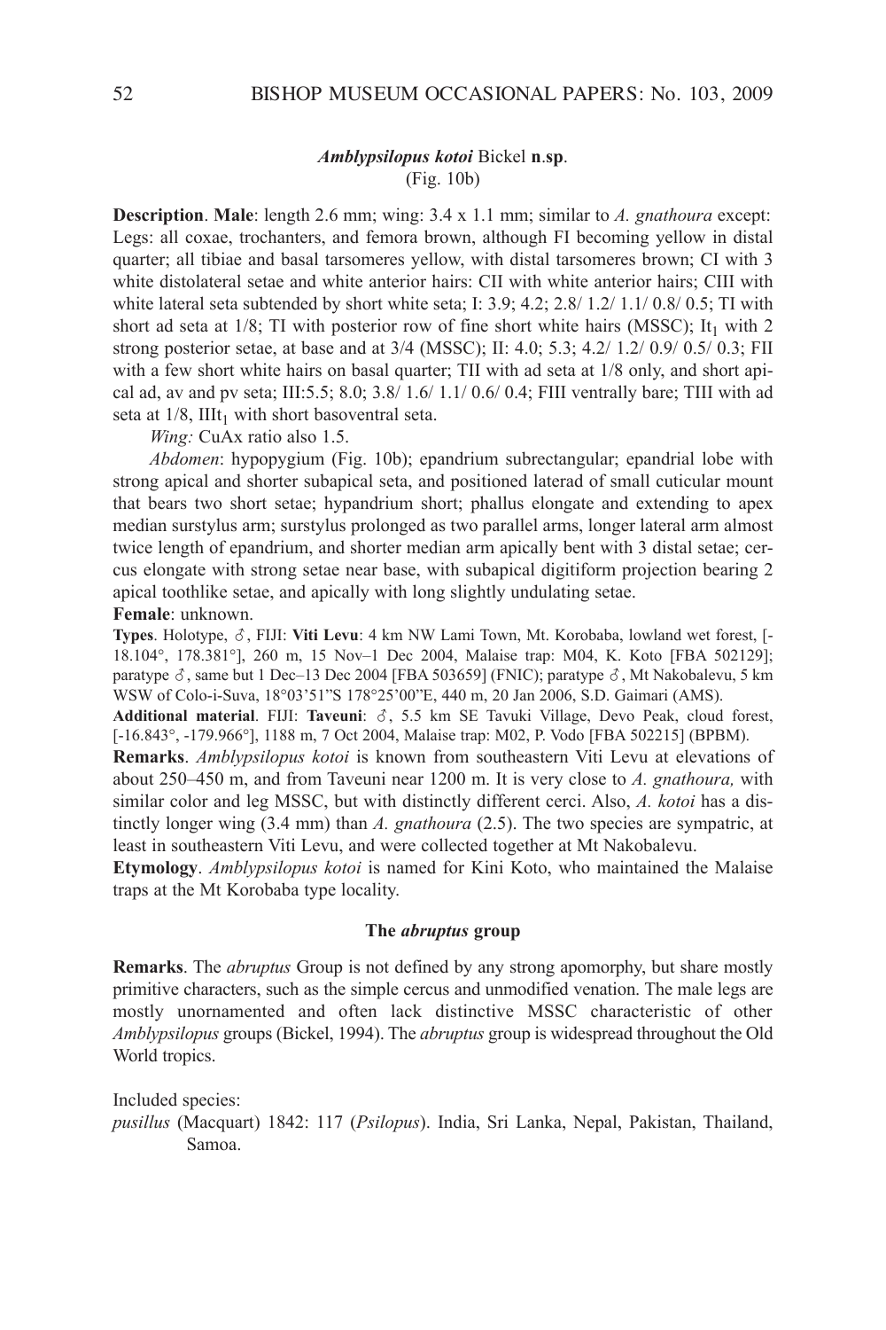### *Amblypsilopus kotoi* Bickel **n.sp.**

(Fig. 10b)

**Description**. **Male**: length 2.6 mm; wing: 3.4 x 1.1 mm; similar to *A. gnathoura* except: Legs: all coxae, trochanters, and femora brown, although FI becoming yellow in distal quarter; all tibiae and basal tarsomeres yellow, with distal tarsomeres brown; CI with 3 white distolateral setae and white anterior hairs: CII with white anterior hairs; CIII with white lateral seta subtended by short white seta; I: 3.9; 4.2; 2.8/ 1.2/ 1.1/ 0.8/ 0.5; TI with short ad seta at 1/8; TI with posterior row of fine short white hairs (MSSC); $It_1$ with 2 strong posterior setae, at base and at 3/4 (MSSC); II: 4.0; 5.3; 4.2/ 1.2/ 0.9/ 0.5/ 0.3; FII with a few short white hairs on basal quarter; TII with ad seta at 1/8 only, and short apical ad, av and pv seta; III:5.5; 8.0; 3.8/ 1.6/ 1.1/ 0.6/ 0.4; FIII ventrally bare; TIII with ad seta at 1/8, $IIIt_1$ with short basoventral seta.

*Wing:* CuAx ratio also 1.5.

*Abdomen*: hypopygium (Fig. 10b); epandrium subrectangular; epandrial lobe with strong apical and shorter subapical seta, and positioned laterad of small cuticular mount that bears two short setae; hypandrium short; phallus elongate and extending to apex median surstylus arm; surstylus prolonged as two parallel arms, longer lateral arm almost twice length of epandrium, and shorter median arm apically bent with 3 distal setae; cercus elongate with strong setae near base, with subapical digitiform projection bearing 2 apical toothlike setae, and apically with long slightly undulating setae.

**Female**: unknown.

**Types**. Holotype, ♂, FIJI: **Viti Levu**: 4 km NW Lami Town, Mt. Korobaba, lowland wet forest, [-18.104°, 178.381°], 260 m, 15 Nov–1 Dec 2004, Malaise trap: M04, K. Koto [FBA 502129]; paratype ♂, same but 1 Dec–13 Dec 2004 [FBA 503659] (FNIC); paratype ♂, Mt Nakobalevu, 5 km WSW of Colo-i-Suva, 18°03'51"S 178°25'00"E, 440 m, 20 Jan 2006, S.D. Gaimari (AMS).

**Additional material**. FIJI: **Taveuni**: ♂, 5.5 km SE Tavuki Village, Devo Peak, cloud forest, [-16.843°, -179.966°], 1188 m, 7 Oct 2004, Malaise trap: M02, P. Vodo [FBA 502215] (BPBM).

**Remarks**. *Amblypsilopus kotoi* is known from southeastern Viti Levu at elevations of about 250–450 m, and from Taveuni near 1200 m. It is very close to *A. gnathoura,* with similar color and leg MSSC, but with distinctly different cerci. Also, *A. kotoi* has a distinctly longer wing (3.4 mm) than *A. gnathoura* (2.5). The two species are sympatric, at least in southeastern Viti Levu, and were collected together at Mt Nakobalevu.

**Etymology**. *Amblypsilopus kotoi* is named for Kini Koto, who maintained the Malaise traps at the Mt Korobaba type locality.

### The *abruptus* group

**Remarks**. The *abruptus* Group is not defined by any strong apomorphy, but share mostly primitive characters, such as the simple cercus and unmodified venation. The male legs are mostly unornamented and often lack distinctive MSSC characteristic of other *Amblypsilopus* groups (Bickel, 1994). The *abruptus* group is widespread throughout the Old World tropics.

Included species:

*pusillus* (Macquart) 1842: 117 (*Psilopus*). India, Sri Lanka, Nepal, Pakistan, Thailand, Samoa.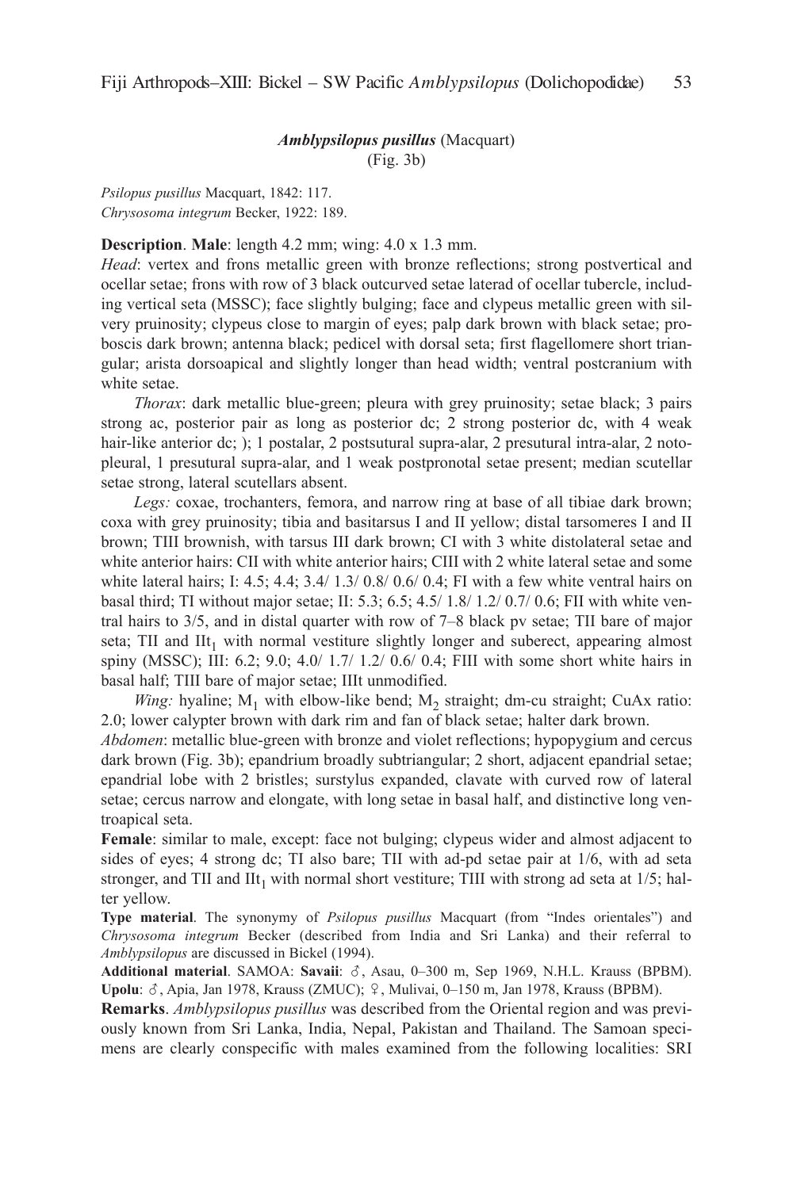### *Amblypsilopus pusillus* (Macquart)
(Fig. 3b)

*Psilopus pusillus* Macquart, 1842: 117.
*Chrysosoma integrum* Becker, 1922: 189.

**Description**. **Male**: length 4.2 mm; wing: 4.0 x 1.3 mm.

*Head*: vertex and frons metallic green with bronze reflections; strong postvertical and ocellar setae; frons with row of 3 black outcurved setae laterad of ocellar tubercle, including vertical seta (MSSC); face slightly bulging; face and clypeus metallic green with silvery pruinosity; clypeus close to margin of eyes; palp dark brown with black setae; proboscis dark brown; antenna black; pedicel with dorsal seta; first flagellomere short triangular; arista dorsoapical and slightly longer than head width; ventral postcranium with white setae.

*Thorax*: dark metallic blue-green; pleura with grey pruinosity; setae black; 3 pairs strong ac, posterior pair as long as posterior dc; 2 strong posterior dc, with 4 weak hair-like anterior dc; ); 1 postalar, 2 postsutural supra-alar, 2 presutural intra-alar, 2 notopleural, 1 presutural supra-alar, and 1 weak postpronotal setae present; median scutellar setae strong, lateral scutellars absent.

*Legs:* coxae, trochanters, femora, and narrow ring at base of all tibiae dark brown; coxa with grey pruinosity; tibia and basitarsus I and II yellow; distal tarsomeres I and II brown; TIII brownish, with tarsus III dark brown; CI with 3 white distolateral setae and white anterior hairs; CIII with 2 white lateral setae and some white lateral hairs; I: 4.5; 4.4; 3.4/ 1.3/ 0.8/ 0.6/ 0.4; FI with a few white ventral hairs on basal third; TI without major setae; II: 5.3; 6.5; 4.5/ 1.8/ 1.2/ 0.7/ 0.6; FII with white ventral hairs to 3/5, and in distal quarter with row of 7–8 black pv setae; TII bare of major seta; TII and $IIt_1$ with normal vestiture slightly longer and suberect, appearing almost spiny (MSSC); III: 6.2; 9.0; 4.0/ 1.7/ 1.2/ 0.6/ 0.4; FIII with some short white hairs in basal half; TIII bare of major setae; IIIt unmodified.

*Wing:* hyaline; $M_1$ with elbow-like bend; $M_2$ straight; dm-cu straight; CuAx ratio: 2.0; lower calypter brown with dark rim and fan of black setae; halter dark brown.

*Abdomen*: metallic blue-green with bronze and violet reflections; hypopygium and cercus dark brown (Fig. 3b); epandrium broadly subtriangular; 2 short, adjacent epandrial setae; epandrial lobe with 2 bristles; surstylus expanded, clavate with curved row of lateral setae; cercus narrow and elongate, with long setae in basal half, and distinctive long ventroapical seta.

**Female**: similar to male, except: face not bulging; clypeus wider and almost adjacent to sides of eyes; 4 strong dc; TI also bare; TII with ad-pd setae pair at 1/6, with ad seta stronger, and TII and $IIt_1$ with normal short vestiture; TIII with strong ad seta at 1/5; halter yellow.

**Type material**. The synonymy of *Psilopus pusillus* Macquart (from "Indes orientales") and *Chrysosoma integrum* Becker (described from India and Sri Lanka) and their referral to *Amblypsilopus* are discussed in Bickel (1994).

**Additional material**. SAMOA: **Savaii**: ♂, Asau, 0–300 m, Sep 1969, N.H.L. Krauss (BPBM). **Upolu**: ♂, Apia, Jan 1978, Krauss (ZMUC); ♀, Mulivai, 0–150 m, Jan 1978, Krauss (BPBM).

**Remarks**. *Amblypsilopus pusillus* was described from the Oriental region and was previously known from Sri Lanka, India, Nepal, Pakistan and Thailand. The Samoan specimens are clearly conspecific with males examined from the following localities: SRI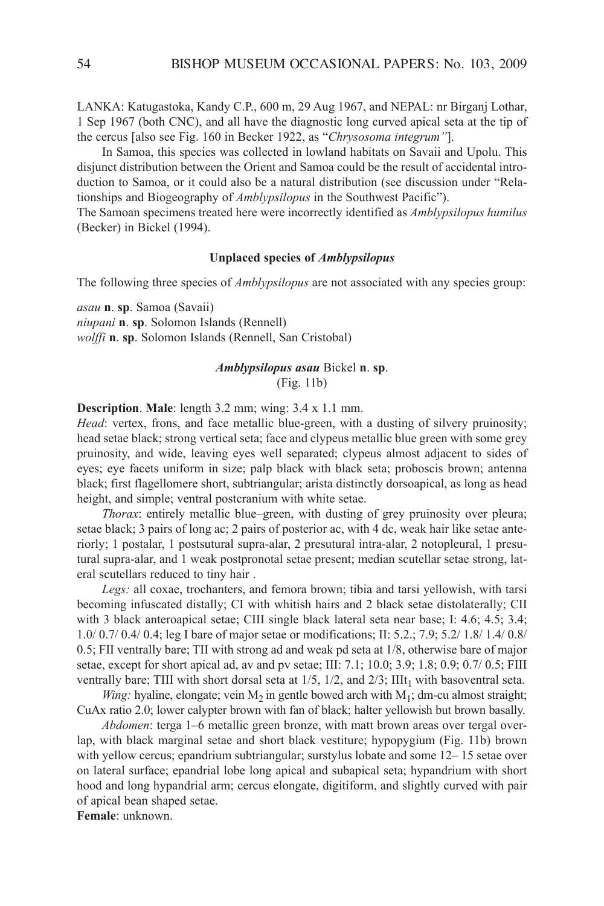LANKA: Katugastoka, Kandy C.P., 600 m, 29 Aug 1967, and NEPAL: nr Birganj Lothar, 1 Sep 1967 (both CNC), and all have the diagnostic long curved apical seta at the tip of the cercus [also see Fig. 160 in Becker 1922, as "*Chrysosoma integrum"*].

In Samoa, this species was collected in lowland habitats on Savaii and Upolu. This disjunct distribution between the Orient and Samoa could be the result of accidental introduction to Samoa, or it could also be a natural distribution (see discussion under "Relationships and Biogeography of *Amblypsilopus* in the Southwest Pacific").

The Samoan specimens treated here were incorrectly identified as *Amblypsilopus humilus* (Becker) in Bickel (1994).

#### Unplaced species of *Amblypsilopus*

The following three species of *Amblypsilopus* are not associated with any species group:

*asau* **n**. **sp**. Samoa (Savaii)
*niupani* **n**. **sp**. Solomon Islands (Rennell)
*wolffi* **n**. **sp**. Solomon Islands (Rennell, San Cristobal)

### *Amblypsilopus asau* Bickel **n**. **sp**.
(Fig. 11b)

**Description**. **Male**: length 3.2 mm; wing: 3.4 x 1.1 mm.

*Head*: vertex, frons, and face metallic blue-green, with a dusting of silvery pruinosity; head setae black; strong vertical seta; face and clypeus metallic blue green with some grey pruinosity, and wide, leaving eyes well separated; clypeus almost adjacent to sides of eyes; eye facets uniform in size; palp black with black seta; proboscis brown; antenna black; first flagellomere short, subtriangular; arista distinctly dorsoapical, as long as head height, and simple; ventral postcranium with white setae.

*Thorax*: entirely metallic blue–green, with dusting of grey pruinosity over pleura; setae black; 3 pairs of long ac; 2 pairs of posterior ac, with 4 dc, weak hair like setae anteriorly; 1 postalar, 1 postsutural supra-alar, 2 presutural intra-alar, 2 notopleural, 1 presutural supra-alar, and 1 weak postpronotal setae present; median scutellar setae strong, lateral scutellars reduced to tiny hair .

*Legs:* all coxae, trochanters, and femora brown; tibia and tarsi yellowish, with tarsi becoming infuscated distally; CI with whitish hairs and 2 black setae distolaterally; CII with 3 black anteroapical setae; CIII single black lateral seta near base; I: 4.6; 4.5; 3.4; 1.0/ 0.7/ 0.4/ 0.4; leg I bare of major setae or modifications; II: 5.2.; 7.9; 5.2/ 1.8/ 1.4/ 0.8/ 0.5; FII ventrally bare; TII with strong ad and weak pd seta at 1/8, otherwise bare of major setae, except for short apical ad, av and pv setae; III: 7.1; 10.0; 3.9; 1.8; 0.9; 0.7/ 0.5; FIII ventrally bare; TIII with short dorsal seta at 1/5, 1/2, and 2/3; $IIIt_1$ with basoventral seta.

*Wing:* hyaline, elongate; vein $M_2$ in gentle bowed arch with $M_1$; dm-cu almost straight; CuAx ratio 2.0; lower calypter brown with fan of black; halter yellowish but brown basally.

*Abdomen*: terga 1–6 metallic green bronze, with matt brown areas over tergal overlap, with black marginal setae and short black vestiture; hypopygium (Fig. 11b) brown with yellow cercus; epandrium subtriangular; surstylus lobate and some 12– 15 setae over on lateral surface; epandrial lobe long apical and subapical seta; hypandrium with short hood and long hypandrial arm; cercus elongate, digitiform, and slightly curved with pair of apical bean shaped setae.

**Female**: unknown.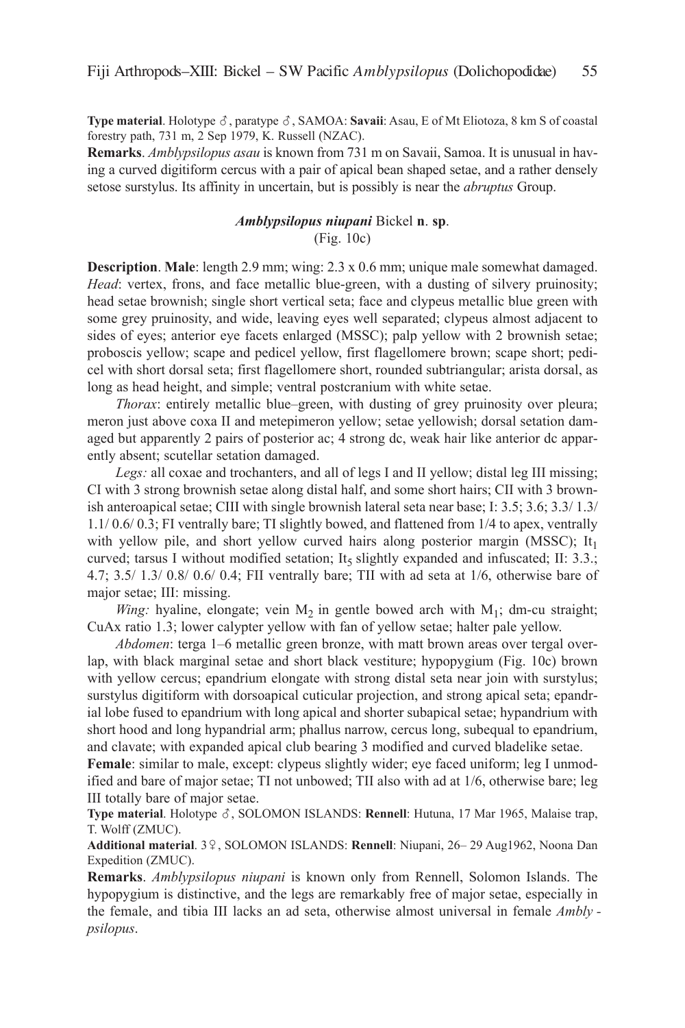**Type material**. Holotype ♂, paratype ♂, SAMOA: **Savaii**: Asau, E of Mt Eliotoza, 8 km S of coastal forestry path, 731 m, 2 Sep 1979, K. Russell (NZAC).

**Remarks**. *Amblypsilopus asau* is known from 731 m on Savaii, Samoa. It is unusual in having a curved digitiform cercus with a pair of apical bean shaped setae, and a rather densely setose surstylus. Its affinity in uncertain, but is possibly is near the *abruptus* Group.

### *Amblypsilopus niupani* Bickel **n**. **sp**.

(Fig. 10c)

**Description**. **Male**: length 2.9 mm; wing: 2.3 x 0.6 mm; unique male somewhat damaged. *Head*: vertex, frons, and face metallic blue-green, with a dusting of silvery pruinosity; head setae brownish; single short vertical seta; face and clypeus metallic blue green with some grey pruinosity, and wide, leaving eyes well separated; clypeus almost adjacent to sides of eyes; anterior eye facets enlarged (MSSC); palp yellow with 2 brownish setae; proboscis yellow; scape and pedicel yellow, first flagellomere brown; scape short; pedicel with short dorsal seta; first flagellomere short, rounded subtriangular; arista dorsal, as long as head height, and simple; ventral postcranium with white setae.

*Thorax*: entirely metallic blue–green, with dusting of grey pruinosity over pleura; meron just above coxa II and metepimeron yellow; setae yellowish; dorsal setation damaged but apparently 2 pairs of posterior ac; 4 strong dc, weak hair like anterior dc apparently absent; scutellar setation damaged.

*Legs:* all coxae and trochanters, and all of legs I and II yellow; distal leg III missing; CI with 3 strong brownish setae along distal half, and some short hairs; CII with 3 brownish anteroapical setae; CIII with single brownish lateral seta near base; I: 3.5; 3.6; 3.3/ 1.3/ 1.1/ 0.6/ 0.3; FI ventrally bare; TI slightly bowed, and flattened from 1/4 to apex, ventrally with yellow pile, and short yellow curved hairs along posterior margin (MSSC); $It_1$ curved; tarsus I without modified setation; $It_5$ slightly expanded and infuscated; II: 3.3.; 4.7; 3.5/ 1.3/ 0.8/ 0.6/ 0.4; FII ventrally bare; TII with ad seta at 1/6, otherwise bare of major setae; III: missing.

*Wing:* hyaline, elongate; vein $M_2$ in gentle bowed arch with $M_1$; dm-cu straight; CuAx ratio 1.3; lower calypter yellow with fan of yellow setae; halter pale yellow.

*Abdomen*: terga 1–6 metallic green bronze, with matt brown areas over tergal overlap, with black marginal setae and short black vestiture; hypopygium (Fig. 10c) brown with yellow cercus; epandrium elongate with strong distal seta near join with surstylus; surstylus digitiform with dorsoapical cuticular projection, and strong apical seta; epandrial lobe fused to epandrium with long apical and shorter subapical setae; hypandrium with short hood and long hypandrial arm; phallus narrow, cercus long, subequal to epandrium, and clavate; with expanded apical club bearing 3 modified and curved bladelike setae.

**Female**: similar to male, except: clypeus slightly wider; eye faced uniform; leg I unmodified and bare of major setae; TI not unbowed; TII also with ad at 1/6, otherwise bare; leg III totally bare of major setae.

**Type material**. Holotype ♂, SOLOMON ISLANDS: **Rennell**: Hutuna, 17 Mar 1965, Malaise trap, T. Wolff (ZMUC).

**Additional material**. 3♀, SOLOMON ISLANDS: **Rennell**: Niupani, 26– 29 Aug1962, Noona Dan Expedition (ZMUC).

**Remarks**. *Amblypsilopus niupani* is known only from Rennell, Solomon Islands. The hypopygium is distinctive, and the legs are remarkably free of major setae, especially in the female, and tibia III lacks an ad seta, otherwise almost universal in female *Amblypsilopus*.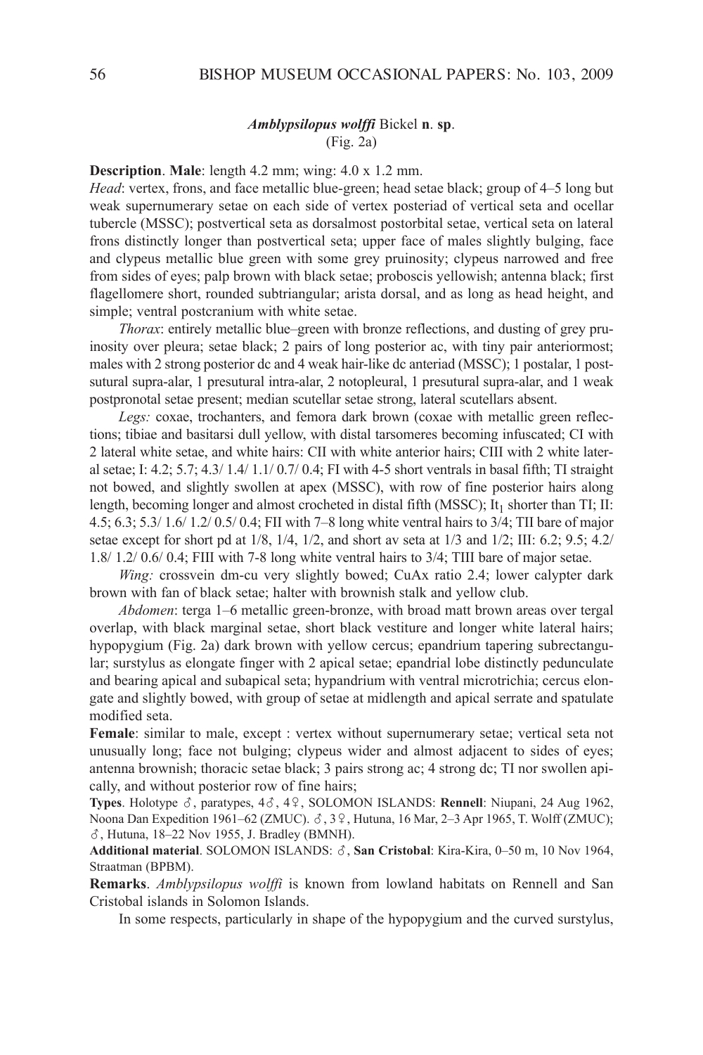### *Amblypsilopus wolffi* Bickel **n**. **sp**.

(Fig. 2a)

**Description**. **Male**: length 4.2 mm; wing: 4.0 x 1.2 mm.

*Head*: vertex, frons, and face metallic blue-green; head setae black; group of 4–5 long but weak supernumerary setae on each side of vertex posteriad of vertical seta and ocellar tubercle (MSSC); postvertical seta as dorsalmost postorbital setae, vertical seta on lateral frons distinctly longer than postvertical seta; upper face of males slightly bulging, face and clypeus metallic blue green with some grey pruinosity; clypeus narrowed and free from sides of eyes; palp brown with black setae; proboscis yellowish; antenna black; first flagellomere short, rounded subtriangular; arista dorsal, and as long as head height, and simple; ventral postcranium with white setae.

*Thorax*: entirely metallic blue–green with bronze reflections, and dusting of grey pruinosity over pleura; setae black; 2 pairs of long posterior ac, with tiny pair anteriormost; males with 2 strong posterior dc and 4 weak hair-like dc anteriad (MSSC); 1 postalar, 1 postsutural supra-alar, 1 presutural intra-alar, 2 notopleural, 1 presutural supra-alar, and 1 weak postpronotal setae present; median scutellar setae strong, lateral scutellars absent.

*Legs:* coxae, trochanters, and femora dark brown (coxae with metallic green reflections; tibiae and basitarsi dull yellow, with distal tarsomeres becoming infuscated; CI with 2 lateral white setae, and white hairs: CII with white anterior hairs; CIII with 2 white lateral setae; I: 4.2; 5.7; 4.3/ 1.4/ 1.1/ 0.7/ 0.4; FI with 4-5 short ventrals in basal fifth; TI straight not bowed, and slightly swollen at apex (MSSC), with row of fine posterior hairs along length, becoming longer and almost crocheted in distal fifth (MSSC); $It_1$ shorter than TI; II: 4.5; 6.3; 5.3/ 1.6/ 1.2/ 0.5/ 0.4; FII with 7–8 long white ventral hairs to 3/4; TII bare of major setae except for short pd at 1/8, 1/4, 1/2, and short av seta at 1/3 and 1/2; III: 6.2; 9.5; 4.2/ 1.8/ 1.2/ 0.6/ 0.4; FIII with 7-8 long white ventral hairs to 3/4; TIII bare of major setae.

*Wing:* crossvein dm-cu very slightly bowed; CuAx ratio 2.4; lower calypter dark brown with fan of black setae; halter with brownish stalk and yellow club.

*Abdomen*: terga 1–6 metallic green-bronze, with broad matt brown areas over tergal overlap, with black marginal setae, short black vestiture and longer white lateral hairs; hypopygium (Fig. 2a) dark brown with yellow cercus; epandrium tapering subrectangular; surstylus as elongate finger with 2 apical setae; epandrial lobe distinctly pedunculate and bearing apical and subapical seta; hypandrium with ventral microtrichia; cercus elongate and slightly bowed, with group of setae at midlength and apical serrate and spatulate modified seta.

**Female**: similar to male, except : vertex without supernumerary setae; vertical seta not unusually long; face not bulging; clypeus wider and almost adjacent to sides of eyes; antenna brownish; thoracic setae black; 3 pairs strong ac; 4 strong dc; TI nor swollen apically, and without posterior row of fine hairs;

**Types**. Holotype ♂, paratypes, 4♂, 4♀, SOLOMON ISLANDS: **Rennell**: Niupani, 24 Aug 1962, Noona Dan Expedition 1961–62 (ZMUC). ♂, 3♀, Hutuna, 16 Mar, 2–3 Apr 1965, T. Wolff (ZMUC); ♂, Hutuna, 18–22 Nov 1955, J. Bradley (BMNH).

**Additional material**. SOLOMON ISLANDS: ♂, **San Cristobal**: Kira-Kira, 0–50 m, 10 Nov 1964, Straatman (BPBM).

**Remarks**. *Amblypsilopus wolffi* is known from lowland habitats on Rennell and San Cristobal islands in Solomon Islands.

In some respects, particularly in shape of the hypopygium and the curved surstylus,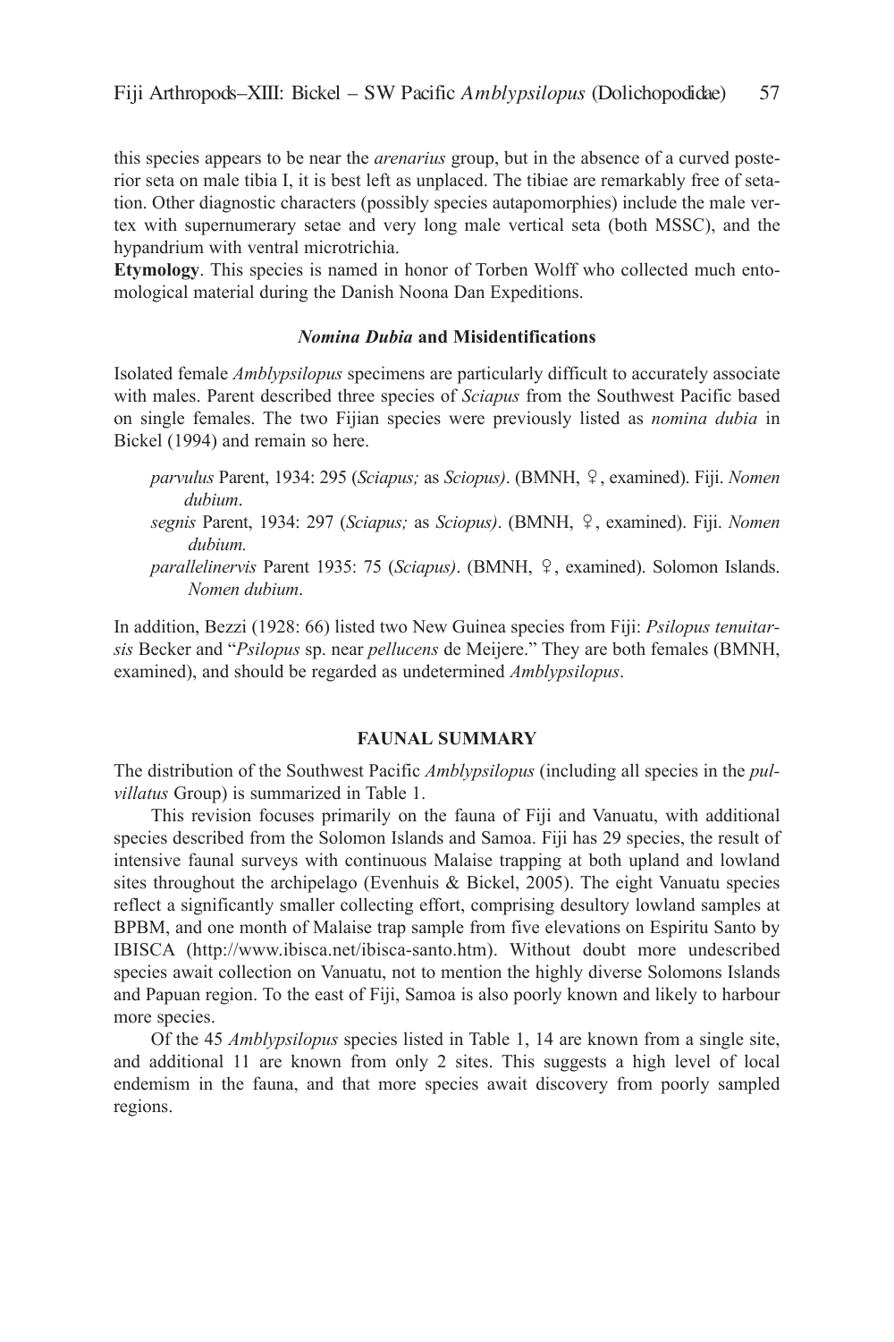this species appears to be near the *arenarius* group, but in the absence of a curved posterior seta on male tibia I, it is best left as unplaced. The tibiae are remarkably free of setation. Other diagnostic characters (possibly species autapomorphies) include the male vertex with supernumerary setae and very long male vertical seta (both MSSC), and the hypandrium with ventral microtrichia.

**Etymology**. This species is named in honor of Torben Wolff who collected much entomological material during the Danish Noona Dan Expeditions.

### *Nomina Dubia* and Misidentifications

Isolated female *Amblypsilopus* specimens are particularly difficult to accurately associate with males. Parent described three species of *Sciapus* from the Southwest Pacific based on single females. The two Fijian species were previously listed as *nomina dubia* in Bickel (1994) and remain so here.

*parvulus* Parent, 1934: 295 (*Sciapus;* as *Sciopus)*. (BMNH, ♀, examined). Fiji. *Nomen dubium*.

*segnis* Parent, 1934: 297 (*Sciapus;* as *Sciopus)*. (BMNH, ♀, examined). Fiji. *Nomen dubium.*

*parallelinervis* Parent 1935: 75 (*Sciapus)*. (BMNH, ♀, examined). Solomon Islands. *Nomen dubium*.

In addition, Bezzi (1928: 66) listed two New Guinea species from Fiji: *Psilopus tenuitarsis* Becker and "*Psilopus* sp. near *pellucens* de Meijere." They are both females (BMNH, examined), and should be regarded as undetermined *Amblypsilopus*.

## FAUNAL SUMMARY

The distribution of the Southwest Pacific *Amblypsilopus* (including all species in the *pulvillatus* Group) is summarized in Table 1.

This revision focuses primarily on the fauna of Fiji and Vanuatu, with additional species described from the Solomon Islands and Samoa. Fiji has 29 species, the result of intensive faunal surveys with continuous Malaise trapping at both upland and lowland sites throughout the archipelago (Evenhuis & Bickel, 2005). The eight Vanuatu species reflect a significantly smaller collecting effort, comprising desultory lowland samples at BPBM, and one month of Malaise trap sample from five elevations on Espiritu Santo by IBISCA (http://www.ibisca.net/ibisca-santo.htm). Without doubt more undescribed species await collection on Vanuatu, not to mention the highly diverse Solomons Islands and Papuan region. To the east of Fiji, Samoa is also poorly known and likely to harbour more species.

Of the 45 *Amblypsilopus* species listed in Table 1, 14 are known from a single site, and additional 11 are known from only 2 sites. This suggests a high level of local endemism in the fauna, and that more species await discovery from poorly sampled regions.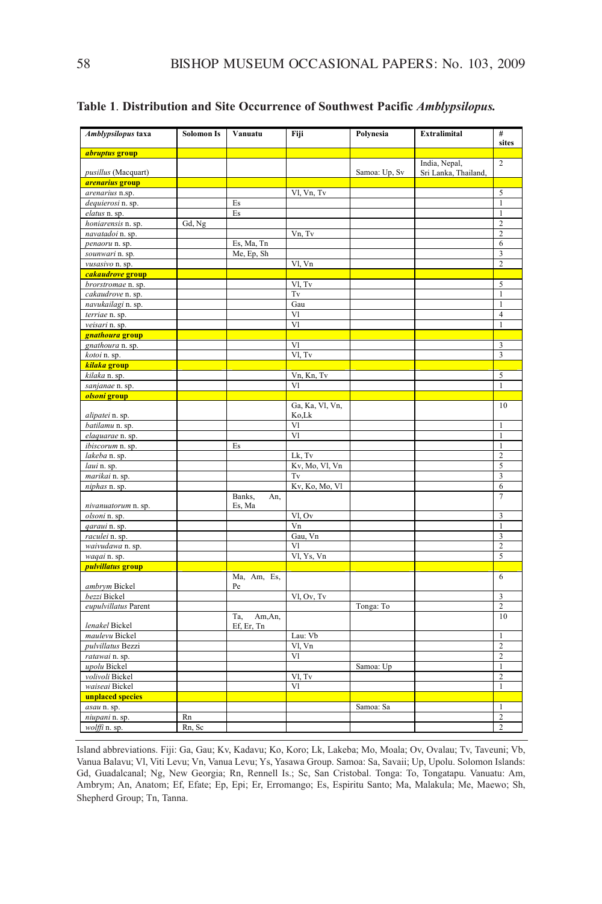**Table 1**. **Distribution and Site Occurrence of Southwest Pacific** ***Amblypsilopus.***

| *Amblypsilopus* taxa | Solomon Is | Vanuatu | Fiji | Polynesia | Extralimital | # sites |
|---|---|---|---|---|---|---|
| ***abruptus* group** | | | | | | |
| *pusillus* (Macquart) | | | | Samoa: Up, Sv | India, Nepal, Sri Lanka, Thailand, | 2 |
| ***arenarius* group** | | | | | | |
| *arenarius* n.sp. | | | Vl, Vn, Tv | | | 5 |
| *dequierosi* n. sp. | | Es | | | | 1 |
| *elatus* n. sp. | | Es | | | | 1 |
| *honiarensis* n. sp. | Gd, Ng | | | | | 2 |
| *navatadoi* n. sp. | | | Vn, Tv | | | 2 |
| *penaoru* n. sp. | | Es, Ma, Tn | | | | 6 |
| *sounwari* n. sp. | | Me, Ep, Sh | | | | 3 |
| *vusasivo* n. sp. | | | Vl, Vn | | | 2 |
| ***cakaudrove* group** | | | | | | |
| *brorstromae* n. sp. | | | Vl, Tv | | | 5 |
| *cakaudrove* n. sp. | | | Tv | | | 1 |
| *navukailagi* n. sp. | | | Gau | | | 1 |
| *terriae* n. sp. | | | Vl | | | 4 |
| *veisari* n. sp. | | | Vl | | | 1 |
| ***gnathoura* group** | | | | | | |
| *gnathoura* n. sp. | | | Vl | | | 3 |
| *kotoi* n. sp. | | | Vl, Tv | | | 3 |
| ***kilaka* group** | | | | | | |
| *kilaka* n. sp. | | | Vn, Kn, Tv | | | 5 |
| *sanjanae* n. sp. | | | Vl | | | 1 |
| ***olsoni* group** | | | | | | |
| *alipatei* n. sp. | | | Ga, Ka, Vl, Vn, Ko,Lk | | | 10 |
| *batilamu* n. sp. | | | Vl | | | 1 |
| *elaquarae* n. sp. | | | Vl | | | 1 |
| *ibiscorum* n. sp. | | Es | | | | 1 |
| *lakeba* n. sp. | | | Lk, Tv | | | 2 |
| *laui* n. sp. | | | Kv, Mo, Vl, Vn | | | 5 |
| *marikai* n. sp. | | | Tv | | | 3 |
| *niphas* n. sp. | | | Kv, Ko, Mo, Vl | | | 6 |
| *nivanuatorum* n. sp. | | Banks, An, Es, Ma | | | | 7 |
| *olsoni* n. sp. | | | Vl, Ov | | | 3 |
| *qaraui* n. sp. | | | Vn | | | 1 |
| *raculei* n. sp. | | | Gau, Vn | | | 3 |
| *waivudawa* n. sp. | | | Vl | | | 2 |
| *waqai* n. sp. | | | Vl, Ys, Vn | | | 5 |
| ***pulvillatus* group** | | | | | | |
| *ambrym* Bickel | | Ma, Am, Es, Pe | | | | 6 |
| *bezzi* Bickel | | | Vl, Ov, Tv | | | 3 |
| *eupulvillatus* Parent | | | | Tonga: To | | 2 |
| *lenakel* Bickel | | Ta, Am,An, Ef, Er, Tn | | | | 10 |
| *maulevu* Bickel | | | Lau: Vb | | | 1 |
| *pulvillatus* Bezzi | | | Vl, Vn | | | 2 |
| *ratawai* n. sp. | | | Vl | | | 2 |
| *upolu* Bickel | | | | Samoa: Up | | 1 |
| *volivoli* Bickel | | | Vl, Tv | | | 2 |
| *waiseai* Bickel | | | Vl | | | 1 |
| **unplaced species** | | | | | | |
| *asau* n. sp. | | | | Samoa: Sa | | 1 |
| *niupani* n. sp. | Rn | | | | | 2 |
| *wolffi* n. sp. | Rn, Sc | | | | | 2 |

Island abbreviations. Fiji: Ga, Gau; Kv, Kadavu; Ko, Koro; Lk, Lakeba; Mo, Moala; Ov, Ovalau; Tv, Taveuni; Vb, Vanua Balavu; Vl, Viti Levu; Vn, Vanua Levu; Ys, Yasawa Group. Samoa: Sa, Savaii; Up, Upolu. Solomon Islands: Gd, Guadalcanal; Ng, New Georgia; Rn, Rennell Is.; Sc, San Cristobal. Tonga: To, Tongatapu. Vanuatu: Am, Ambrym; An, Anatom; Ef, Efate; Ep, Epi; Er, Erromango; Es, Espiritu Santo; Ma, Malakula; Me, Maewo; Sh, Shepherd Group; Tn, Tanna.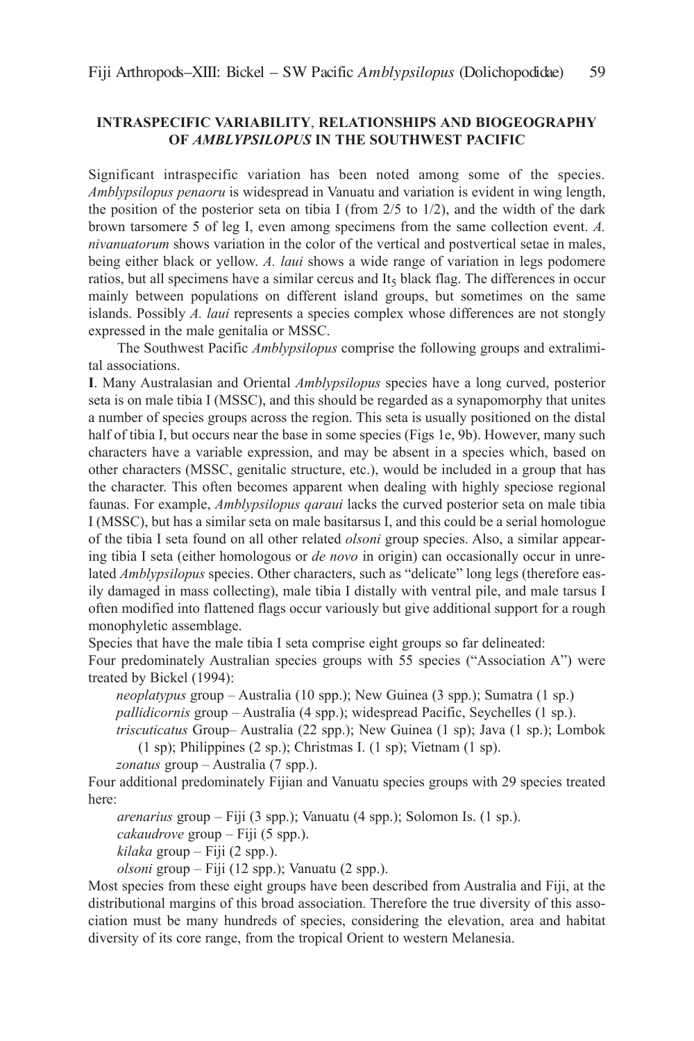## INTRASPECIFIC VARIABILITY, RELATIONSHIPS AND BIOGEOGRAPHY OF *AMBLYPSILOPUS* IN THE SOUTHWEST PACIFIC

Significant intraspecific variation has been noted among some of the species. *Amblypsilopus penaoru* is widespread in Vanuatu and variation is evident in wing length, the position of the posterior seta on tibia I (from 2/5 to 1/2), and the width of the dark brown tarsomere 5 of leg I, even among specimens from the same collection event. *A. nivanuatorum* shows variation in the color of the vertical and postvertical setae in males, being either black or yellow. *A. laui* shows a wide range of variation in legs podomere ratios, but all specimens have a similar cercus and $It_5$ black flag. The differences in occur mainly between populations on different island groups, but sometimes on the same islands. Possibly *A. laui* represents a species complex whose differences are not stongly expressed in the male genitalia or MSSC.

The Southwest Pacific *Amblypsilopus* comprise the following groups and extralimital associations.

**I**. Many Australasian and Oriental *Amblypsilopus* species have a long curved, posterior seta is on male tibia I (MSSC), and this should be regarded as a synapomorphy that unites a number of species groups across the region. This seta is usually positioned on the distal half of tibia I, but occurs near the base in some species (Figs 1e, 9b). However, many such characters have a variable expression, and may be absent in a species which, based on other characters (MSSC, genitalic structure, etc.), would be included in a group that has the character. This often becomes apparent when dealing with highly speciose regional faunas. For example, *Amblypsilopus qaraui* lacks the curved posterior seta on male tibia I (MSSC), but has a similar seta on male basitarsus I, and this could be a serial homologue of the tibia I seta found on all other related *olsoni* group species. Also, a similar appearing tibia I seta (either homologous or *de novo* in origin) can occasionally occur in unrelated *Amblypsilopus* species. Other characters, such as "delicate" long legs (therefore easily damaged in mass collecting), male tibia I distally with ventral pile, and male tarsus I often modified into flattened flags occur variously but give additional support for a rough monophyletic assemblage.

Species that have the male tibia I seta comprise eight groups so far delineated:

Four predominately Australian species groups with 55 species ("Association A") were treated by Bickel (1994):

- *neoplatypus* group – Australia (10 spp.); New Guinea (3 spp.); Sumatra (1 sp.)
- *pallidicornis* group – Australia (4 spp.); widespread Pacific, Seychelles (1 sp.).
- *triscuticatus* Group– Australia (22 spp.); New Guinea (1 sp); Java (1 sp.); Lombok (1 sp); Philippines (2 sp.); Christmas I. (1 sp); Vietnam (1 sp).
- *zonatus* group – Australia (7 spp.).

Four additional predominately Fijian and Vanuatu species groups with 29 species treated here:

- *arenarius* group – Fiji (3 spp.); Vanuatu (4 spp.); Solomon Is. (1 sp.).
- *cakaudrove* group – Fiji (5 spp.).
- *kilaka* group – Fiji (2 spp.).
- *olsoni* group – Fiji (12 spp.); Vanuatu (2 spp.).

Most species from these eight groups have been described from Australia and Fiji, at the distributional margins of this broad association. Therefore the true diversity of this association must be many hundreds of species, considering the elevation, area and habitat diversity of its core range, from the tropical Orient to western Melanesia.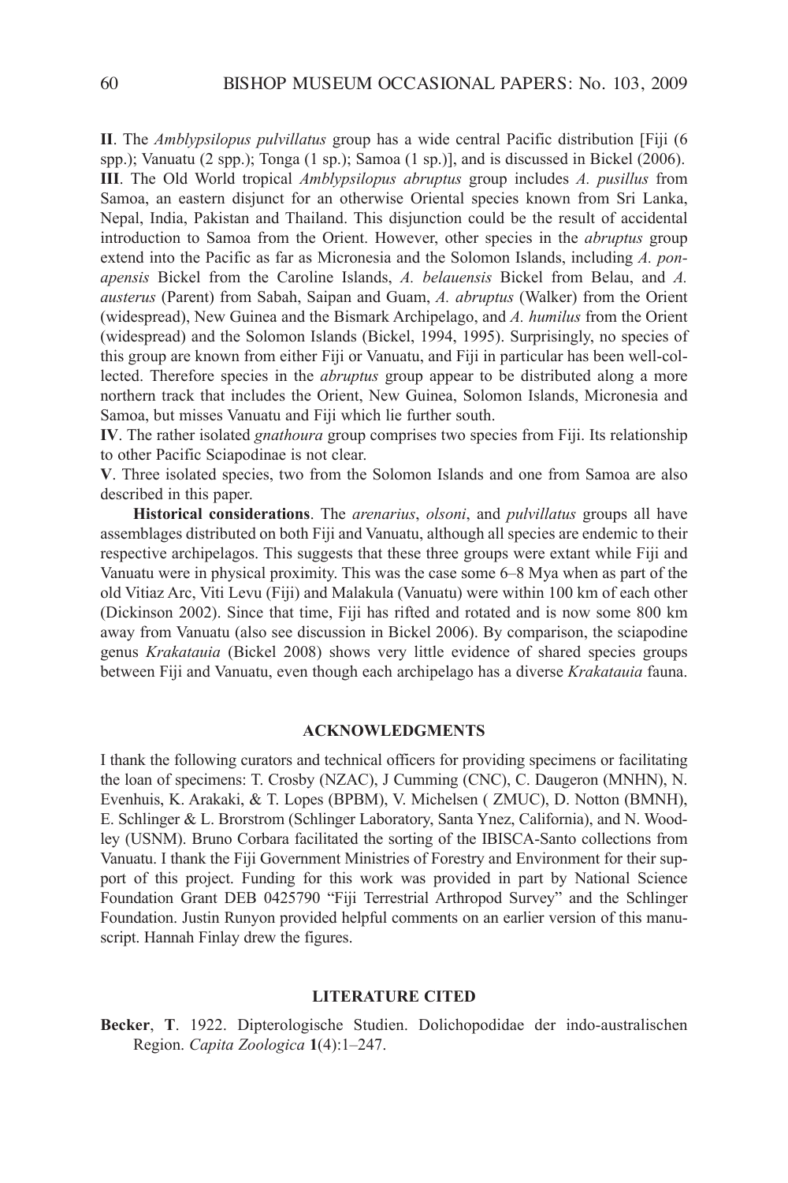**II**. The *Amblypsilopus pulvillatus* group has a wide central Pacific distribution [Fiji (6 spp.); Vanuatu (2 spp.); Tonga (1 sp.); Samoa (1 sp.)], and is discussed in Bickel (2006).

**III**. The Old World tropical *Amblypsilopus abruptus* group includes *A. pusillus* from Samoa, an eastern disjunct for an otherwise Oriental species known from Sri Lanka, Nepal, India, Pakistan and Thailand. This disjunction could be the result of accidental introduction to Samoa from the Orient. However, other species in the *abruptus* group extend into the Pacific as far as Micronesia and the Solomon Islands, including *A. ponapensis* Bickel from the Caroline Islands, *A. belauensis* Bickel from Belau, and *A. austerus* (Parent) from Sabah, Saipan and Guam, *A. abruptus* (Walker) from the Orient (widespread), New Guinea and the Bismark Archipelago, and *A. humilus* from the Orient (widespread) and the Solomon Islands (Bickel, 1994, 1995). Surprisingly, no species of this group are known from either Fiji or Vanuatu, and Fiji in particular has been well-collected. Therefore species in the *abruptus* group appear to be distributed along a more northern track that includes the Orient, New Guinea, Solomon Islands, Micronesia and Samoa, but misses Vanuatu and Fiji which lie further south.

**IV**. The rather isolated *gnathoura* group comprises two species from Fiji. Its relationship to other Pacific Sciapodinae is not clear.

**V**. Three isolated species, two from the Solomon Islands and one from Samoa are also described in this paper.

**Historical considerations**. The *arenarius*, *olsoni*, and *pulvillatus* groups all have assemblages distributed on both Fiji and Vanuatu, although all species are endemic to their respective archipelagos. This suggests that these three groups were extant while Fiji and Vanuatu were in physical proximity. This was the case some 6–8 Mya when as part of the old Vitiaz Arc, Viti Levu (Fiji) and Malakula (Vanuatu) were within 100 km of each other (Dickinson 2002). Since that time, Fiji has rifted and rotated and is now some 800 km away from Vanuatu (also see discussion in Bickel 2006). By comparison, the sciapodine genus *Krakatauia* (Bickel 2008) shows very little evidence of shared species groups between Fiji and Vanuatu, even though each archipelago has a diverse *Krakatauia* fauna.

## ACKNOWLEDGMENTS

I thank the following curators and technical officers for providing specimens or facilitating the loan of specimens: T. Crosby (NZAC), J Cumming (CNC), C. Daugeron (MNHN), N. Evenhuis, K. Arakaki, & T. Lopes (BPBM), V. Michelsen ( ZMUC), D. Notton (BMNH), E. Schlinger & L. Brorstrom (Schlinger Laboratory, Santa Ynez, California), and N. Woodley (USNM). Bruno Corbara facilitated the sorting of the IBISCA-Santo collections from Vanuatu. I thank the Fiji Government Ministries of Forestry and Environment for their support of this project. Funding for this work was provided in part by National Science Foundation Grant DEB 0425790 "Fiji Terrestrial Arthropod Survey" and the Schlinger Foundation. Justin Runyon provided helpful comments on an earlier version of this manuscript. Hannah Finlay drew the figures.

## LITERATURE CITED

**Becker**, **T**. 1922. Dipterologische Studien. Dolichopodidae der indo-australischen Region. *Capita Zoologica* **1**(4):1–247.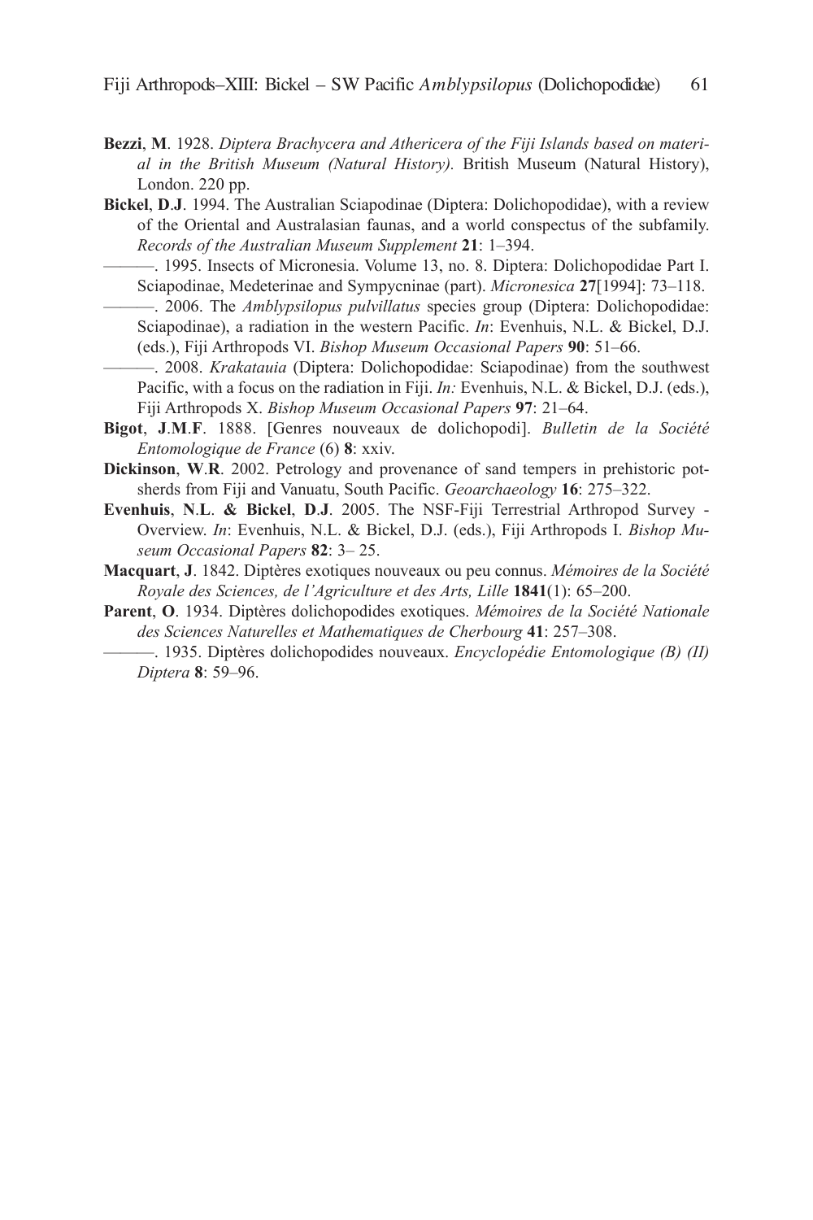**Bezzi**, **M**. 1928. *Diptera Brachycera and Athericera of the Fiji Islands based on material in the British Museum (Natural History).* British Museum (Natural History), London. 220 pp.

**Bickel**, **D**.**J**. 1994. The Australian Sciapodinae (Diptera: Dolichopodidae), with a review of the Oriental and Australasian faunas, and a world conspectus of the subfamily. *Records of the Australian Museum Supplement* **21**: 1–394.

———. 1995. Insects of Micronesia. Volume 13, no. 8. Diptera: Dolichopodidae Part I. Sciapodinae, Medeterinae and Sympycninae (part). *Micronesica* **27**[1994]: 73–118.

———. 2006. The *Amblypsilopus pulvillatus* species group (Diptera: Dolichopodidae: Sciapodinae), a radiation in the western Pacific. *In*: Evenhuis, N.L. & Bickel, D.J. (eds.), Fiji Arthropods VI. *Bishop Museum Occasional Papers* **90**: 51–66.

———. 2008. *Krakatauia* (Diptera: Dolichopodidae: Sciapodinae) from the southwest Pacific, with a focus on the radiation in Fiji. *In:* Evenhuis, N.L. & Bickel, D.J. (eds.), Fiji Arthropods X. *Bishop Museum Occasional Papers* **97**: 21–64.

**Bigot**, **J**.**M**.**F**. 1888. [Genres nouveaux de dolichopodi]. *Bulletin de la Société Entomologique de France* (6) **8**: xxiv.

**Dickinson**, **W**.**R**. 2002. Petrology and provenance of sand tempers in prehistoric potsherds from Fiji and Vanuatu, South Pacific. *Geoarchaeology* **16**: 275–322.

**Evenhuis**, **N**.**L**. **& Bickel**, **D**.**J**. 2005. The NSF-Fiji Terrestrial Arthropod Survey - Overview. *In*: Evenhuis, N.L. & Bickel, D.J. (eds.), Fiji Arthropods I. *Bishop Museum Occasional Papers* **82**: 3– 25.

**Macquart**, **J**. 1842. Diptères exotiques nouveaux ou peu connus. *Mémoires de la Société Royale des Sciences, de l'Agriculture et des Arts, Lille* **1841**(1): 65–200.

**Parent**, **O**. 1934. Diptères dolichopodides exotiques. *Mémoires de la Société Nationale des Sciences Naturelles et Mathematiques de Cherbourg* **41**: 257–308.

———. 1935. Diptères dolichopodides nouveaux. *Encyclopédie Entomologique (B) (II) Diptera* **8**: 59–96.